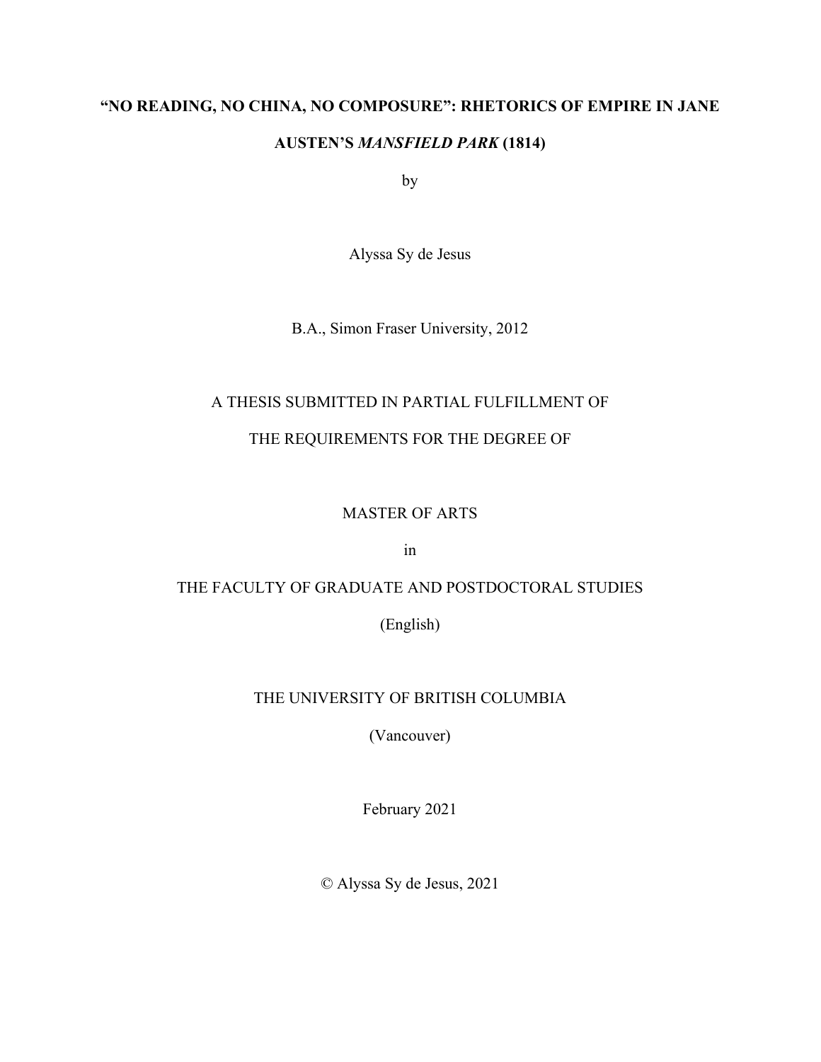# "NO READING, NO CHINA, NO COMPOSURE": RHETORICS OF EMPIRE IN JANE AUSTEN'S *MANSFIELD PARK* (1814)

by

Alyssa Sy de Jesus

B.A., Simon Fraser University, 2012

A THESIS SUBMITTED IN PARTIAL FULFILLMENT OF

THE REQUIREMENTS FOR THE DEGREE OF

MASTER OF ARTS

in

THE FACULTY OF GRADUATE AND POSTDOCTORAL STUDIES

(English)

THE UNIVERSITY OF BRITISH COLUMBIA

(Vancouver)

February 2021

© Alyssa Sy de Jesus, 2021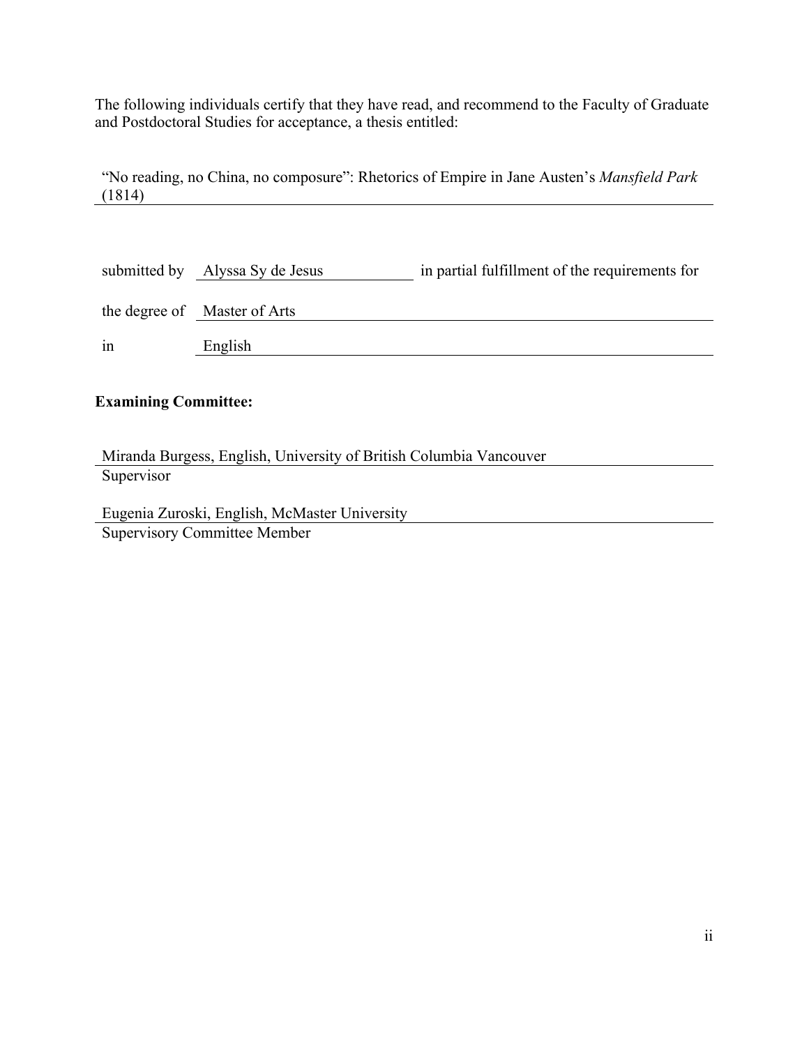The following individuals certify that they have read, and recommend to the Faculty of Graduate and Postdoctoral Studies for acceptance, a thesis entitled:

"No reading, no China, no composure": Rhetorics of Empire in Jane Austen's *Mansfield Park* (1814)

submitted by Alyssa Sy de Jesus in partial fulfillment of the requirements for

the degree of Master of Arts

in English

**Examining Committee:**

Miranda Burgess, English, University of British Columbia Vancouver
Supervisor

Eugenia Zuroski, English, McMaster University
Supervisory Committee Member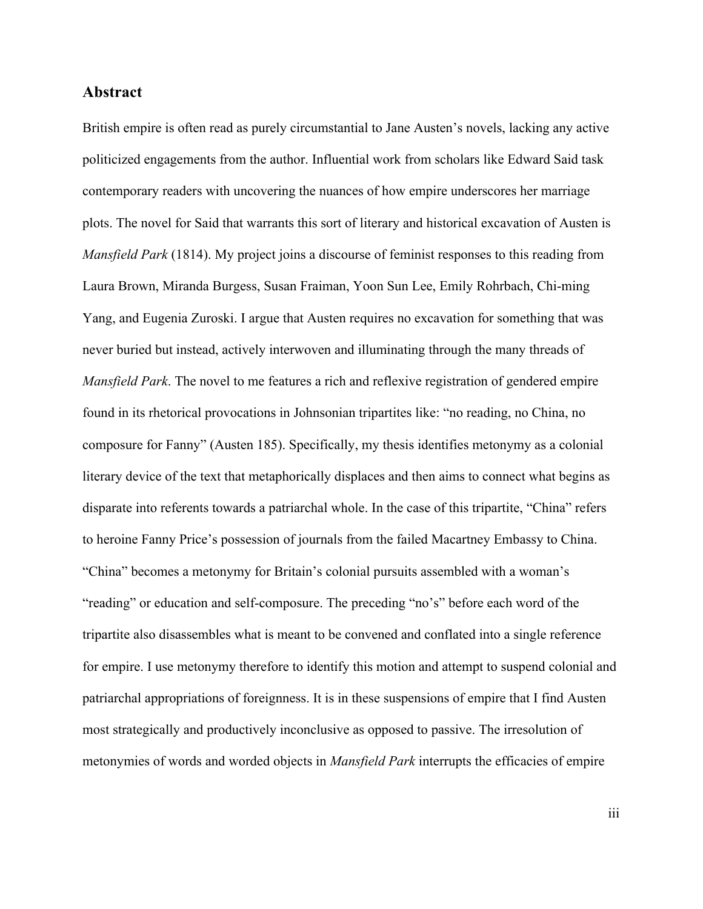## Abstract

British empire is often read as purely circumstantial to Jane Austen's novels, lacking any active politicized engagements from the author. Influential work from scholars like Edward Said task contemporary readers with uncovering the nuances of how empire underscores her marriage plots. The novel for Said that warrants this sort of literary and historical excavation of Austen is *Mansfield Park* (1814). My project joins a discourse of feminist responses to this reading from Laura Brown, Miranda Burgess, Susan Fraiman, Yoon Sun Lee, Emily Rohrbach, Chi-ming Yang, and Eugenia Zuroski. I argue that Austen requires no excavation for something that was never buried but instead, actively interwoven and illuminating through the many threads of *Mansfield Park*. The novel to me features a rich and reflexive registration of gendered empire found in its rhetorical provocations in Johnsonian tripartites like: "no reading, no China, no composure for Fanny" (Austen 185). Specifically, my thesis identifies metonymy as a colonial literary device of the text that metaphorically displaces and then aims to connect what begins as disparate into referents towards a patriarchal whole. In the case of this tripartite, "China" refers to heroine Fanny Price's possession of journals from the failed Macartney Embassy to China. "China" becomes a metonymy for Britain's colonial pursuits assembled with a woman's "reading" or education and self-composure. The preceding "no's" before each word of the tripartite also disassembles what is meant to be convened and conflated into a single reference for empire. I use metonymy therefore to identify this motion and attempt to suspend colonial and patriarchal appropriations of foreignness. It is in these suspensions of empire that I find Austen most strategically and productively inconclusive as opposed to passive. The irresolution of metonymies of words and worded objects in *Mansfield Park* interrupts the efficacies of empire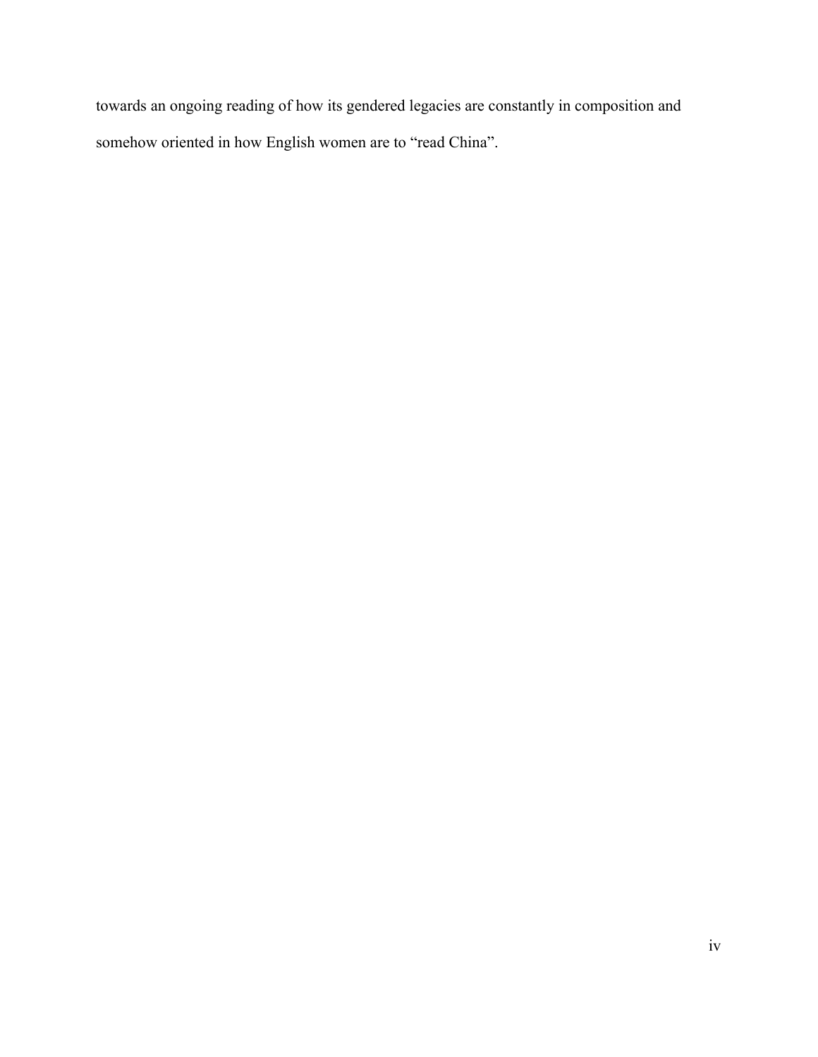towards an ongoing reading of how its gendered legacies are constantly in composition and somehow oriented in how English women are to "read China".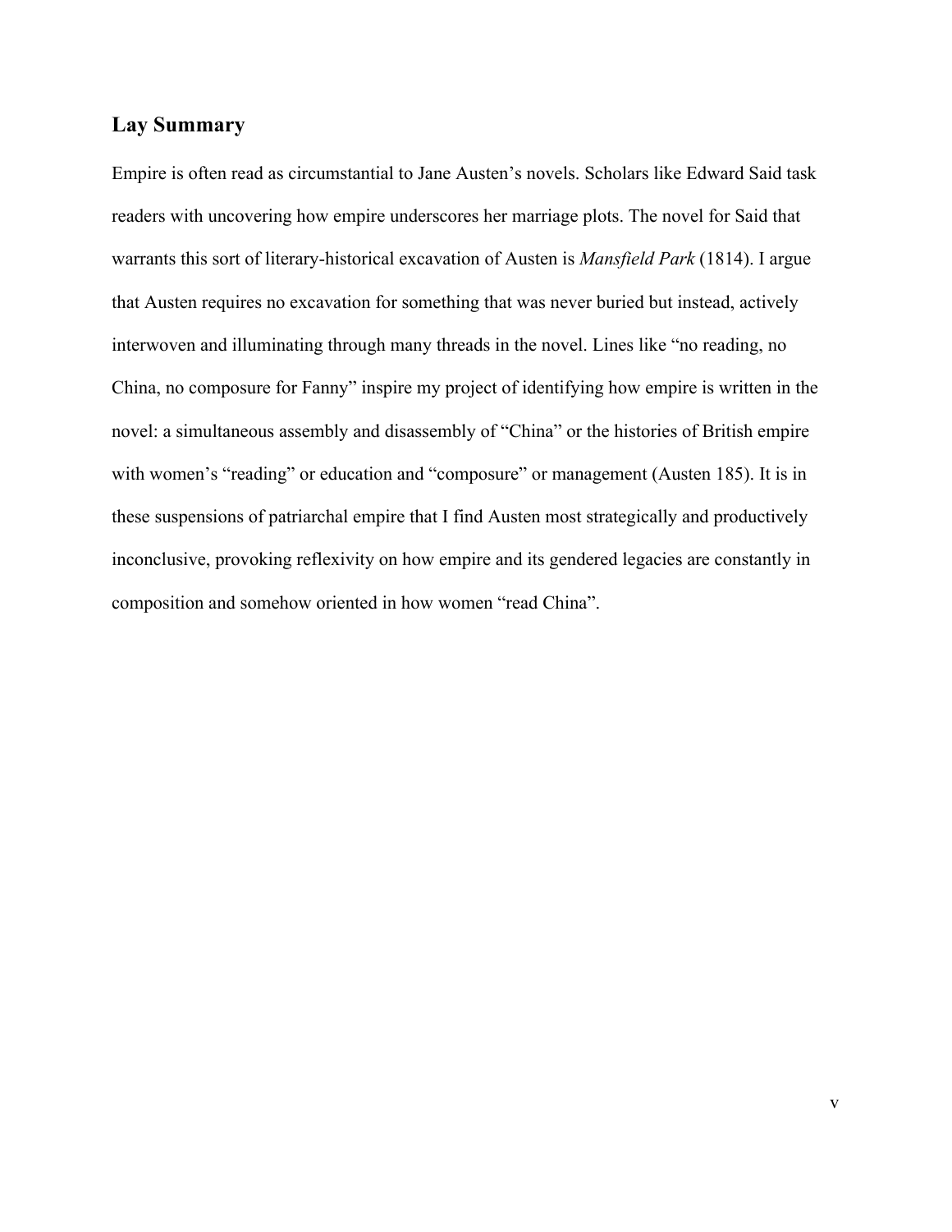## Lay Summary

Empire is often read as circumstantial to Jane Austen's novels. Scholars like Edward Said task readers with uncovering how empire underscores her marriage plots. The novel for Said that warrants this sort of literary-historical excavation of Austen is *Mansfield Park* (1814). I argue that Austen requires no excavation for something that was never buried but instead, actively interwoven and illuminating through many threads in the novel. Lines like "no reading, no China, no composure for Fanny" inspire my project of identifying how empire is written in the novel: a simultaneous assembly and disassembly of "China" or the histories of British empire with women's "reading" or education and "composure" or management (Austen 185). It is in these suspensions of patriarchal empire that I find Austen most strategically and productively inconclusive, provoking reflexivity on how empire and its gendered legacies are constantly in composition and somehow oriented in how women "read China".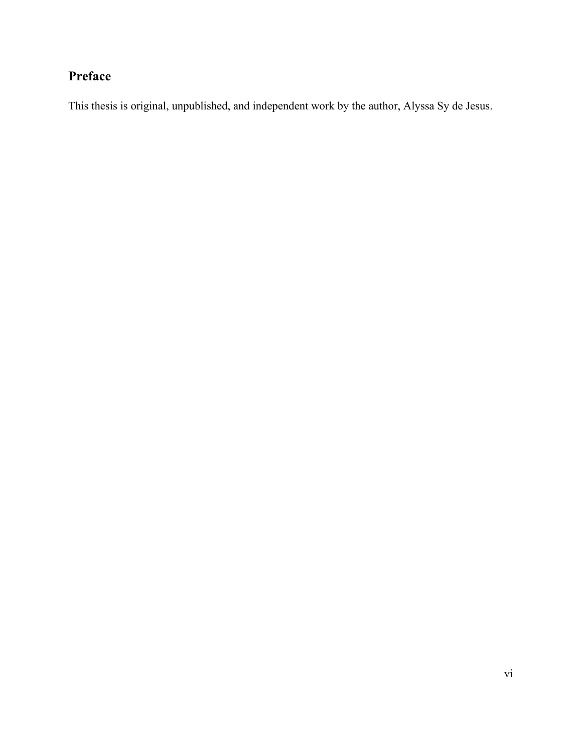## Preface

This thesis is original, unpublished, and independent work by the author, Alyssa Sy de Jesus.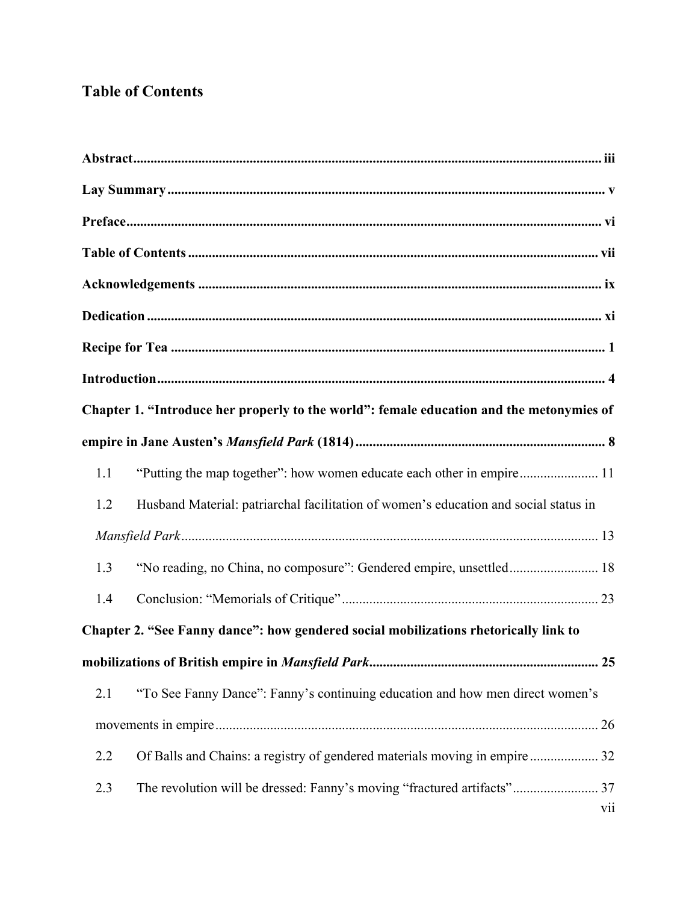# Table of Contents

**Abstract** .......... iii

**Lay Summary** .......... v

**Preface** .......... vi

**Table of Contents** .......... vii

**Acknowledgements** .......... ix

**Dedication** .......... xi

**Recipe for Tea** .......... 1

**Introduction** .......... 4

**Chapter 1. "Introduce her properly to the world": female education and the metonymies of empire in Jane Austen's *Mansfield Park* (1814)** .......... 8

- 1.1 "Putting the map together": how women educate each other in empire .......... 11
- 1.2 Husband Material: patriarchal facilitation of women's education and social status in *Mansfield Park* .......... 13
- 1.3 "No reading, no China, no composure": Gendered empire, unsettled .......... 18
- 1.4 Conclusion: "Memorials of Critique" .......... 23

**Chapter 2. "See Fanny dance": how gendered social mobilizations rhetorically link to mobilizations of British empire in *Mansfield Park*** .......... 25

- 2.1 "To See Fanny Dance": Fanny's continuing education and how men direct women's movements in empire .......... 26
- 2.2 Of Balls and Chains: a registry of gendered materials moving in empire .......... 32
- 2.3 The revolution will be dressed: Fanny's moving "fractured artifacts" .......... 37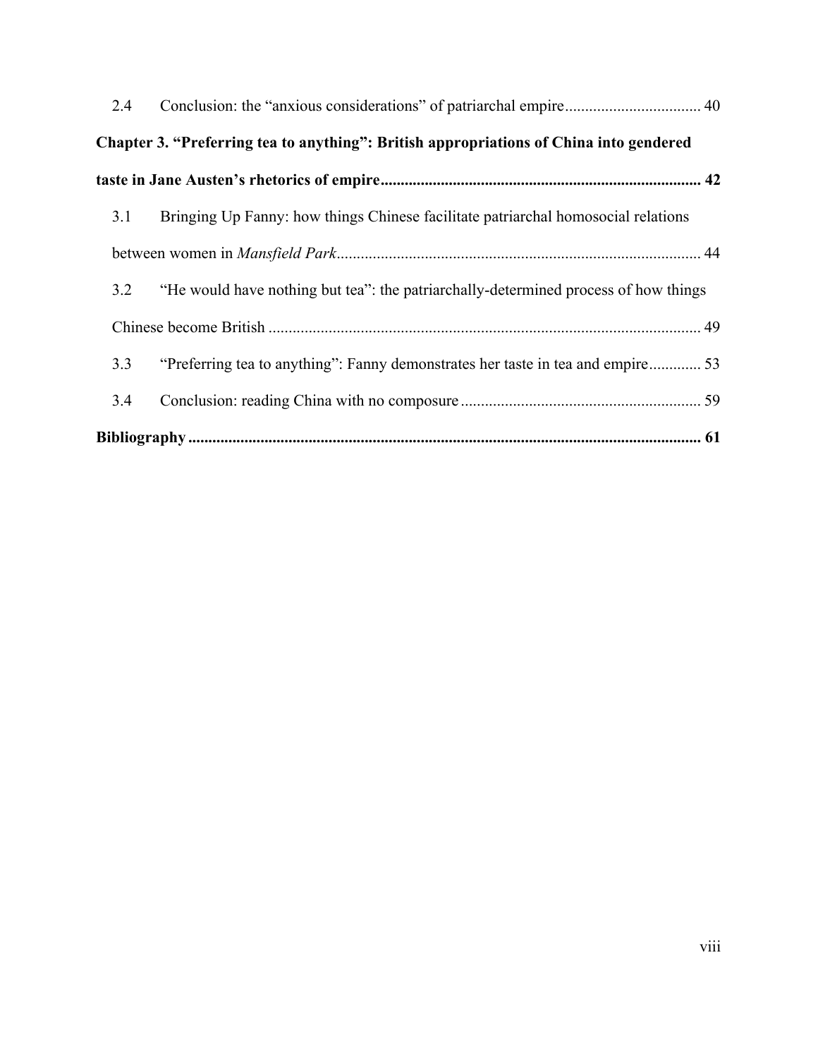2.4 Conclusion: the "anxious considerations" of patriarchal empire ................................. 40

**Chapter 3. "Preferring tea to anything": British appropriations of China into gendered taste in Jane Austen's rhetorics of empire ............................................................................... 42**

3.1 Bringing Up Fanny: how things Chinese facilitate patriarchal homosocial relations between women in *Mansfield Park* .......................................................................................... 44

3.2 "He would have nothing but tea": the patriarchally-determined process of how things Chinese become British .......................................................................................................... 49

3.3 "Preferring tea to anything": Fanny demonstrates her taste in tea and empire............. 53

3.4 Conclusion: reading China with no composure ........................................................... 59

**Bibliography ............................................................................................................................. 61**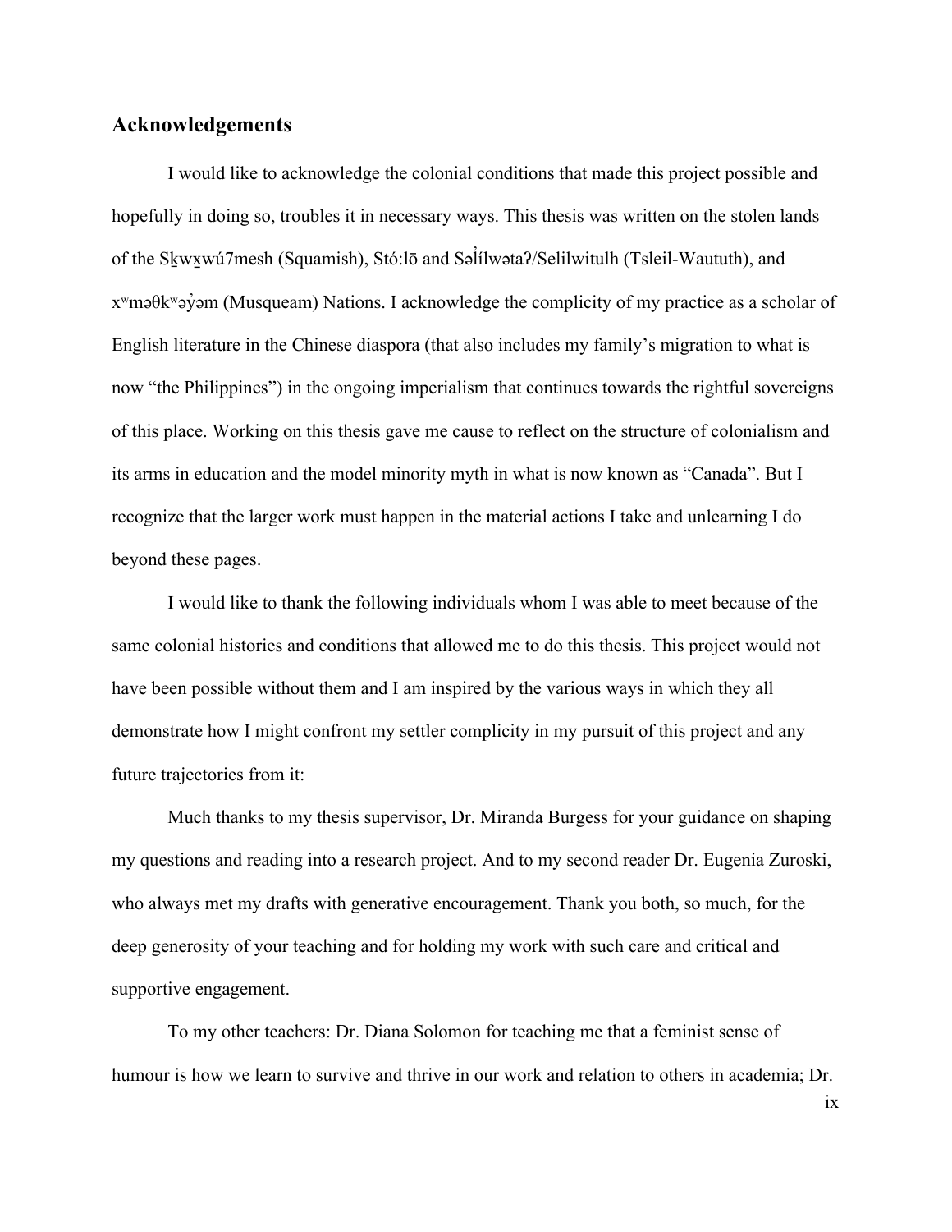## Acknowledgements

I would like to acknowledge the colonial conditions that made this project possible and hopefully in doing so, troubles it in necessary ways. This thesis was written on the stolen lands of the Sḵwx̱wú7mesh (Squamish), Stó:lō and Səl̓ílwətaʔ/Selilwitulh (Tsleil-Waututh), and xʷməθkʷəy̓əm (Musqueam) Nations. I acknowledge the complicity of my practice as a scholar of English literature in the Chinese diaspora (that also includes my family's migration to what is now "the Philippines") in the ongoing imperialism that continues towards the rightful sovereigns of this place. Working on this thesis gave me cause to reflect on the structure of colonialism and its arms in education and the model minority myth in what is now known as "Canada". But I recognize that the larger work must happen in the material actions I take and unlearning I do beyond these pages.

I would like to thank the following individuals whom I was able to meet because of the same colonial histories and conditions that allowed me to do this thesis. This project would not have been possible without them and I am inspired by the various ways in which they all demonstrate how I might confront my settler complicity in my pursuit of this project and any future trajectories from it:

Much thanks to my thesis supervisor, Dr. Miranda Burgess for your guidance on shaping my questions and reading into a research project. And to my second reader Dr. Eugenia Zuroski, who always met my drafts with generative encouragement. Thank you both, so much, for the deep generosity of your teaching and for holding my work with such care and critical and supportive engagement.

To my other teachers: Dr. Diana Solomon for teaching me that a feminist sense of humour is how we learn to survive and thrive in our work and relation to others in academia; Dr.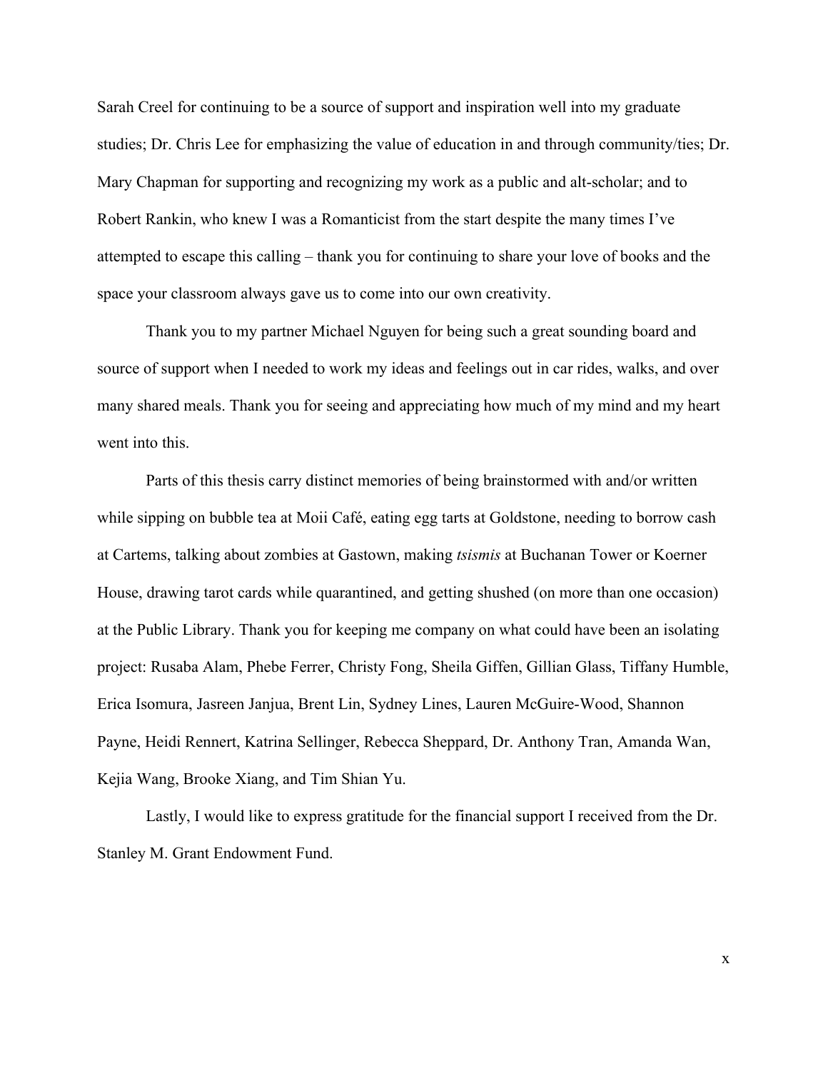Sarah Creel for continuing to be a source of support and inspiration well into my graduate studies; Dr. Chris Lee for emphasizing the value of education in and through community/ties; Dr. Mary Chapman for supporting and recognizing my work as a public and alt-scholar; and to Robert Rankin, who knew I was a Romanticist from the start despite the many times I've attempted to escape this calling – thank you for continuing to share your love of books and the space your classroom always gave us to come into our own creativity.

Thank you to my partner Michael Nguyen for being such a great sounding board and source of support when I needed to work my ideas and feelings out in car rides, walks, and over many shared meals. Thank you for seeing and appreciating how much of my mind and my heart went into this.

Parts of this thesis carry distinct memories of being brainstormed with and/or written while sipping on bubble tea at Moii Café, eating egg tarts at Goldstone, needing to borrow cash at Cartems, talking about zombies at Gastown, making *tsismis* at Buchanan Tower or Koerner House, drawing tarot cards while quarantined, and getting shushed (on more than one occasion) at the Public Library. Thank you for keeping me company on what could have been an isolating project: Rusaba Alam, Phebe Ferrer, Christy Fong, Sheila Giffen, Gillian Glass, Tiffany Humble, Erica Isomura, Jasreen Janjua, Brent Lin, Sydney Lines, Lauren McGuire-Wood, Shannon Payne, Heidi Rennert, Katrina Sellinger, Rebecca Sheppard, Dr. Anthony Tran, Amanda Wan, Kejia Wang, Brooke Xiang, and Tim Shian Yu.

Lastly, I would like to express gratitude for the financial support I received from the Dr. Stanley M. Grant Endowment Fund.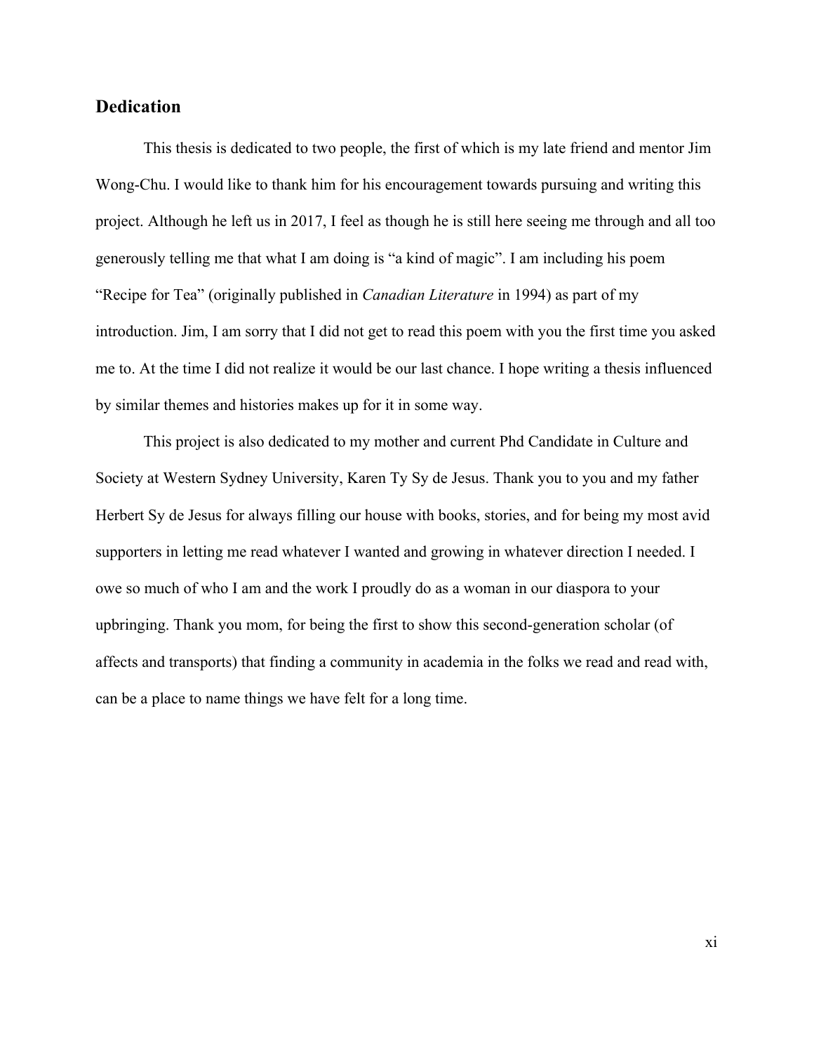## Dedication

This thesis is dedicated to two people, the first of which is my late friend and mentor Jim Wong-Chu. I would like to thank him for his encouragement towards pursuing and writing this project. Although he left us in 2017, I feel as though he is still here seeing me through and all too generously telling me that what I am doing is "a kind of magic". I am including his poem "Recipe for Tea" (originally published in *Canadian Literature* in 1994) as part of my introduction. Jim, I am sorry that I did not get to read this poem with you the first time you asked me to. At the time I did not realize it would be our last chance. I hope writing a thesis influenced by similar themes and histories makes up for it in some way.

This project is also dedicated to my mother and current Phd Candidate in Culture and Society at Western Sydney University, Karen Ty Sy de Jesus. Thank you to you and my father Herbert Sy de Jesus for always filling our house with books, stories, and for being my most avid supporters in letting me read whatever I wanted and growing in whatever direction I needed. I owe so much of who I am and the work I proudly do as a woman in our diaspora to your upbringing. Thank you mom, for being the first to show this second-generation scholar (of affects and transports) that finding a community in academia in the folks we read and read with, can be a place to name things we have felt for a long time.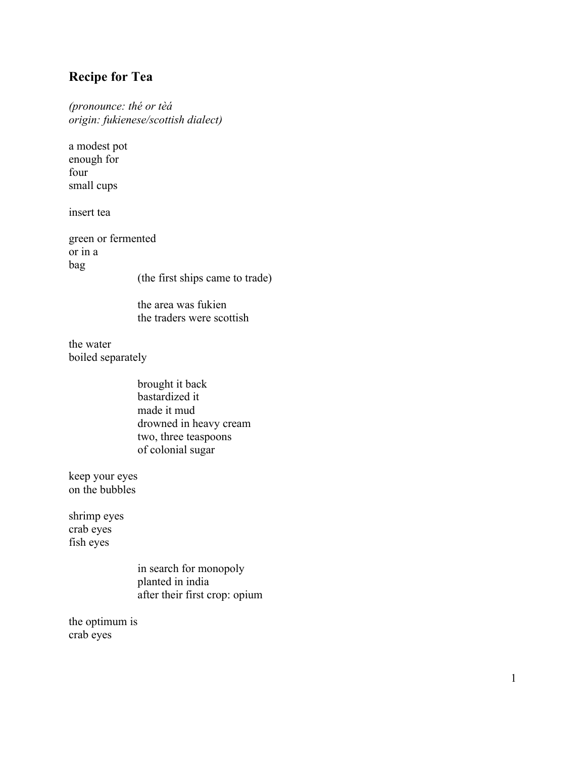## Recipe for Tea

*(pronounce: thé or tèá*
*origin: fukienese/scottish dialect)*

a modest pot
enough for
four
small cups

insert tea

green or fermented
or in a
bag

                    (the first ships came to trade)

                    the area was fukien
                    the traders were scottish

the water
boiled separately

                    brought it back
                    bastardized it
                    made it mud
                    drowned in heavy cream
                    two, three teaspoons
                    of colonial sugar

keep your eyes
on the bubbles

shrimp eyes
crab eyes
fish eyes

                    in search for monopoly
                    planted in india
                    after their first crop: opium

the optimum is
crab eyes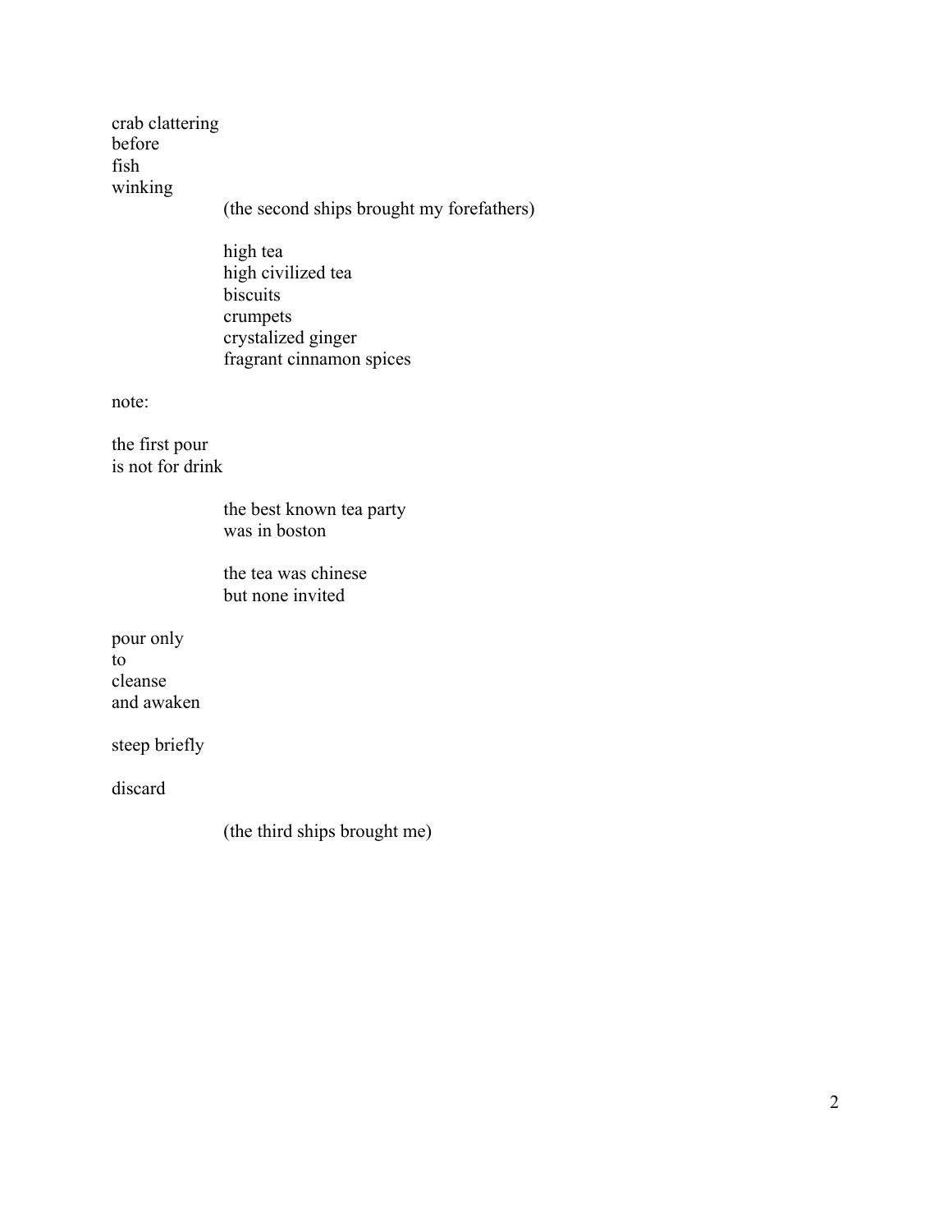crab clattering  
before  
fish  
winking

&nbsp;&nbsp;&nbsp;&nbsp;&nbsp;&nbsp;&nbsp;&nbsp;&nbsp;&nbsp;&nbsp;&nbsp;(the second ships brought my forefathers)

&nbsp;&nbsp;&nbsp;&nbsp;&nbsp;&nbsp;&nbsp;&nbsp;&nbsp;&nbsp;&nbsp;&nbsp;high tea  
&nbsp;&nbsp;&nbsp;&nbsp;&nbsp;&nbsp;&nbsp;&nbsp;&nbsp;&nbsp;&nbsp;&nbsp;high civilized tea  
&nbsp;&nbsp;&nbsp;&nbsp;&nbsp;&nbsp;&nbsp;&nbsp;&nbsp;&nbsp;&nbsp;&nbsp;biscuits  
&nbsp;&nbsp;&nbsp;&nbsp;&nbsp;&nbsp;&nbsp;&nbsp;&nbsp;&nbsp;&nbsp;&nbsp;crumpets  
&nbsp;&nbsp;&nbsp;&nbsp;&nbsp;&nbsp;&nbsp;&nbsp;&nbsp;&nbsp;&nbsp;&nbsp;crystalized ginger  
&nbsp;&nbsp;&nbsp;&nbsp;&nbsp;&nbsp;&nbsp;&nbsp;&nbsp;&nbsp;&nbsp;&nbsp;fragrant cinnamon spices

note:

the first pour  
is not for drink

&nbsp;&nbsp;&nbsp;&nbsp;&nbsp;&nbsp;&nbsp;&nbsp;&nbsp;&nbsp;&nbsp;&nbsp;the best known tea party  
&nbsp;&nbsp;&nbsp;&nbsp;&nbsp;&nbsp;&nbsp;&nbsp;&nbsp;&nbsp;&nbsp;&nbsp;was in boston

&nbsp;&nbsp;&nbsp;&nbsp;&nbsp;&nbsp;&nbsp;&nbsp;&nbsp;&nbsp;&nbsp;&nbsp;the tea was chinese  
&nbsp;&nbsp;&nbsp;&nbsp;&nbsp;&nbsp;&nbsp;&nbsp;&nbsp;&nbsp;&nbsp;&nbsp;but none invited

pour only  
to  
cleanse  
and awaken

steep briefly

discard

&nbsp;&nbsp;&nbsp;&nbsp;&nbsp;&nbsp;&nbsp;&nbsp;&nbsp;&nbsp;&nbsp;&nbsp;(the third ships brought me)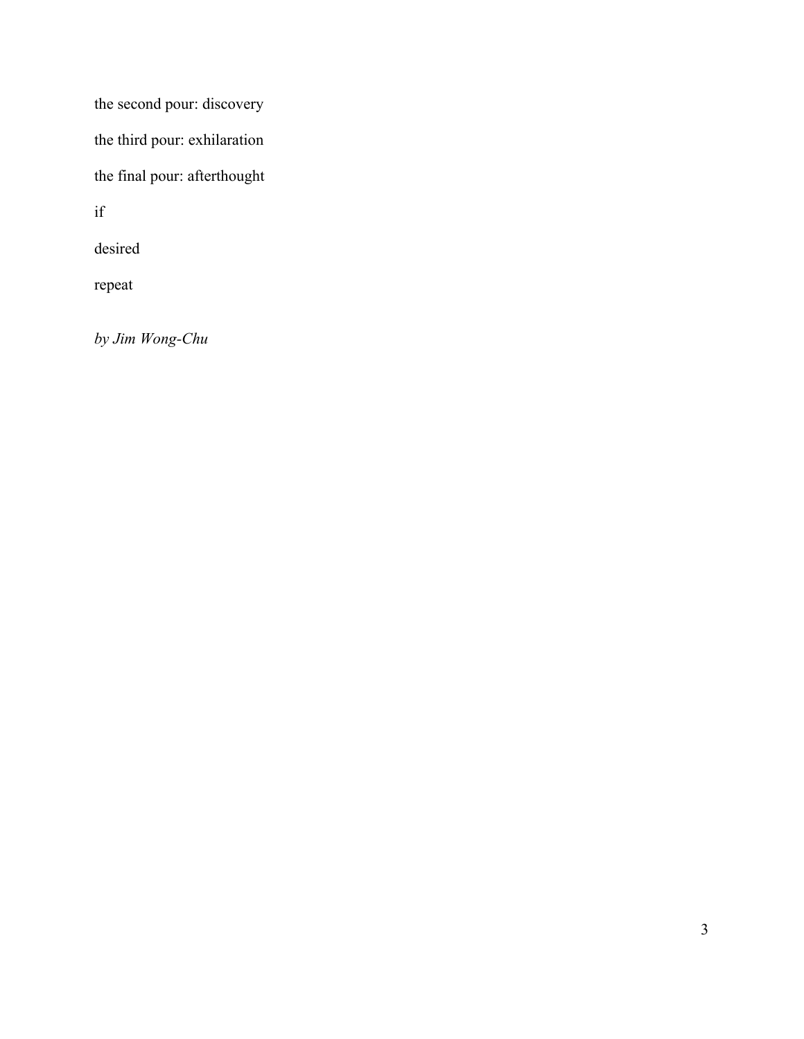the second pour: discovery

the third pour: exhilaration

the final pour: afterthought

if

desired

repeat

*by Jim Wong-Chu*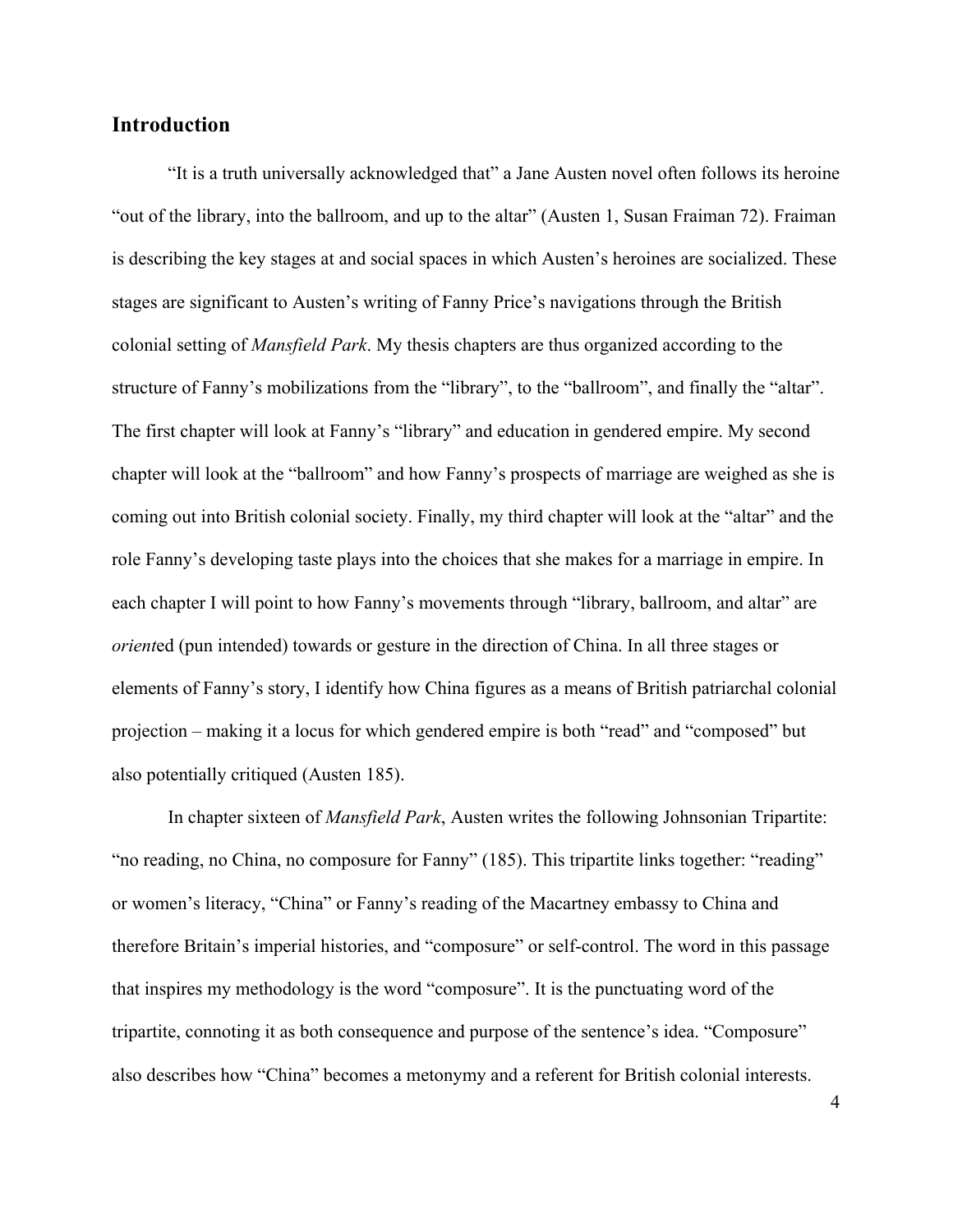## Introduction

"It is a truth universally acknowledged that" a Jane Austen novel often follows its heroine "out of the library, into the ballroom, and up to the altar" (Austen 1, Susan Fraiman 72). Fraiman is describing the key stages at and social spaces in which Austen's heroines are socialized. These stages are significant to Austen's writing of Fanny Price's navigations through the British colonial setting of *Mansfield Park*. My thesis chapters are thus organized according to the structure of Fanny's mobilizations from the "library", to the "ballroom", and finally the "altar". The first chapter will look at Fanny's "library" and education in gendered empire. My second chapter will look at the "ballroom" and how Fanny's prospects of marriage are weighed as she is coming out into British colonial society. Finally, my third chapter will look at the "altar" and the role Fanny's developing taste plays into the choices that she makes for a marriage in empire. In each chapter I will point to how Fanny's movements through "library, ballroom, and altar" are *orient*ed (pun intended) towards or gesture in the direction of China. In all three stages or elements of Fanny's story, I identify how China figures as a means of British patriarchal colonial projection – making it a locus for which gendered empire is both "read" and "composed" but also potentially critiqued (Austen 185).

In chapter sixteen of *Mansfield Park*, Austen writes the following Johnsonian Tripartite: "no reading, no China, no composure for Fanny" (185). This tripartite links together: "reading" or women's literacy, "China" or Fanny's reading of the Macartney embassy to China and therefore Britain's imperial histories, and "composure" or self-control. The word in this passage that inspires my methodology is the word "composure". It is the punctuating word of the tripartite, connoting it as both consequence and purpose of the sentence's idea. "Composure" also describes how "China" becomes a metonymy and a referent for British colonial interests.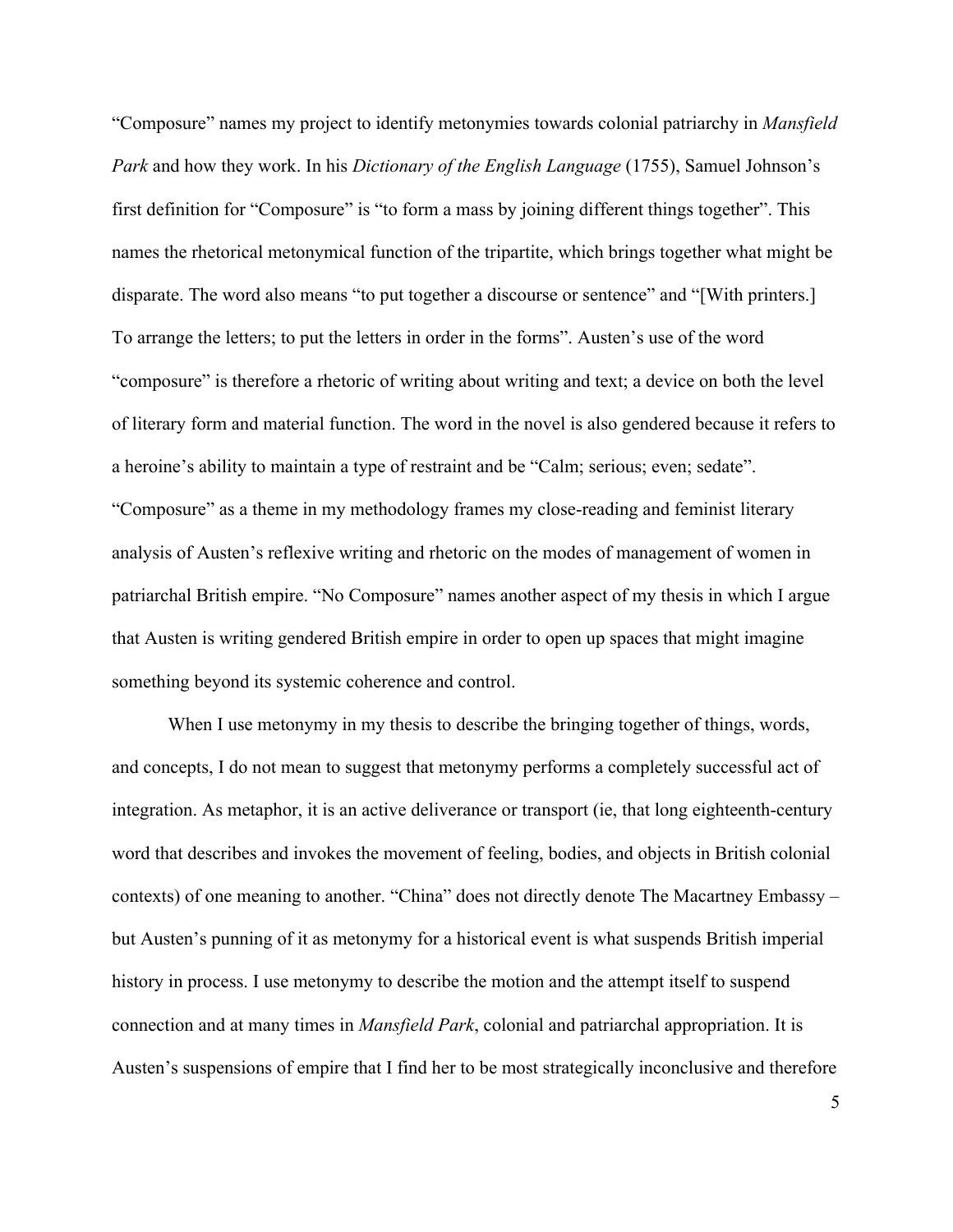"Composure" names my project to identify metonymies towards colonial patriarchy in *Mansfield Park* and how they work. In his *Dictionary of the English Language* (1755), Samuel Johnson's first definition for "Composure" is "to form a mass by joining different things together". This names the rhetorical metonymical function of the tripartite, which brings together what might be disparate. The word also means "to put together a discourse or sentence" and "[With printers.] To arrange the letters; to put the letters in order in the forms". Austen's use of the word "composure" is therefore a rhetoric of writing about writing and text; a device on both the level of literary form and material function. The word in the novel is also gendered because it refers to a heroine's ability to maintain a type of restraint and be "Calm; serious; even; sedate". "Composure" as a theme in my methodology frames my close-reading and feminist literary analysis of Austen's reflexive writing and rhetoric on the modes of management of women in patriarchal British empire. "No Composure" names another aspect of my thesis in which I argue that Austen is writing gendered British empire in order to open up spaces that might imagine something beyond its systemic coherence and control.

When I use metonymy in my thesis to describe the bringing together of things, words, and concepts, I do not mean to suggest that metonymy performs a completely successful act of integration. As metaphor, it is an active deliverance or transport (ie, that long eighteenth-century word that describes and invokes the movement of feeling, bodies, and objects in British colonial contexts) of one meaning to another. "China" does not directly denote The Macartney Embassy – but Austen's punning of it as metonymy for a historical event is what suspends British imperial history in process. I use metonymy to describe the motion and the attempt itself to suspend connection and at many times in *Mansfield Park*, colonial and patriarchal appropriation. It is Austen's suspensions of empire that I find her to be most strategically inconclusive and therefore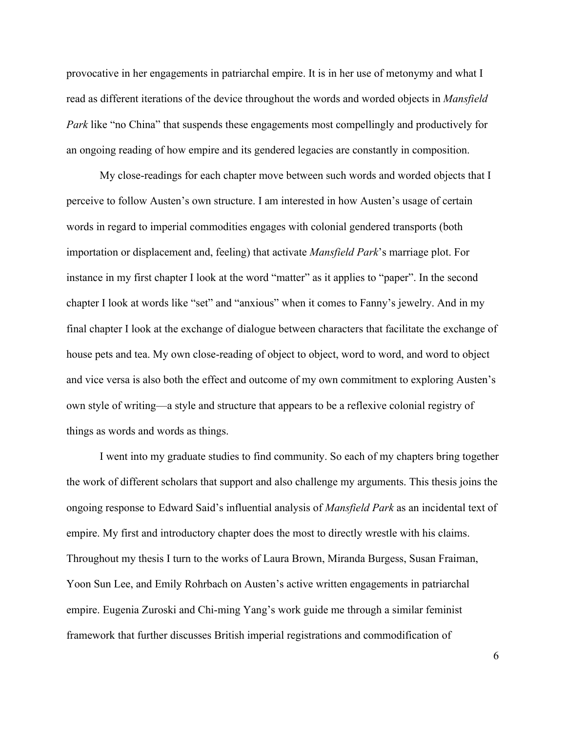provocative in her engagements in patriarchal empire. It is in her use of metonymy and what I read as different iterations of the device throughout the words and worded objects in *Mansfield Park* like "no China" that suspends these engagements most compellingly and productively for an ongoing reading of how empire and its gendered legacies are constantly in composition.

My close-readings for each chapter move between such words and worded objects that I perceive to follow Austen's own structure. I am interested in how Austen's usage of certain words in regard to imperial commodities engages with colonial gendered transports (both importation or displacement and, feeling) that activate *Mansfield Park*'s marriage plot. For instance in my first chapter I look at the word "matter" as it applies to "paper". In the second chapter I look at words like "set" and "anxious" when it comes to Fanny's jewelry. And in my final chapter I look at the exchange of dialogue between characters that facilitate the exchange of house pets and tea. My own close-reading of object to object, word to word, and word to object and vice versa is also both the effect and outcome of my own commitment to exploring Austen's own style of writing—a style and structure that appears to be a reflexive colonial registry of things as words and words as things.

I went into my graduate studies to find community. So each of my chapters bring together the work of different scholars that support and also challenge my arguments. This thesis joins the ongoing response to Edward Said's influential analysis of *Mansfield Park* as an incidental text of empire. My first and introductory chapter does the most to directly wrestle with his claims. Throughout my thesis I turn to the works of Laura Brown, Miranda Burgess, Susan Fraiman, Yoon Sun Lee, and Emily Rohrbach on Austen's active written engagements in patriarchal empire. Eugenia Zuroski and Chi-ming Yang's work guide me through a similar feminist framework that further discusses British imperial registrations and commodification of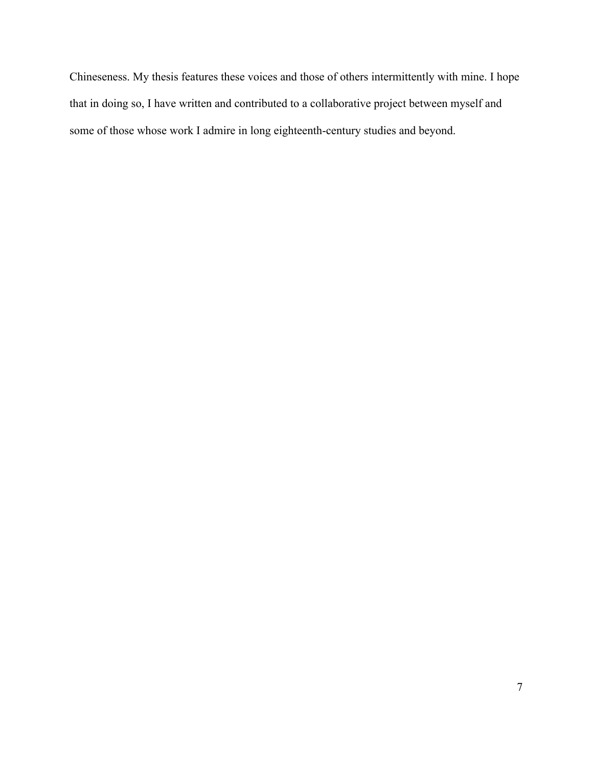Chineseness. My thesis features these voices and those of others intermittently with mine. I hope that in doing so, I have written and contributed to a collaborative project between myself and some of those whose work I admire in long eighteenth-century studies and beyond.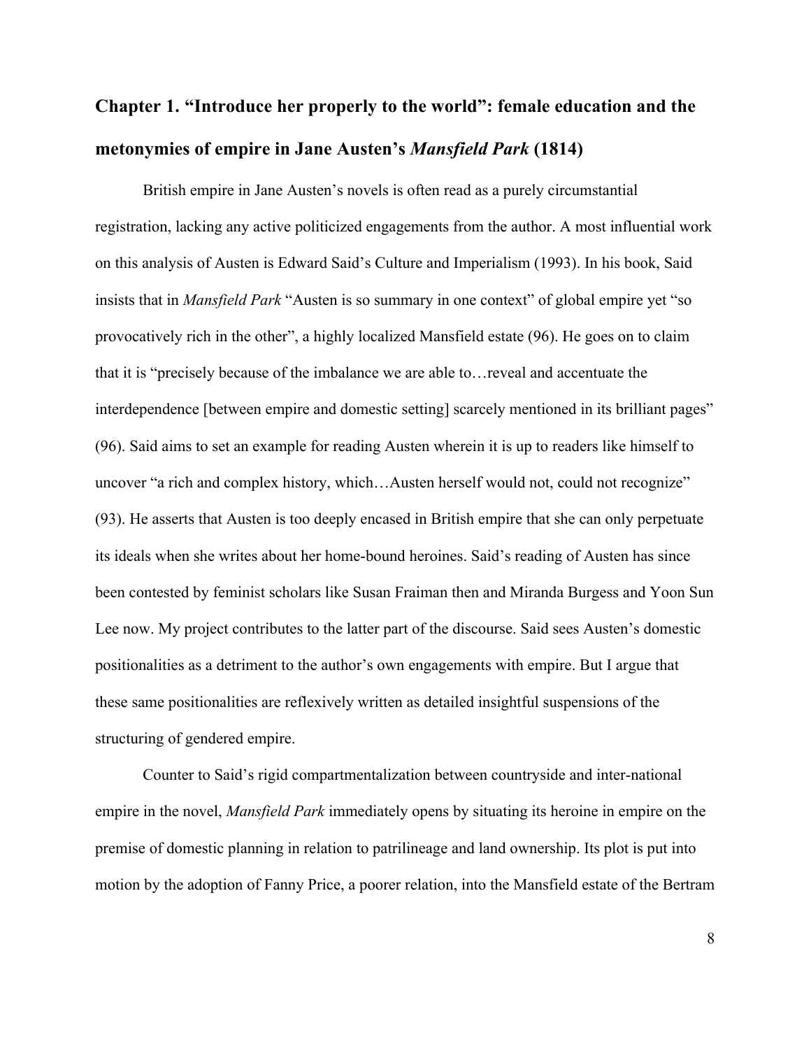# Chapter 1. "Introduce her properly to the world": female education and the metonymies of empire in Jane Austen's *Mansfield Park* (1814)

British empire in Jane Austen's novels is often read as a purely circumstantial registration, lacking any active politicized engagements from the author. A most influential work on this analysis of Austen is Edward Said's Culture and Imperialism (1993). In his book, Said insists that in *Mansfield Park* "Austen is so summary in one context" of global empire yet "so provocatively rich in the other", a highly localized Mansfield estate (96). He goes on to claim that it is "precisely because of the imbalance we are able to…reveal and accentuate the interdependence [between empire and domestic setting] scarcely mentioned in its brilliant pages" (96). Said aims to set an example for reading Austen wherein it is up to readers like himself to uncover "a rich and complex history, which…Austen herself would not, could not recognize" (93). He asserts that Austen is too deeply encased in British empire that she can only perpetuate its ideals when she writes about her home-bound heroines. Said's reading of Austen has since been contested by feminist scholars like Susan Fraiman then and Miranda Burgess and Yoon Sun Lee now. My project contributes to the latter part of the discourse. Said sees Austen's domestic positionalities as a detriment to the author's own engagements with empire. But I argue that these same positionalities are reflexively written as detailed insightful suspensions of the structuring of gendered empire.

Counter to Said's rigid compartmentalization between countryside and inter-national empire in the novel, *Mansfield Park* immediately opens by situating its heroine in empire on the premise of domestic planning in relation to patrilineage and land ownership. Its plot is put into motion by the adoption of Fanny Price, a poorer relation, into the Mansfield estate of the Bertram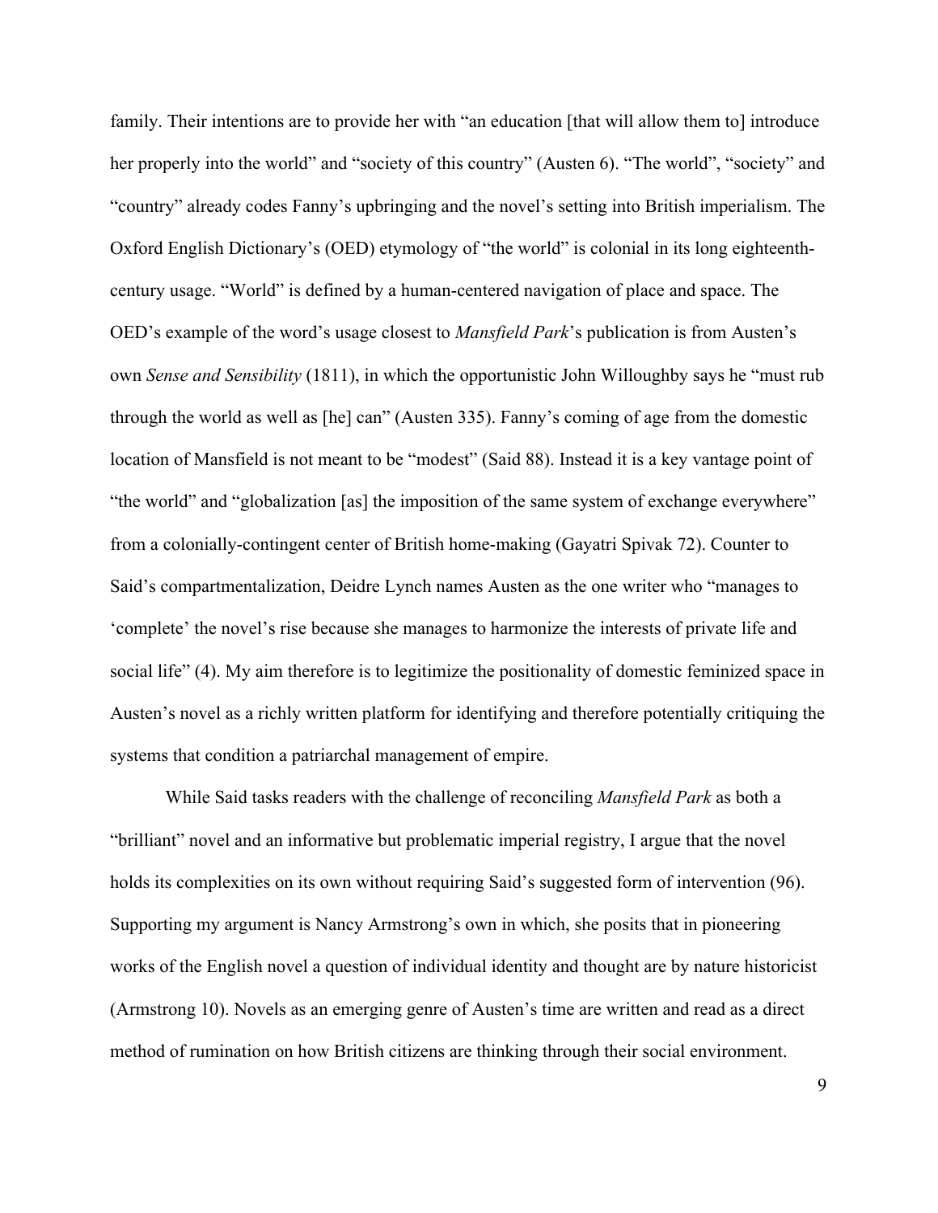family. Their intentions are to provide her with "an education [that will allow them to] introduce her properly into the world" and "society of this country" (Austen 6). "The world", "society" and "country" already codes Fanny's upbringing and the novel's setting into British imperialism. The Oxford English Dictionary's (OED) etymology of "the world" is colonial in its long eighteenth-century usage. "World" is defined by a human-centered navigation of place and space. The OED's example of the word's usage closest to *Mansfield Park*'s publication is from Austen's own *Sense and Sensibility* (1811), in which the opportunistic John Willoughby says he "must rub through the world as well as [he] can" (Austen 335). Fanny's coming of age from the domestic location of Mansfield is not meant to be "modest" (Said 88). Instead it is a key vantage point of "the world" and "globalization [as] the imposition of the same system of exchange everywhere" from a colonially-contingent center of British home-making (Gayatri Spivak 72). Counter to Said's compartmentalization, Deidre Lynch names Austen as the one writer who "manages to 'complete' the novel's rise because she manages to harmonize the interests of private life and social life" (4). My aim therefore is to legitimize the positionality of domestic feminized space in Austen's novel as a richly written platform for identifying and therefore potentially critiquing the systems that condition a patriarchal management of empire.

While Said tasks readers with the challenge of reconciling *Mansfield Park* as both a "brilliant" novel and an informative but problematic imperial registry, I argue that the novel holds its complexities on its own without requiring Said's suggested form of intervention (96). Supporting my argument is Nancy Armstrong's own in which, she posits that in pioneering works of the English novel a question of individual identity and thought are by nature historicist (Armstrong 10). Novels as an emerging genre of Austen's time are written and read as a direct method of rumination on how British citizens are thinking through their social environment.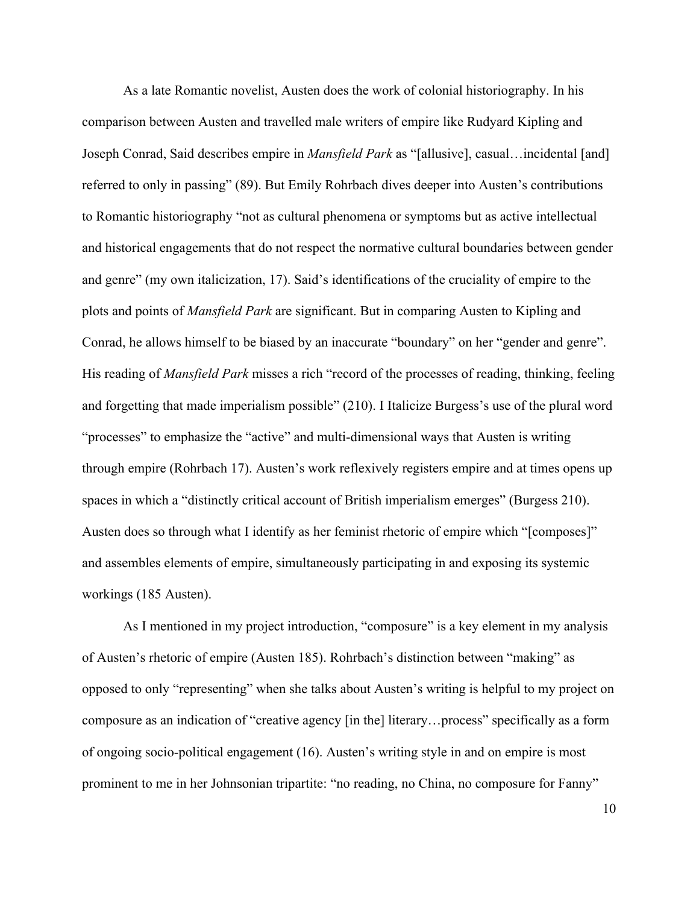As a late Romantic novelist, Austen does the work of colonial historiography. In his comparison between Austen and travelled male writers of empire like Rudyard Kipling and Joseph Conrad, Said describes empire in *Mansfield Park* as "[allusive], casual…incidental [and] referred to only in passing" (89). But Emily Rohrbach dives deeper into Austen's contributions to Romantic historiography "not as cultural phenomena or symptoms but as active intellectual and historical engagements that do not respect the normative cultural boundaries between gender and genre" (my own italicization, 17). Said's identifications of the cruciality of empire to the plots and points of *Mansfield Park* are significant. But in comparing Austen to Kipling and Conrad, he allows himself to be biased by an inaccurate "boundary" on her "gender and genre". His reading of *Mansfield Park* misses a rich "record of the processes of reading, thinking, feeling and forgetting that made imperialism possible" (210). I Italicize Burgess's use of the plural word "processes" to emphasize the "active" and multi-dimensional ways that Austen is writing through empire (Rohrbach 17). Austen's work reflexively registers empire and at times opens up spaces in which a "distinctly critical account of British imperialism emerges" (Burgess 210). Austen does so through what I identify as her feminist rhetoric of empire which "[composes]" and assembles elements of empire, simultaneously participating in and exposing its systemic workings (185 Austen).

As I mentioned in my project introduction, "composure" is a key element in my analysis of Austen's rhetoric of empire (Austen 185). Rohrbach's distinction between "making" as opposed to only "representing" when she talks about Austen's writing is helpful to my project on composure as an indication of "creative agency [in the] literary…process" specifically as a form of ongoing socio-political engagement (16). Austen's writing style in and on empire is most prominent to me in her Johnsonian tripartite: "no reading, no China, no composure for Fanny"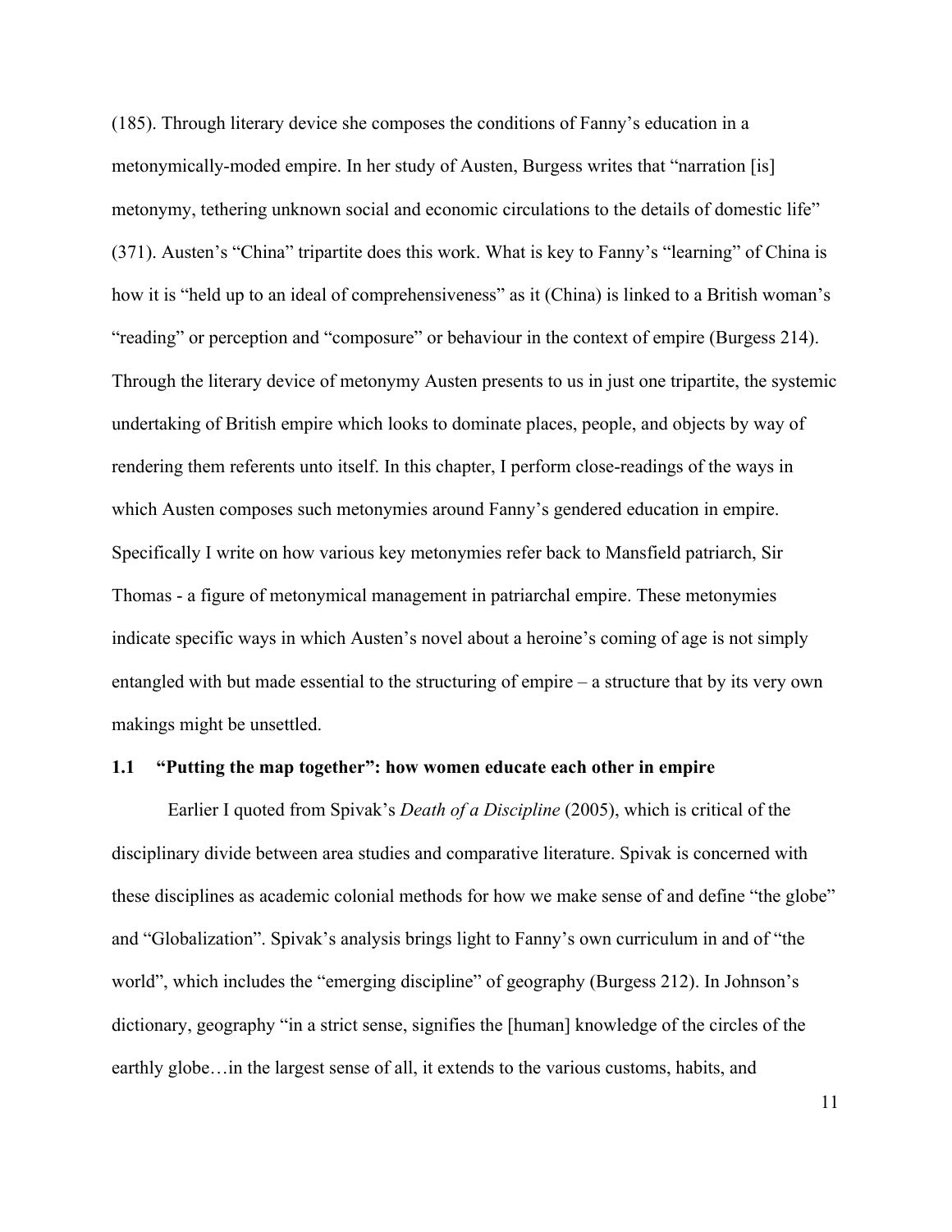(185). Through literary device she composes the conditions of Fanny's education in a metonymically-moded empire. In her study of Austen, Burgess writes that "narration [is] metonymy, tethering unknown social and economic circulations to the details of domestic life" (371). Austen's "China" tripartite does this work. What is key to Fanny's "learning" of China is how it is "held up to an ideal of comprehensiveness" as it (China) is linked to a British woman's "reading" or perception and "composure" or behaviour in the context of empire (Burgess 214). Through the literary device of metonymy Austen presents to us in just one tripartite, the systemic undertaking of British empire which looks to dominate places, people, and objects by way of rendering them referents unto itself. In this chapter, I perform close-readings of the ways in which Austen composes such metonymies around Fanny's gendered education in empire. Specifically I write on how various key metonymies refer back to Mansfield patriarch, Sir Thomas - a figure of metonymical management in patriarchal empire. These metonymies indicate specific ways in which Austen's novel about a heroine's coming of age is not simply entangled with but made essential to the structuring of empire – a structure that by its very own makings might be unsettled.

## 1.1 "Putting the map together": how women educate each other in empire

Earlier I quoted from Spivak's *Death of a Discipline* (2005), which is critical of the disciplinary divide between area studies and comparative literature. Spivak is concerned with these disciplines as academic colonial methods for how we make sense of and define "the globe" and "Globalization". Spivak's analysis brings light to Fanny's own curriculum in and of "the world", which includes the "emerging discipline" of geography (Burgess 212). In Johnson's dictionary, geography "in a strict sense, signifies the [human] knowledge of the circles of the earthly globe…in the largest sense of all, it extends to the various customs, habits, and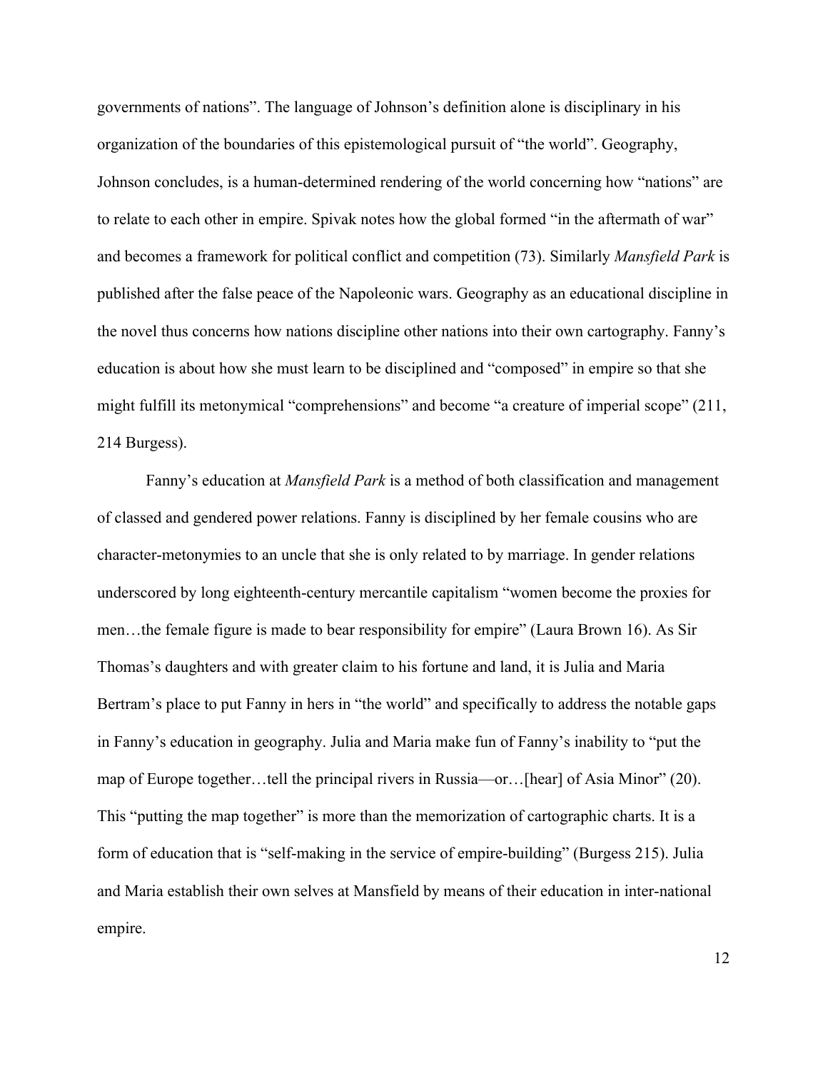governments of nations". The language of Johnson's definition alone is disciplinary in his organization of the boundaries of this epistemological pursuit of "the world". Geography, Johnson concludes, is a human-determined rendering of the world concerning how "nations" are to relate to each other in empire. Spivak notes how the global formed "in the aftermath of war" and becomes a framework for political conflict and competition (73). Similarly *Mansfield Park* is published after the false peace of the Napoleonic wars. Geography as an educational discipline in the novel thus concerns how nations discipline other nations into their own cartography. Fanny's education is about how she must learn to be disciplined and "composed" in empire so that she might fulfill its metonymical "comprehensions" and become "a creature of imperial scope" (211, 214 Burgess).

Fanny's education at *Mansfield Park* is a method of both classification and management of classed and gendered power relations. Fanny is disciplined by her female cousins who are character-metonymies to an uncle that she is only related to by marriage. In gender relations underscored by long eighteenth-century mercantile capitalism "women become the proxies for men…the female figure is made to bear responsibility for empire" (Laura Brown 16). As Sir Thomas's daughters and with greater claim to his fortune and land, it is Julia and Maria Bertram's place to put Fanny in hers in "the world" and specifically to address the notable gaps in Fanny's education in geography. Julia and Maria make fun of Fanny's inability to "put the map of Europe together…tell the principal rivers in Russia—or…[hear] of Asia Minor" (20). This "putting the map together" is more than the memorization of cartographic charts. It is a form of education that is "self-making in the service of empire-building" (Burgess 215). Julia and Maria establish their own selves at Mansfield by means of their education in inter-national empire.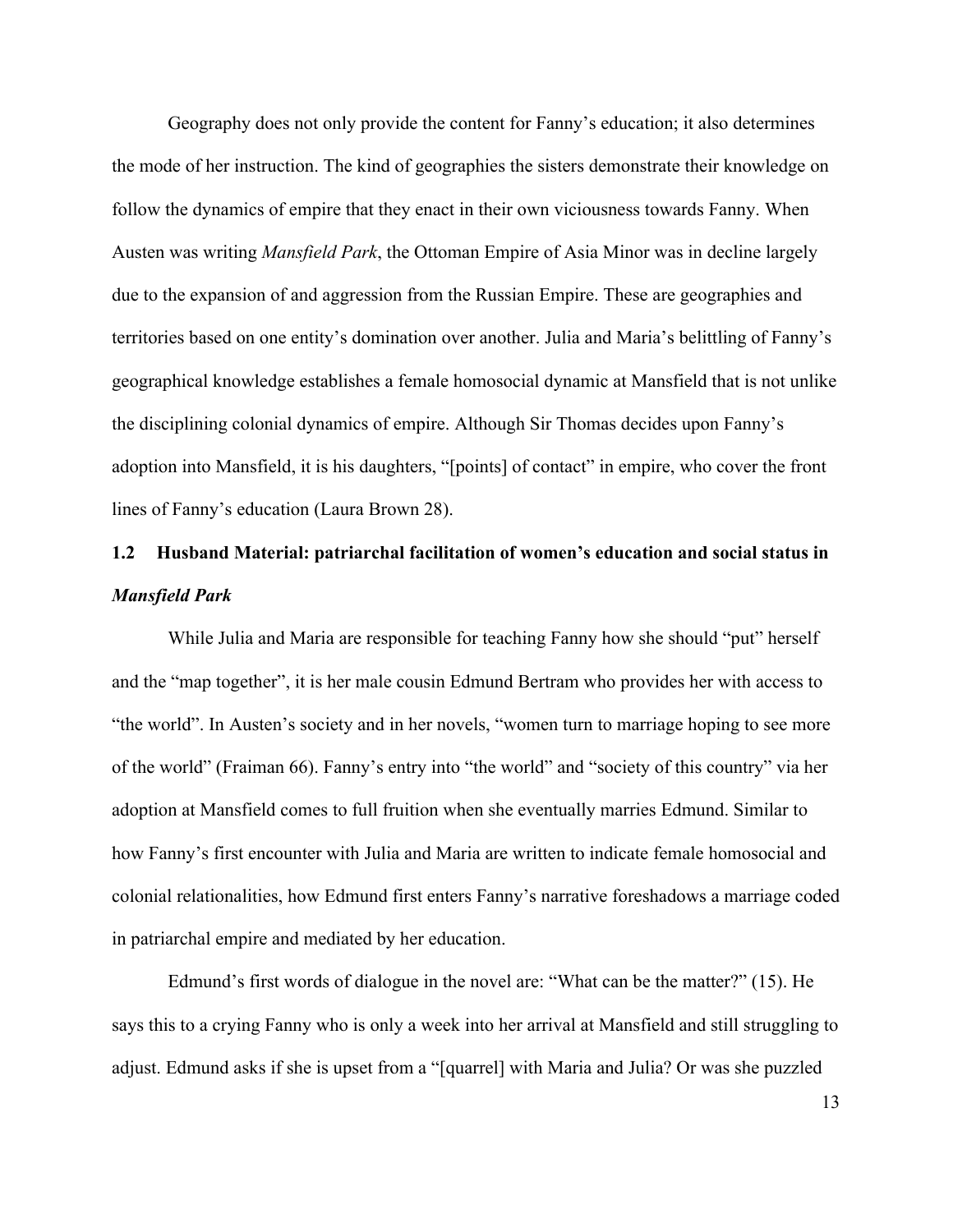Geography does not only provide the content for Fanny's education; it also determines the mode of her instruction. The kind of geographies the sisters demonstrate their knowledge on follow the dynamics of empire that they enact in their own viciousness towards Fanny. When Austen was writing *Mansfield Park*, the Ottoman Empire of Asia Minor was in decline largely due to the expansion of and aggression from the Russian Empire. These are geographies and territories based on one entity's domination over another. Julia and Maria's belittling of Fanny's geographical knowledge establishes a female homosocial dynamic at Mansfield that is not unlike the disciplining colonial dynamics of empire. Although Sir Thomas decides upon Fanny's adoption into Mansfield, it is his daughters, "[points] of contact" in empire, who cover the front lines of Fanny's education (Laura Brown 28).

### 1.2 Husband Material: patriarchal facilitation of women's education and social status in *Mansfield Park*

While Julia and Maria are responsible for teaching Fanny how she should "put" herself and the "map together", it is her male cousin Edmund Bertram who provides her with access to "the world". In Austen's society and in her novels, "women turn to marriage hoping to see more of the world" (Fraiman 66). Fanny's entry into "the world" and "society of this country" via her adoption at Mansfield comes to full fruition when she eventually marries Edmund. Similar to how Fanny's first encounter with Julia and Maria are written to indicate female homosocial and colonial relationalities, how Edmund first enters Fanny's narrative foreshadows a marriage coded in patriarchal empire and mediated by her education.

Edmund's first words of dialogue in the novel are: "What can be the matter?" (15). He says this to a crying Fanny who is only a week into her arrival at Mansfield and still struggling to adjust. Edmund asks if she is upset from a "[quarrel] with Maria and Julia? Or was she puzzled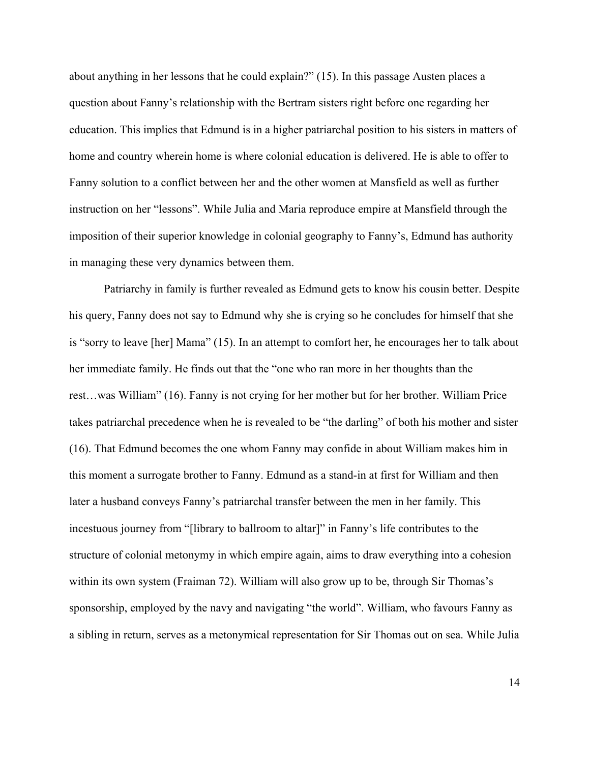about anything in her lessons that he could explain?" (15). In this passage Austen places a question about Fanny's relationship with the Bertram sisters right before one regarding her education. This implies that Edmund is in a higher patriarchal position to his sisters in matters of home and country wherein home is where colonial education is delivered. He is able to offer to Fanny solution to a conflict between her and the other women at Mansfield as well as further instruction on her "lessons". While Julia and Maria reproduce empire at Mansfield through the imposition of their superior knowledge in colonial geography to Fanny's, Edmund has authority in managing these very dynamics between them.

Patriarchy in family is further revealed as Edmund gets to know his cousin better. Despite his query, Fanny does not say to Edmund why she is crying so he concludes for himself that she is "sorry to leave [her] Mama" (15). In an attempt to comfort her, he encourages her to talk about her immediate family. He finds out that the "one who ran more in her thoughts than the rest…was William" (16). Fanny is not crying for her mother but for her brother. William Price takes patriarchal precedence when he is revealed to be "the darling" of both his mother and sister (16). That Edmund becomes the one whom Fanny may confide in about William makes him in this moment a surrogate brother to Fanny. Edmund as a stand-in at first for William and then later a husband conveys Fanny's patriarchal transfer between the men in her family. This incestuous journey from "[library to ballroom to altar]" in Fanny's life contributes to the structure of colonial metonymy in which empire again, aims to draw everything into a cohesion within its own system (Fraiman 72). William will also grow up to be, through Sir Thomas's sponsorship, employed by the navy and navigating "the world". William, who favours Fanny as a sibling in return, serves as a metonymical representation for Sir Thomas out on sea. While Julia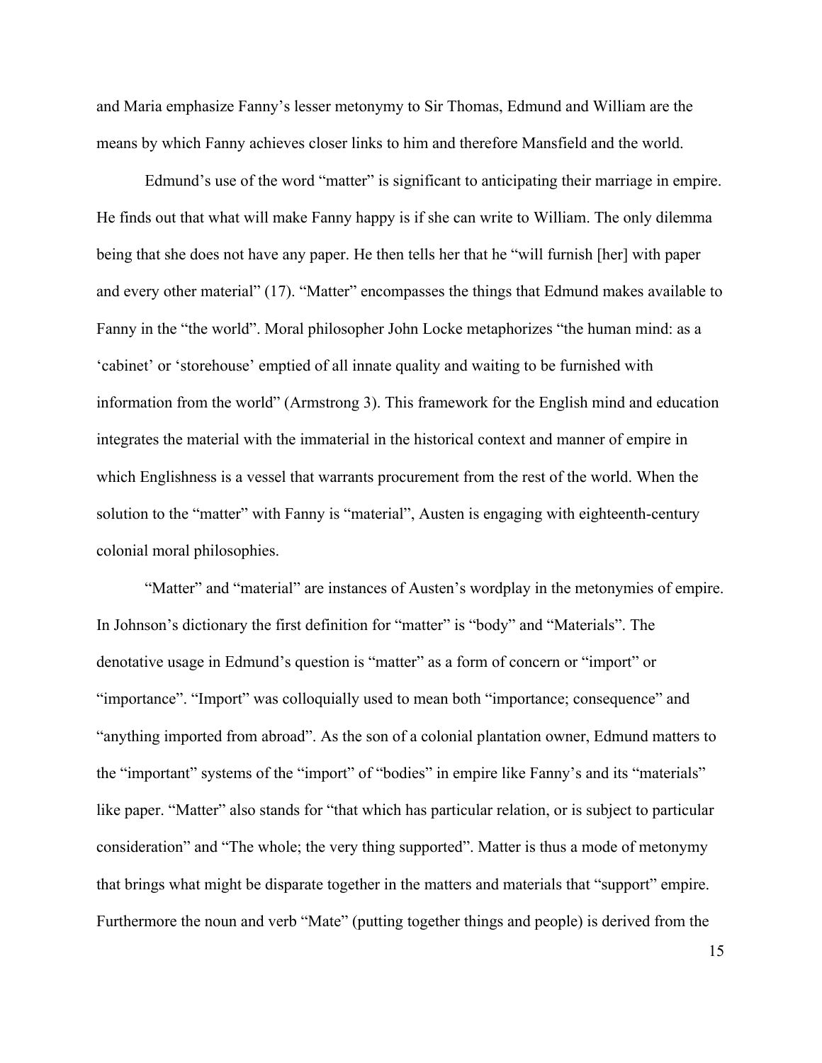and Maria emphasize Fanny's lesser metonymy to Sir Thomas, Edmund and William are the means by which Fanny achieves closer links to him and therefore Mansfield and the world.

Edmund's use of the word "matter" is significant to anticipating their marriage in empire. He finds out that what will make Fanny happy is if she can write to William. The only dilemma being that she does not have any paper. He then tells her that he "will furnish [her] with paper and every other material" (17). "Matter" encompasses the things that Edmund makes available to Fanny in the "the world". Moral philosopher John Locke metaphorizes "the human mind: as a 'cabinet' or 'storehouse' emptied of all innate quality and waiting to be furnished with information from the world" (Armstrong 3). This framework for the English mind and education integrates the material with the immaterial in the historical context and manner of empire in which Englishness is a vessel that warrants procurement from the rest of the world. When the solution to the "matter" with Fanny is "material", Austen is engaging with eighteenth-century colonial moral philosophies.

"Matter" and "material" are instances of Austen's wordplay in the metonymies of empire. In Johnson's dictionary the first definition for "matter" is "body" and "Materials". The denotative usage in Edmund's question is "matter" as a form of concern or "import" or "importance". "Import" was colloquially used to mean both "importance; consequence" and "anything imported from abroad". As the son of a colonial plantation owner, Edmund matters to the "important" systems of the "import" of "bodies" in empire like Fanny's and its "materials" like paper. "Matter" also stands for "that which has particular relation, or is subject to particular consideration" and "The whole; the very thing supported". Matter is thus a mode of metonymy that brings what might be disparate together in the matters and materials that "support" empire. Furthermore the noun and verb "Mate" (putting together things and people) is derived from the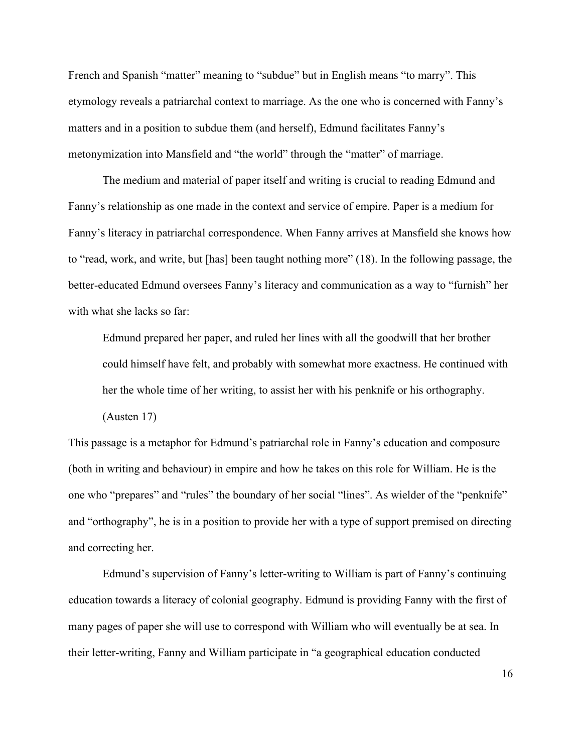French and Spanish "matter" meaning to "subdue" but in English means "to marry". This etymology reveals a patriarchal context to marriage. As the one who is concerned with Fanny's matters and in a position to subdue them (and herself), Edmund facilitates Fanny's metonymization into Mansfield and "the world" through the "matter" of marriage.

The medium and material of paper itself and writing is crucial to reading Edmund and Fanny's relationship as one made in the context and service of empire. Paper is a medium for Fanny's literacy in patriarchal correspondence. When Fanny arrives at Mansfield she knows how to "read, work, and write, but [has] been taught nothing more" (18). In the following passage, the better-educated Edmund oversees Fanny's literacy and communication as a way to "furnish" her with what she lacks so far:

> Edmund prepared her paper, and ruled her lines with all the goodwill that her brother could himself have felt, and probably with somewhat more exactness. He continued with her the whole time of her writing, to assist her with his penknife or his orthography. (Austen 17)

This passage is a metaphor for Edmund's patriarchal role in Fanny's education and composure (both in writing and behaviour) in empire and how he takes on this role for William. He is the one who "prepares" and "rules" the boundary of her social "lines". As wielder of the "penknife" and "orthography", he is in a position to provide her with a type of support premised on directing and correcting her.

Edmund's supervision of Fanny's letter-writing to William is part of Fanny's continuing education towards a literacy of colonial geography. Edmund is providing Fanny with the first of many pages of paper she will use to correspond with William who will eventually be at sea. In their letter-writing, Fanny and William participate in "a geographical education conducted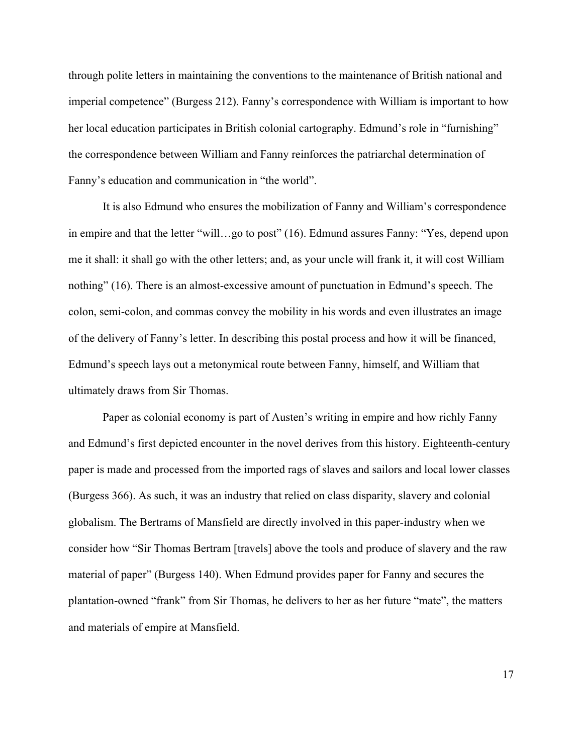through polite letters in maintaining the conventions to the maintenance of British national and imperial competence" (Burgess 212). Fanny's correspondence with William is important to how her local education participates in British colonial cartography. Edmund's role in "furnishing" the correspondence between William and Fanny reinforces the patriarchal determination of Fanny's education and communication in "the world".

It is also Edmund who ensures the mobilization of Fanny and William's correspondence in empire and that the letter "will…go to post" (16). Edmund assures Fanny: "Yes, depend upon me it shall: it shall go with the other letters; and, as your uncle will frank it, it will cost William nothing" (16). There is an almost-excessive amount of punctuation in Edmund's speech. The colon, semi-colon, and commas convey the mobility in his words and even illustrates an image of the delivery of Fanny's letter. In describing this postal process and how it will be financed, Edmund's speech lays out a metonymical route between Fanny, himself, and William that ultimately draws from Sir Thomas.

Paper as colonial economy is part of Austen's writing in empire and how richly Fanny and Edmund's first depicted encounter in the novel derives from this history. Eighteenth-century paper is made and processed from the imported rags of slaves and sailors and local lower classes (Burgess 366). As such, it was an industry that relied on class disparity, slavery and colonial globalism. The Bertrams of Mansfield are directly involved in this paper-industry when we consider how "Sir Thomas Bertram [travels] above the tools and produce of slavery and the raw material of paper" (Burgess 140). When Edmund provides paper for Fanny and secures the plantation-owned "frank" from Sir Thomas, he delivers to her as her future "mate", the matters and materials of empire at Mansfield.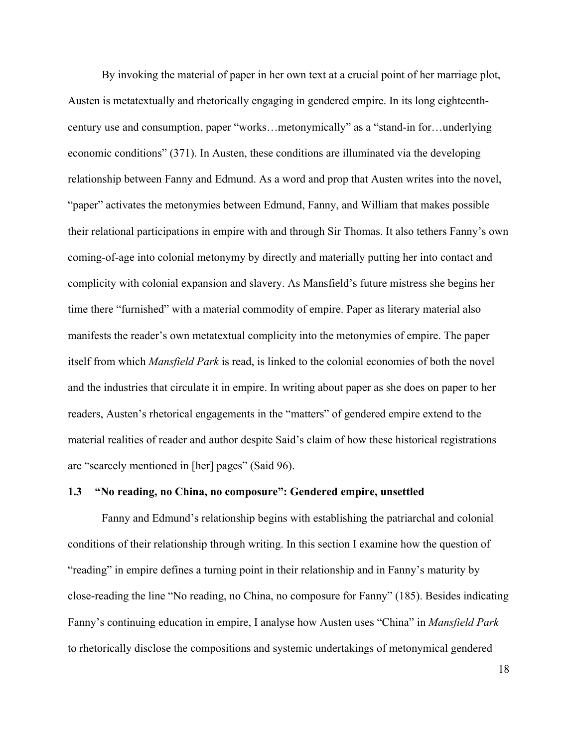By invoking the material of paper in her own text at a crucial point of her marriage plot, Austen is metatextually and rhetorically engaging in gendered empire. In its long eighteenth-century use and consumption, paper "works…metonymically" as a "stand-in for…underlying economic conditions" (371). In Austen, these conditions are illuminated via the developing relationship between Fanny and Edmund. As a word and prop that Austen writes into the novel, "paper" activates the metonymies between Edmund, Fanny, and William that makes possible their relational participations in empire with and through Sir Thomas. It also tethers Fanny's own coming-of-age into colonial metonymy by directly and materially putting her into contact and complicity with colonial expansion and slavery. As Mansfield's future mistress she begins her time there "furnished" with a material commodity of empire. Paper as literary material also manifests the reader's own metatextual complicity into the metonymies of empire. The paper itself from which *Mansfield Park* is read, is linked to the colonial economies of both the novel and the industries that circulate it in empire. In writing about paper as she does on paper to her readers, Austen's rhetorical engagements in the "matters" of gendered empire extend to the material realities of reader and author despite Said's claim of how these historical registrations are "scarcely mentioned in [her] pages" (Said 96).

### 1.3 "No reading, no China, no composure": Gendered empire, unsettled

Fanny and Edmund's relationship begins with establishing the patriarchal and colonial conditions of their relationship through writing. In this section I examine how the question of "reading" in empire defines a turning point in their relationship and in Fanny's maturity by close-reading the line "No reading, no China, no composure for Fanny" (185). Besides indicating Fanny's continuing education in empire, I analyse how Austen uses "China" in *Mansfield Park* to rhetorically disclose the compositions and systemic undertakings of metonymical gendered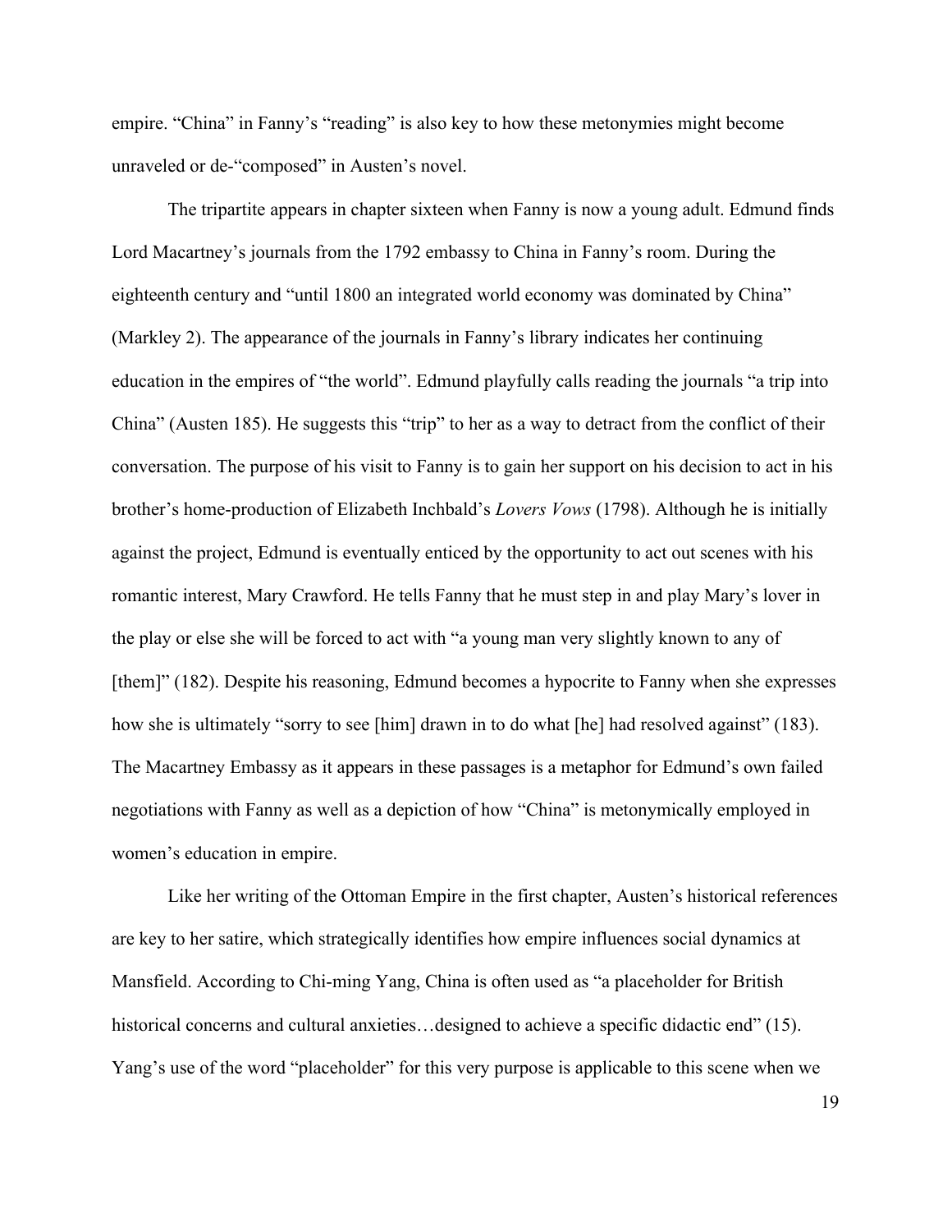empire. "China" in Fanny's "reading" is also key to how these metonymies might become unraveled or de-"composed" in Austen's novel.

The tripartite appears in chapter sixteen when Fanny is now a young adult. Edmund finds Lord Macartney's journals from the 1792 embassy to China in Fanny's room. During the eighteenth century and "until 1800 an integrated world economy was dominated by China" (Markley 2). The appearance of the journals in Fanny's library indicates her continuing education in the empires of "the world". Edmund playfully calls reading the journals "a trip into China" (Austen 185). He suggests this "trip" to her as a way to detract from the conflict of their conversation. The purpose of his visit to Fanny is to gain her support on his decision to act in his brother's home-production of Elizabeth Inchbald's *Lovers Vows* (1798). Although he is initially against the project, Edmund is eventually enticed by the opportunity to act out scenes with his romantic interest, Mary Crawford. He tells Fanny that he must step in and play Mary's lover in the play or else she will be forced to act with "a young man very slightly known to any of [them]" (182). Despite his reasoning, Edmund becomes a hypocrite to Fanny when she expresses how she is ultimately "sorry to see [him] drawn in to do what [he] had resolved against" (183). The Macartney Embassy as it appears in these passages is a metaphor for Edmund's own failed negotiations with Fanny as well as a depiction of how "China" is metonymically employed in women's education in empire.

Like her writing of the Ottoman Empire in the first chapter, Austen's historical references are key to her satire, which strategically identifies how empire influences social dynamics at Mansfield. According to Chi-ming Yang, China is often used as "a placeholder for British historical concerns and cultural anxieties…designed to achieve a specific didactic end" (15). Yang's use of the word "placeholder" for this very purpose is applicable to this scene when we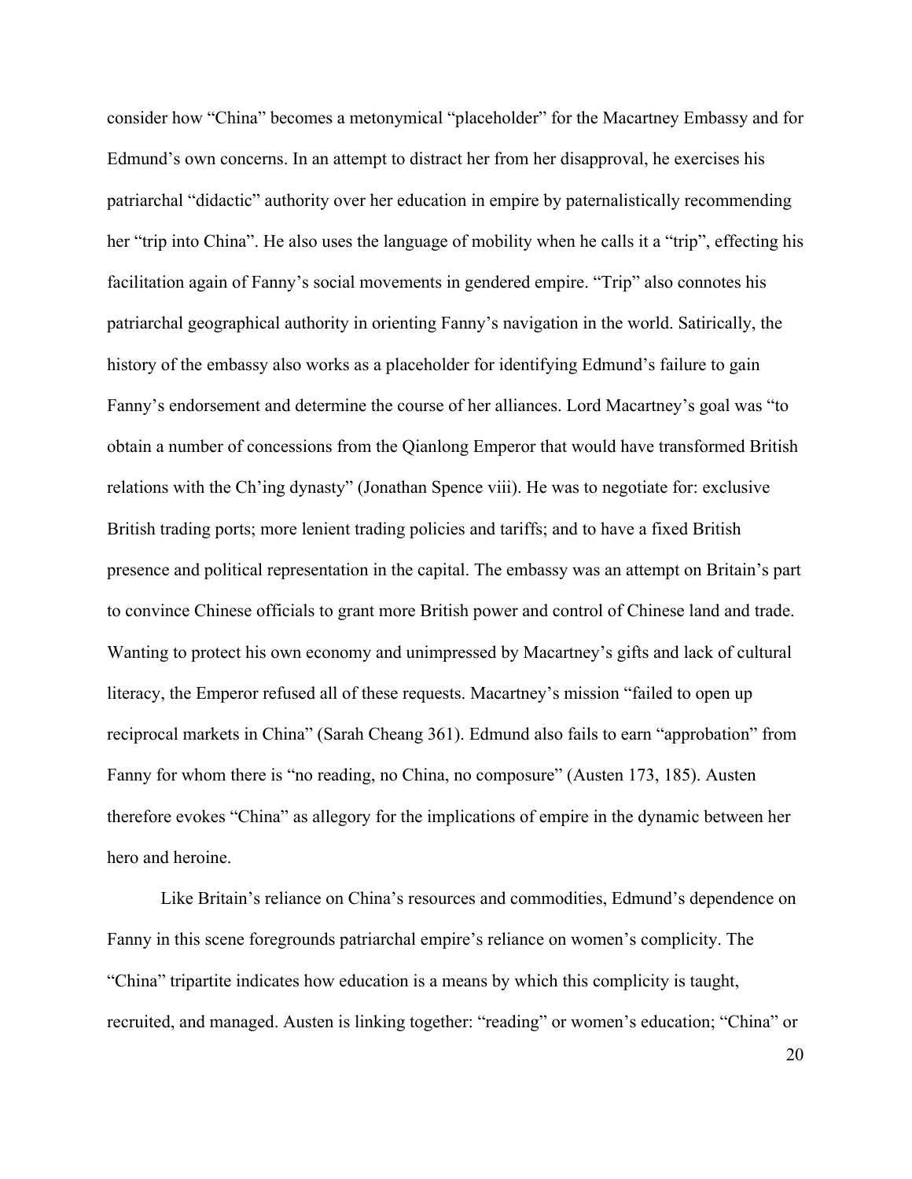consider how "China" becomes a metonymical "placeholder" for the Macartney Embassy and for Edmund's own concerns. In an attempt to distract her from her disapproval, he exercises his patriarchal "didactic" authority over her education in empire by paternalistically recommending her "trip into China". He also uses the language of mobility when he calls it a "trip", effecting his facilitation again of Fanny's social movements in gendered empire. "Trip" also connotes his patriarchal geographical authority in orienting Fanny's navigation in the world. Satirically, the history of the embassy also works as a placeholder for identifying Edmund's failure to gain Fanny's endorsement and determine the course of her alliances. Lord Macartney's goal was "to obtain a number of concessions from the Qianlong Emperor that would have transformed British relations with the Ch'ing dynasty" (Jonathan Spence viii). He was to negotiate for: exclusive British trading ports; more lenient trading policies and tariffs; and to have a fixed British presence and political representation in the capital. The embassy was an attempt on Britain's part to convince Chinese officials to grant more British power and control of Chinese land and trade. Wanting to protect his own economy and unimpressed by Macartney's gifts and lack of cultural literacy, the Emperor refused all of these requests. Macartney's mission "failed to open up reciprocal markets in China" (Sarah Cheang 361). Edmund also fails to earn "approbation" from Fanny for whom there is "no reading, no China, no composure" (Austen 173, 185). Austen therefore evokes "China" as allegory for the implications of empire in the dynamic between her hero and heroine.

Like Britain's reliance on China's resources and commodities, Edmund's dependence on Fanny in this scene foregrounds patriarchal empire's reliance on women's complicity. The "China" tripartite indicates how education is a means by which this complicity is taught, recruited, and managed. Austen is linking together: "reading" or women's education; "China" or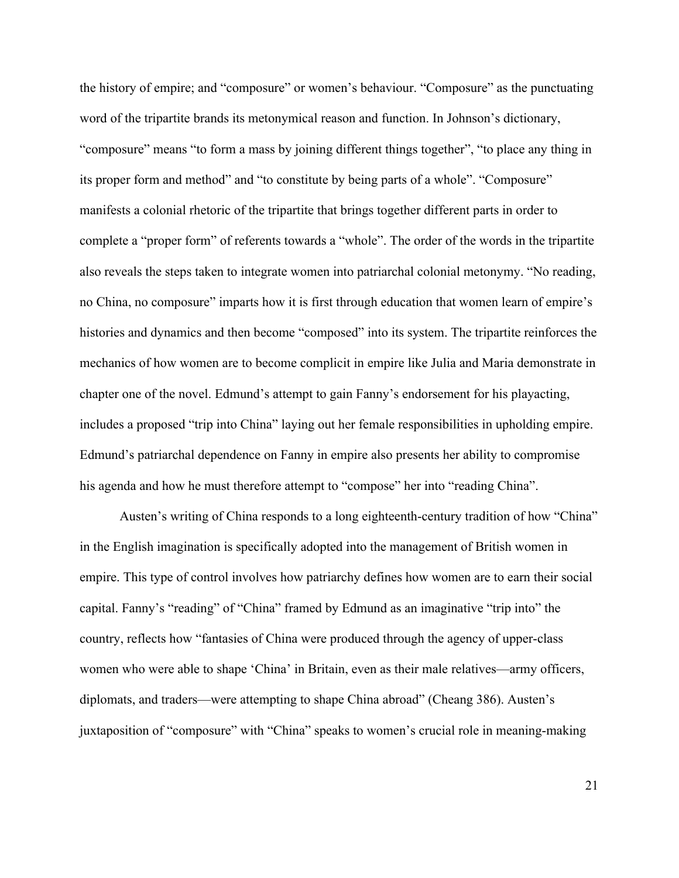the history of empire; and "composure" or women's behaviour. "Composure" as the punctuating word of the tripartite brands its metonymical reason and function. In Johnson's dictionary, "composure" means "to form a mass by joining different things together", "to place any thing in its proper form and method" and "to constitute by being parts of a whole". "Composure" manifests a colonial rhetoric of the tripartite that brings together different parts in order to complete a "proper form" of referents towards a "whole". The order of the words in the tripartite also reveals the steps taken to integrate women into patriarchal colonial metonymy. "No reading, no China, no composure" imparts how it is first through education that women learn of empire's histories and dynamics and then become "composed" into its system. The tripartite reinforces the mechanics of how women are to become complicit in empire like Julia and Maria demonstrate in chapter one of the novel. Edmund's attempt to gain Fanny's endorsement for his playacting, includes a proposed "trip into China" laying out her female responsibilities in upholding empire. Edmund's patriarchal dependence on Fanny in empire also presents her ability to compromise his agenda and how he must therefore attempt to "compose" her into "reading China".

Austen's writing of China responds to a long eighteenth-century tradition of how "China" in the English imagination is specifically adopted into the management of British women in empire. This type of control involves how patriarchy defines how women are to earn their social capital. Fanny's "reading" of "China" framed by Edmund as an imaginative "trip into" the country, reflects how "fantasies of China were produced through the agency of upper-class women who were able to shape 'China' in Britain, even as their male relatives—army officers, diplomats, and traders—were attempting to shape China abroad" (Cheang 386). Austen's juxtaposition of "composure" with "China" speaks to women's crucial role in meaning-making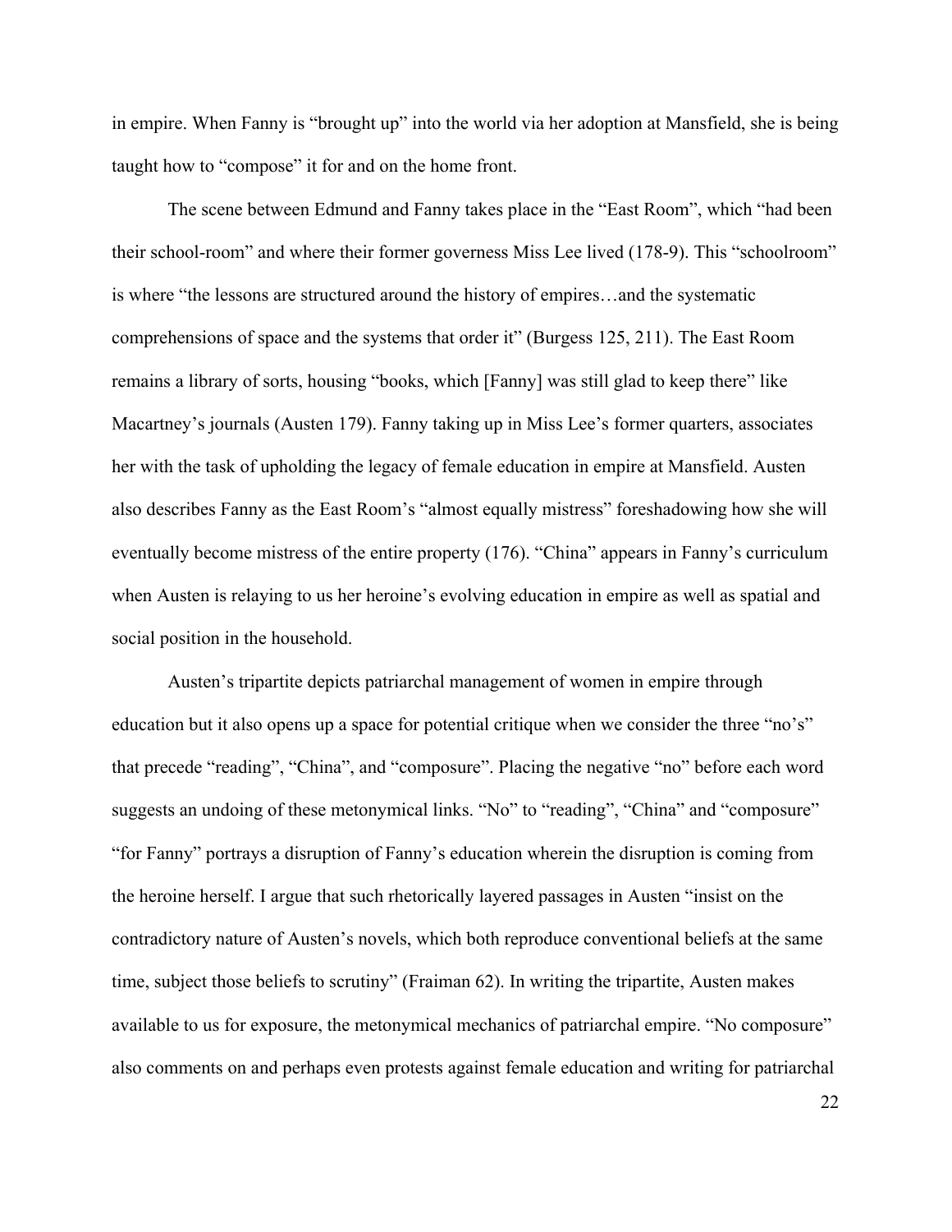in empire. When Fanny is "brought up" into the world via her adoption at Mansfield, she is being taught how to "compose" it for and on the home front.

The scene between Edmund and Fanny takes place in the "East Room", which "had been their school-room" and where their former governess Miss Lee lived (178-9). This "schoolroom" is where "the lessons are structured around the history of empires…and the systematic comprehensions of space and the systems that order it" (Burgess 125, 211). The East Room remains a library of sorts, housing "books, which [Fanny] was still glad to keep there" like Macartney's journals (Austen 179). Fanny taking up in Miss Lee's former quarters, associates her with the task of upholding the legacy of female education in empire at Mansfield. Austen also describes Fanny as the East Room's "almost equally mistress" foreshadowing how she will eventually become mistress of the entire property (176). "China" appears in Fanny's curriculum when Austen is relaying to us her heroine's evolving education in empire as well as spatial and social position in the household.

Austen's tripartite depicts patriarchal management of women in empire through education but it also opens up a space for potential critique when we consider the three "no's" that precede "reading", "China", and "composure". Placing the negative "no" before each word suggests an undoing of these metonymical links. "No" to "reading", "China" and "composure" "for Fanny" portrays a disruption of Fanny's education wherein the disruption is coming from the heroine herself. I argue that such rhetorically layered passages in Austen "insist on the contradictory nature of Austen's novels, which both reproduce conventional beliefs at the same time, subject those beliefs to scrutiny" (Fraiman 62). In writing the tripartite, Austen makes available to us for exposure, the metonymical mechanics of patriarchal empire. "No composure" also comments on and perhaps even protests against female education and writing for patriarchal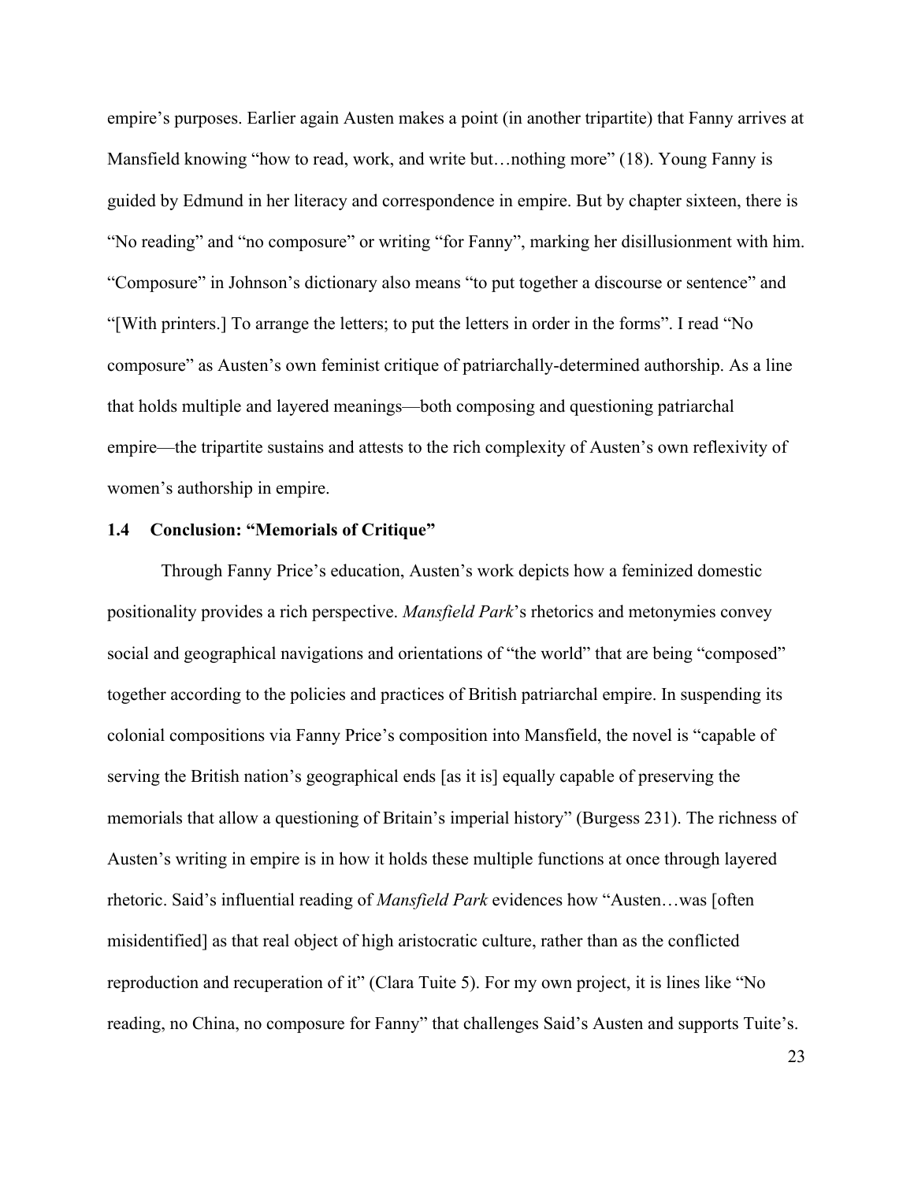empire's purposes. Earlier again Austen makes a point (in another tripartite) that Fanny arrives at Mansfield knowing "how to read, work, and write but…nothing more" (18). Young Fanny is guided by Edmund in her literacy and correspondence in empire. But by chapter sixteen, there is "No reading" and "no composure" or writing "for Fanny", marking her disillusionment with him. "Composure" in Johnson's dictionary also means "to put together a discourse or sentence" and "[With printers.] To arrange the letters; to put the letters in order in the forms". I read "No composure" as Austen's own feminist critique of patriarchally-determined authorship. As a line that holds multiple and layered meanings—both composing and questioning patriarchal empire—the tripartite sustains and attests to the rich complexity of Austen's own reflexivity of women's authorship in empire.

### 1.4 Conclusion: "Memorials of Critique"

Through Fanny Price's education, Austen's work depicts how a feminized domestic positionality provides a rich perspective. *Mansfield Park*'s rhetorics and metonymies convey social and geographical navigations and orientations of "the world" that are being "composed" together according to the policies and practices of British patriarchal empire. In suspending its colonial compositions via Fanny Price's composition into Mansfield, the novel is "capable of serving the British nation's geographical ends [as it is] equally capable of preserving the memorials that allow a questioning of Britain's imperial history" (Burgess 231). The richness of Austen's writing in empire is in how it holds these multiple functions at once through layered rhetoric. Said's influential reading of *Mansfield Park* evidences how "Austen…was [often misidentified] as that real object of high aristocratic culture, rather than as the conflicted reproduction and recuperation of it" (Clara Tuite 5). For my own project, it is lines like "No reading, no China, no composure for Fanny" that challenges Said's Austen and supports Tuite's.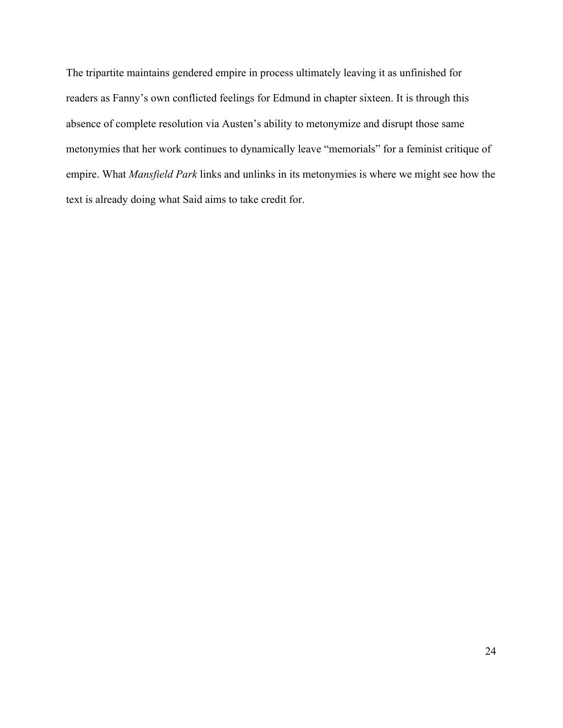The tripartite maintains gendered empire in process ultimately leaving it as unfinished for readers as Fanny's own conflicted feelings for Edmund in chapter sixteen. It is through this absence of complete resolution via Austen's ability to metonymize and disrupt those same metonymies that her work continues to dynamically leave "memorials" for a feminist critique of empire. What *Mansfield Park* links and unlinks in its metonymies is where we might see how the text is already doing what Said aims to take credit for.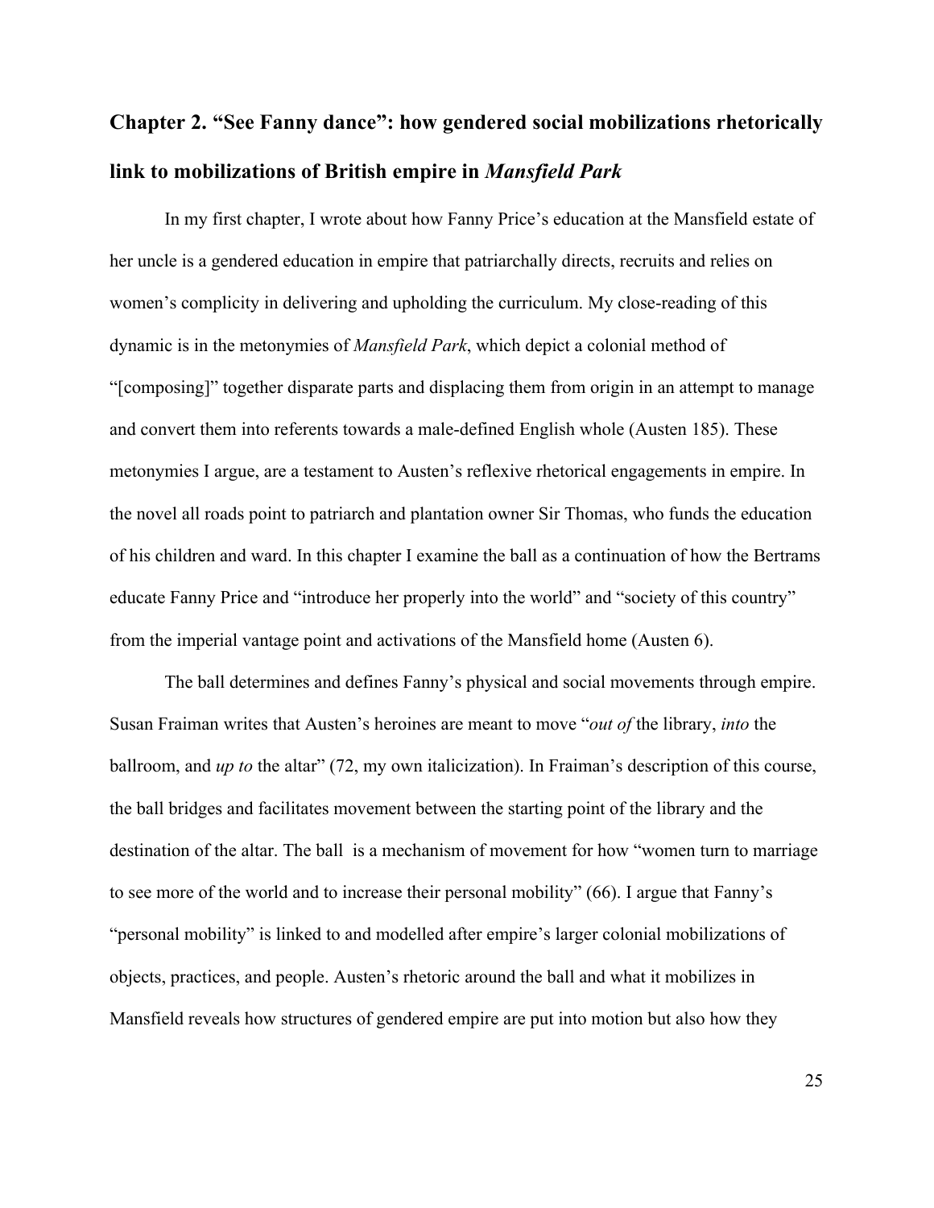## Chapter 2. "See Fanny dance": how gendered social mobilizations rhetorically link to mobilizations of British empire in *Mansfield Park*

In my first chapter, I wrote about how Fanny Price's education at the Mansfield estate of her uncle is a gendered education in empire that patriarchally directs, recruits and relies on women's complicity in delivering and upholding the curriculum. My close-reading of this dynamic is in the metonymies of *Mansfield Park*, which depict a colonial method of "[composing]" together disparate parts and displacing them from origin in an attempt to manage and convert them into referents towards a male-defined English whole (Austen 185). These metonymies I argue, are a testament to Austen's reflexive rhetorical engagements in empire. In the novel all roads point to patriarch and plantation owner Sir Thomas, who funds the education of his children and ward. In this chapter I examine the ball as a continuation of how the Bertrams educate Fanny Price and "introduce her properly into the world" and "society of this country" from the imperial vantage point and activations of the Mansfield home (Austen 6).

The ball determines and defines Fanny's physical and social movements through empire. Susan Fraiman writes that Austen's heroines are meant to move "*out of* the library, *into* the ballroom, and *up to* the altar" (72, my own italicization). In Fraiman's description of this course, the ball bridges and facilitates movement between the starting point of the library and the destination of the altar. The ball is a mechanism of movement for how "women turn to marriage to see more of the world and to increase their personal mobility" (66). I argue that Fanny's "personal mobility" is linked to and modelled after empire's larger colonial mobilizations of objects, practices, and people. Austen's rhetoric around the ball and what it mobilizes in Mansfield reveals how structures of gendered empire are put into motion but also how they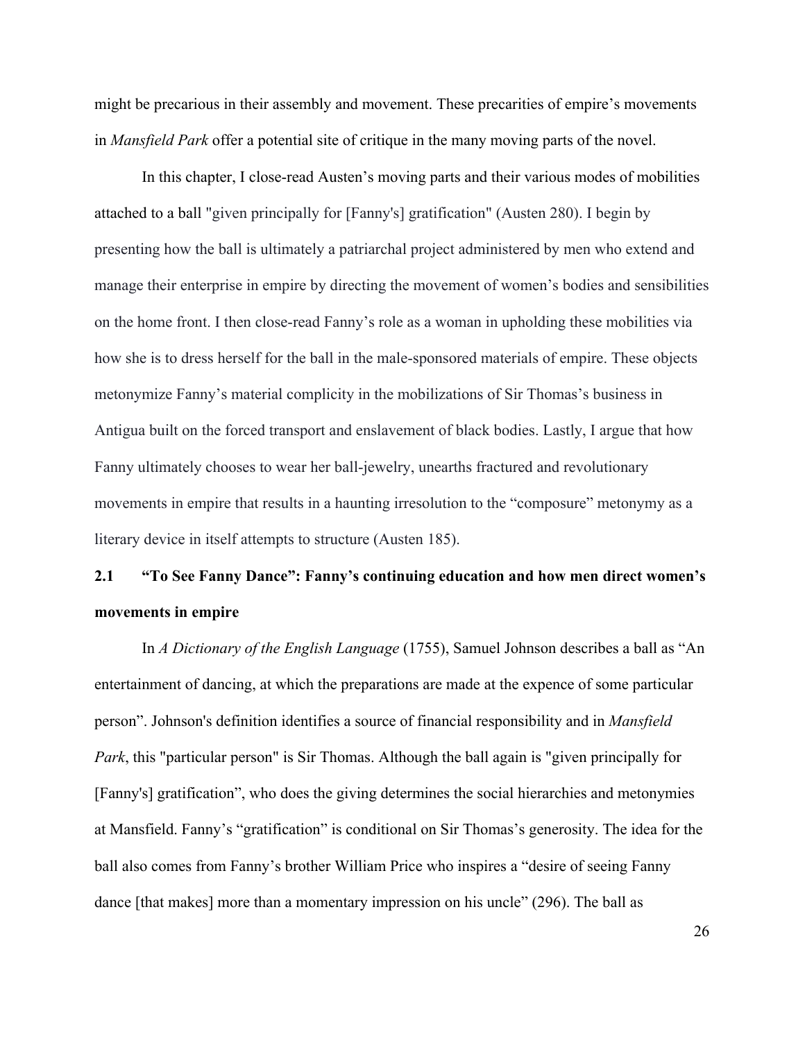might be precarious in their assembly and movement. These precarities of empire's movements in *Mansfield Park* offer a potential site of critique in the many moving parts of the novel.

In this chapter, I close-read Austen's moving parts and their various modes of mobilities attached to a ball "given principally for [Fanny's] gratification" (Austen 280). I begin by presenting how the ball is ultimately a patriarchal project administered by men who extend and manage their enterprise in empire by directing the movement of women's bodies and sensibilities on the home front. I then close-read Fanny's role as a woman in upholding these mobilities via how she is to dress herself for the ball in the male-sponsored materials of empire. These objects metonymize Fanny's material complicity in the mobilizations of Sir Thomas's business in Antigua built on the forced transport and enslavement of black bodies. Lastly, I argue that how Fanny ultimately chooses to wear her ball-jewelry, unearths fractured and revolutionary movements in empire that results in a haunting irresolution to the "composure" metonymy as a literary device in itself attempts to structure (Austen 185).

## 2.1 "To See Fanny Dance": Fanny's continuing education and how men direct women's movements in empire

In *A Dictionary of the English Language* (1755), Samuel Johnson describes a ball as "An entertainment of dancing, at which the preparations are made at the expence of some particular person". Johnson's definition identifies a source of financial responsibility and in *Mansfield Park*, this "particular person" is Sir Thomas. Although the ball again is "given principally for [Fanny's] gratification", who does the giving determines the social hierarchies and metonymies at Mansfield. Fanny's "gratification" is conditional on Sir Thomas's generosity. The idea for the ball also comes from Fanny's brother William Price who inspires a "desire of seeing Fanny dance [that makes] more than a momentary impression on his uncle" (296). The ball as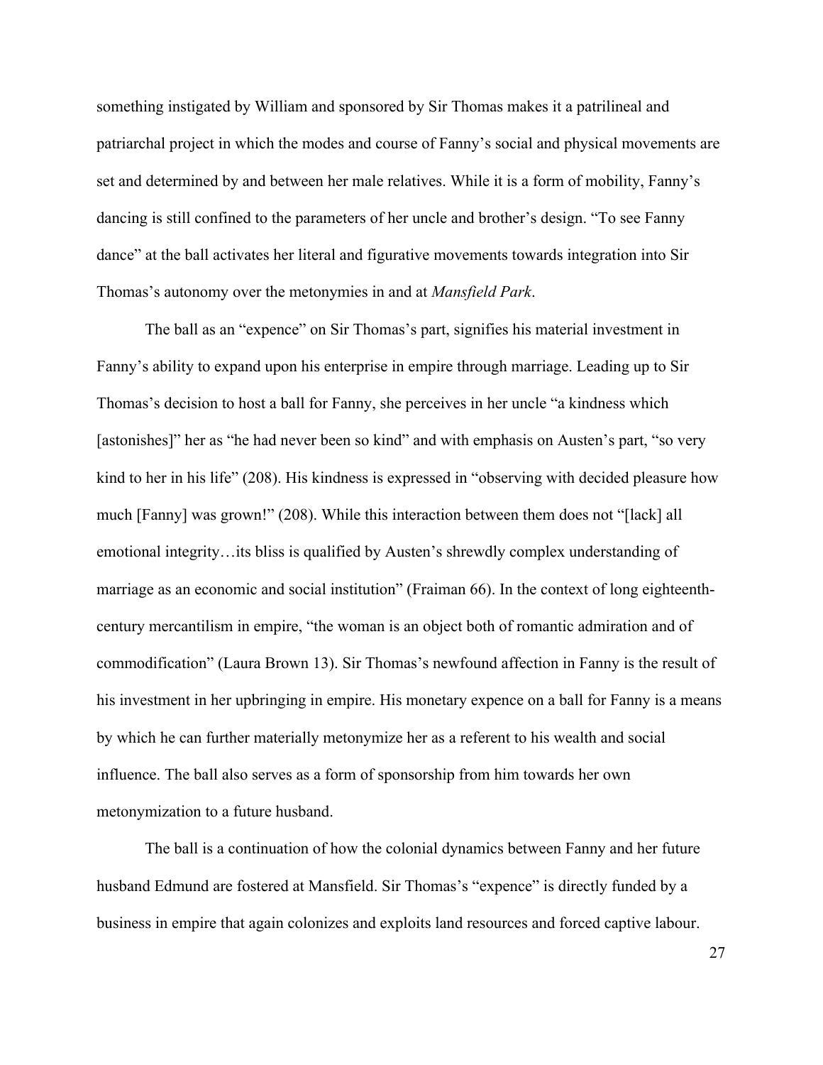something instigated by William and sponsored by Sir Thomas makes it a patrilineal and patriarchal project in which the modes and course of Fanny's social and physical movements are set and determined by and between her male relatives. While it is a form of mobility, Fanny's dancing is still confined to the parameters of her uncle and brother's design. "To see Fanny dance" at the ball activates her literal and figurative movements towards integration into Sir Thomas's autonomy over the metonymies in and at *Mansfield Park*.

The ball as an "expence" on Sir Thomas's part, signifies his material investment in Fanny's ability to expand upon his enterprise in empire through marriage. Leading up to Sir Thomas's decision to host a ball for Fanny, she perceives in her uncle "a kindness which [astonishes]" her as "he had never been so kind" and with emphasis on Austen's part, "so very kind to her in his life" (208). His kindness is expressed in "observing with decided pleasure how much [Fanny] was grown!" (208). While this interaction between them does not "[lack] all emotional integrity…its bliss is qualified by Austen's shrewdly complex understanding of marriage as an economic and social institution" (Fraiman 66). In the context of long eighteenth-century mercantilism in empire, "the woman is an object both of romantic admiration and of commodification" (Laura Brown 13). Sir Thomas's newfound affection in Fanny is the result of his investment in her upbringing in empire. His monetary expence on a ball for Fanny is a means by which he can further materially metonymize her as a referent to his wealth and social influence. The ball also serves as a form of sponsorship from him towards her own metonymization to a future husband.

The ball is a continuation of how the colonial dynamics between Fanny and her future husband Edmund are fostered at Mansfield. Sir Thomas's "expence" is directly funded by a business in empire that again colonizes and exploits land resources and forced captive labour.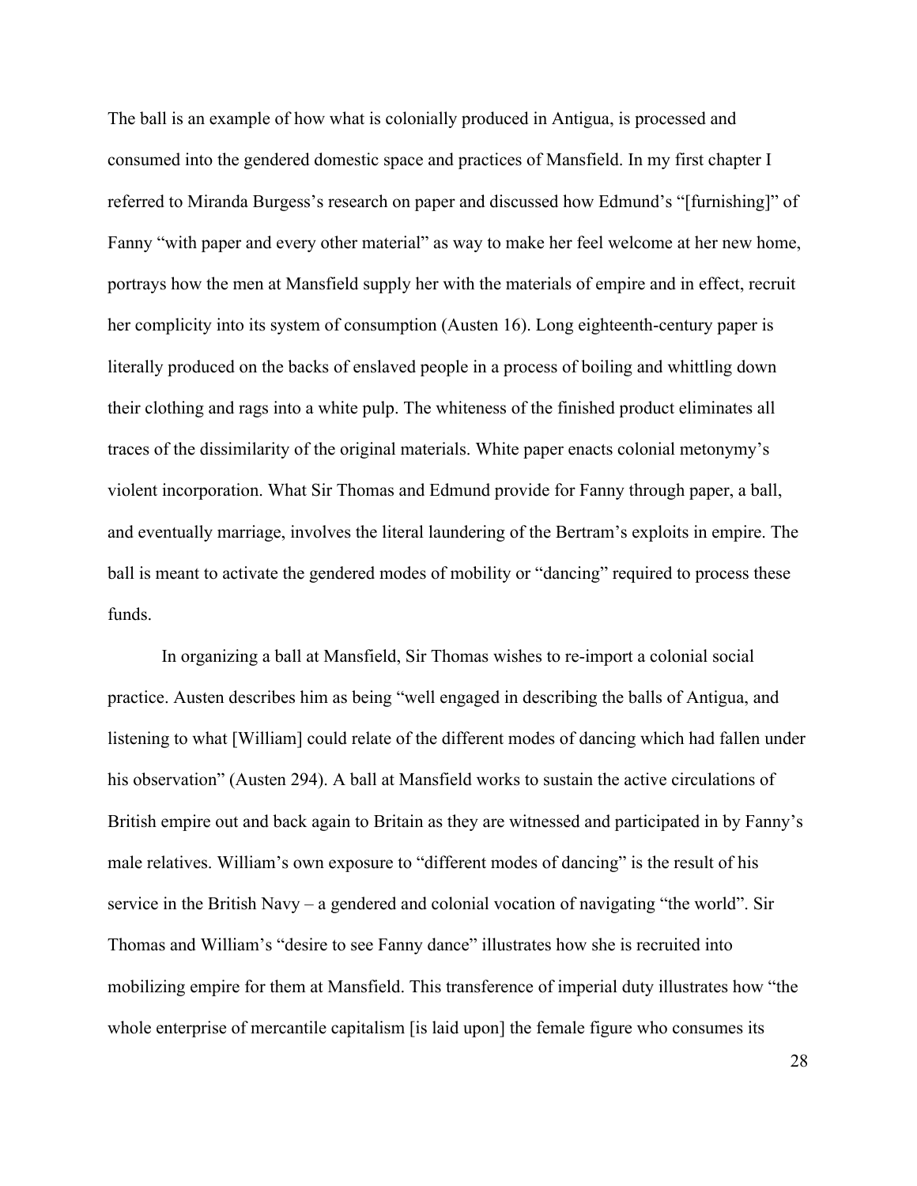The ball is an example of how what is colonially produced in Antigua, is processed and consumed into the gendered domestic space and practices of Mansfield. In my first chapter I referred to Miranda Burgess's research on paper and discussed how Edmund's "[furnishing]" of Fanny "with paper and every other material" as way to make her feel welcome at her new home, portrays how the men at Mansfield supply her with the materials of empire and in effect, recruit her complicity into its system of consumption (Austen 16). Long eighteenth-century paper is literally produced on the backs of enslaved people in a process of boiling and whittling down their clothing and rags into a white pulp. The whiteness of the finished product eliminates all traces of the dissimilarity of the original materials. White paper enacts colonial metonymy's violent incorporation. What Sir Thomas and Edmund provide for Fanny through paper, a ball, and eventually marriage, involves the literal laundering of the Bertram's exploits in empire. The ball is meant to activate the gendered modes of mobility or "dancing" required to process these funds.

In organizing a ball at Mansfield, Sir Thomas wishes to re-import a colonial social practice. Austen describes him as being "well engaged in describing the balls of Antigua, and listening to what [William] could relate of the different modes of dancing which had fallen under his observation" (Austen 294). A ball at Mansfield works to sustain the active circulations of British empire out and back again to Britain as they are witnessed and participated in by Fanny's male relatives. William's own exposure to "different modes of dancing" is the result of his service in the British Navy – a gendered and colonial vocation of navigating "the world". Sir Thomas and William's "desire to see Fanny dance" illustrates how she is recruited into mobilizing empire for them at Mansfield. This transference of imperial duty illustrates how "the whole enterprise of mercantile capitalism [is laid upon] the female figure who consumes its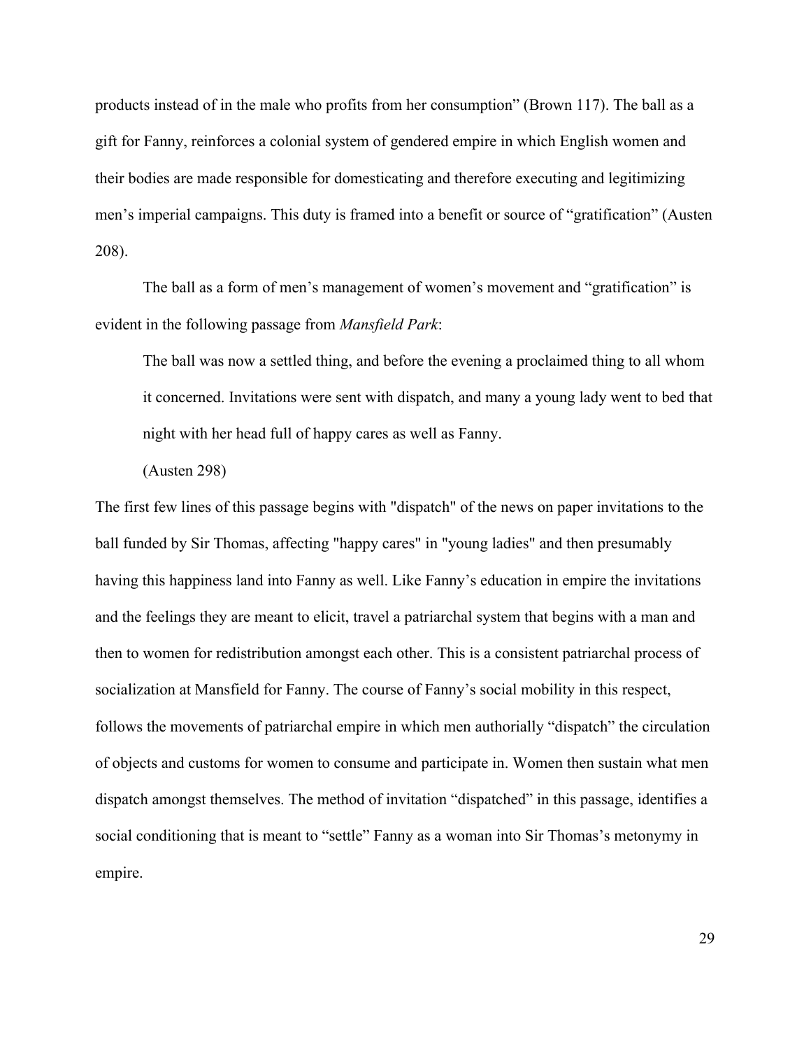products instead of in the male who profits from her consumption" (Brown 117). The ball as a gift for Fanny, reinforces a colonial system of gendered empire in which English women and their bodies are made responsible for domesticating and therefore executing and legitimizing men's imperial campaigns. This duty is framed into a benefit or source of "gratification" (Austen 208).

The ball as a form of men's management of women's movement and "gratification" is evident in the following passage from *Mansfield Park*:

> The ball was now a settled thing, and before the evening a proclaimed thing to all whom it concerned. Invitations were sent with dispatch, and many a young lady went to bed that night with her head full of happy cares as well as Fanny.
>
> (Austen 298)

The first few lines of this passage begins with "dispatch" of the news on paper invitations to the ball funded by Sir Thomas, affecting "happy cares" in "young ladies" and then presumably having this happiness land into Fanny as well. Like Fanny's education in empire the invitations and the feelings they are meant to elicit, travel a patriarchal system that begins with a man and then to women for redistribution amongst each other. This is a consistent patriarchal process of socialization at Mansfield for Fanny. The course of Fanny's social mobility in this respect, follows the movements of patriarchal empire in which men authorially "dispatch" the circulation of objects and customs for women to consume and participate in. Women then sustain what men dispatch amongst themselves. The method of invitation "dispatched" in this passage, identifies a social conditioning that is meant to "settle" Fanny as a woman into Sir Thomas's metonymy in empire.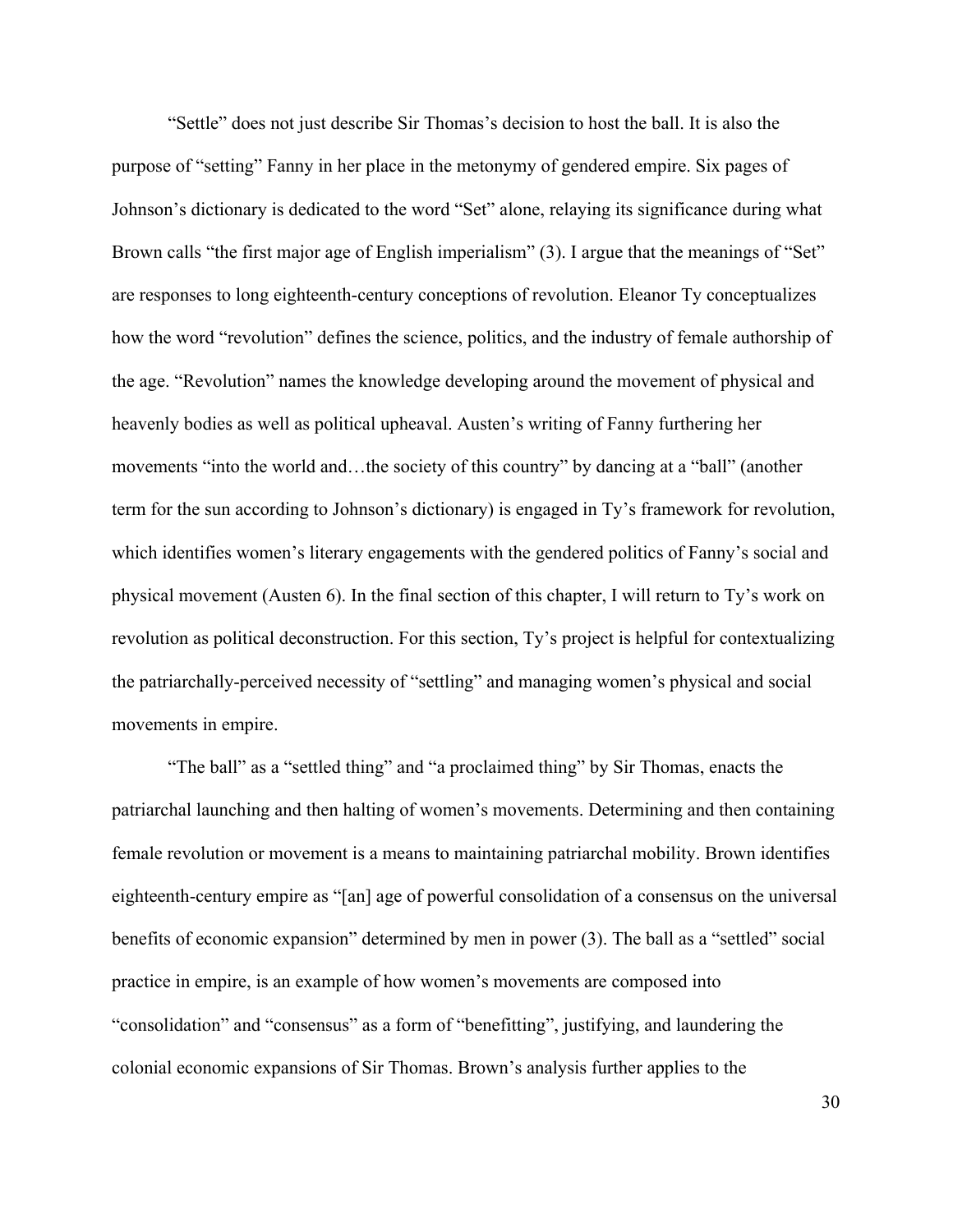"Settle" does not just describe Sir Thomas's decision to host the ball. It is also the purpose of "setting" Fanny in her place in the metonymy of gendered empire. Six pages of Johnson's dictionary is dedicated to the word "Set" alone, relaying its significance during what Brown calls "the first major age of English imperialism" (3). I argue that the meanings of "Set" are responses to long eighteenth-century conceptions of revolution. Eleanor Ty conceptualizes how the word "revolution" defines the science, politics, and the industry of female authorship of the age. "Revolution" names the knowledge developing around the movement of physical and heavenly bodies as well as political upheaval. Austen's writing of Fanny furthering her movements "into the world and…the society of this country" by dancing at a "ball" (another term for the sun according to Johnson's dictionary) is engaged in Ty's framework for revolution, which identifies women's literary engagements with the gendered politics of Fanny's social and physical movement (Austen 6). In the final section of this chapter, I will return to Ty's work on revolution as political deconstruction. For this section, Ty's project is helpful for contextualizing the patriarchally-perceived necessity of "settling" and managing women's physical and social movements in empire.

"The ball" as a "settled thing" and "a proclaimed thing" by Sir Thomas, enacts the patriarchal launching and then halting of women's movements. Determining and then containing female revolution or movement is a means to maintaining patriarchal mobility. Brown identifies eighteenth-century empire as "[an] age of powerful consolidation of a consensus on the universal benefits of economic expansion" determined by men in power (3). The ball as a "settled" social practice in empire, is an example of how women's movements are composed into "consolidation" and "consensus" as a form of "benefitting", justifying, and laundering the colonial economic expansions of Sir Thomas. Brown's analysis further applies to the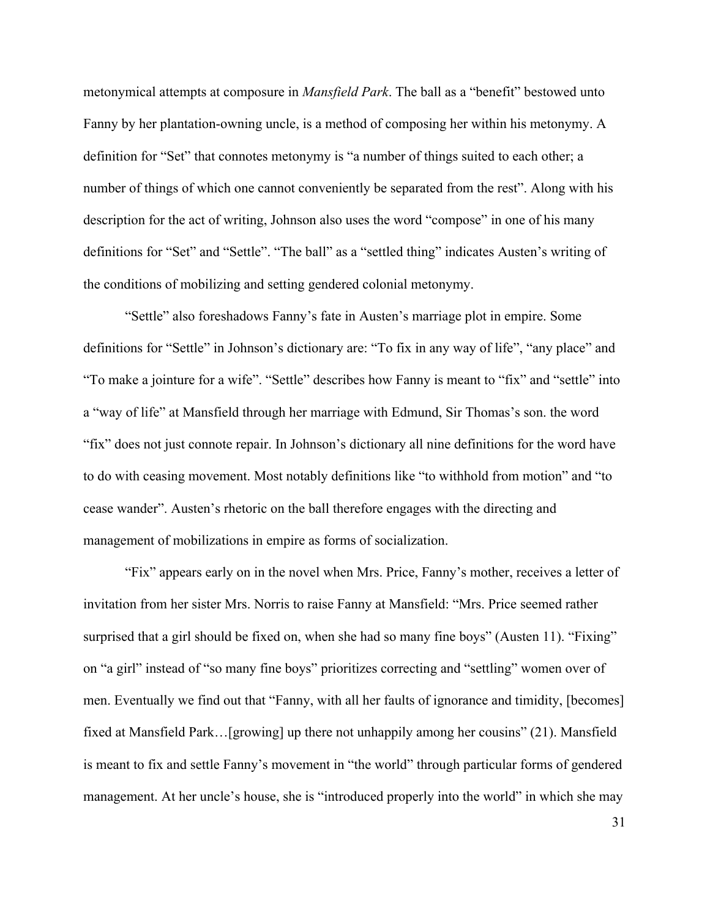metonymical attempts at composure in *Mansfield Park*. The ball as a "benefit" bestowed unto Fanny by her plantation-owning uncle, is a method of composing her within his metonymy. A definition for "Set" that connotes metonymy is "a number of things suited to each other; a number of things of which one cannot conveniently be separated from the rest". Along with his description for the act of writing, Johnson also uses the word "compose" in one of his many definitions for "Set" and "Settle". "The ball" as a "settled thing" indicates Austen's writing of the conditions of mobilizing and setting gendered colonial metonymy.

"Settle" also foreshadows Fanny's fate in Austen's marriage plot in empire. Some definitions for "Settle" in Johnson's dictionary are: "To fix in any way of life", "any place" and "To make a jointure for a wife". "Settle" describes how Fanny is meant to "fix" and "settle" into a "way of life" at Mansfield through her marriage with Edmund, Sir Thomas's son. the word "fix" does not just connote repair. In Johnson's dictionary all nine definitions for the word have to do with ceasing movement. Most notably definitions like "to withhold from motion" and "to cease wander". Austen's rhetoric on the ball therefore engages with the directing and management of mobilizations in empire as forms of socialization.

"Fix" appears early on in the novel when Mrs. Price, Fanny's mother, receives a letter of invitation from her sister Mrs. Norris to raise Fanny at Mansfield: "Mrs. Price seemed rather surprised that a girl should be fixed on, when she had so many fine boys" (Austen 11). "Fixing" on "a girl" instead of "so many fine boys" prioritizes correcting and "settling" women over of men. Eventually we find out that "Fanny, with all her faults of ignorance and timidity, [becomes] fixed at Mansfield Park…[growing] up there not unhappily among her cousins" (21). Mansfield is meant to fix and settle Fanny's movement in "the world" through particular forms of gendered management. At her uncle's house, she is "introduced properly into the world" in which she may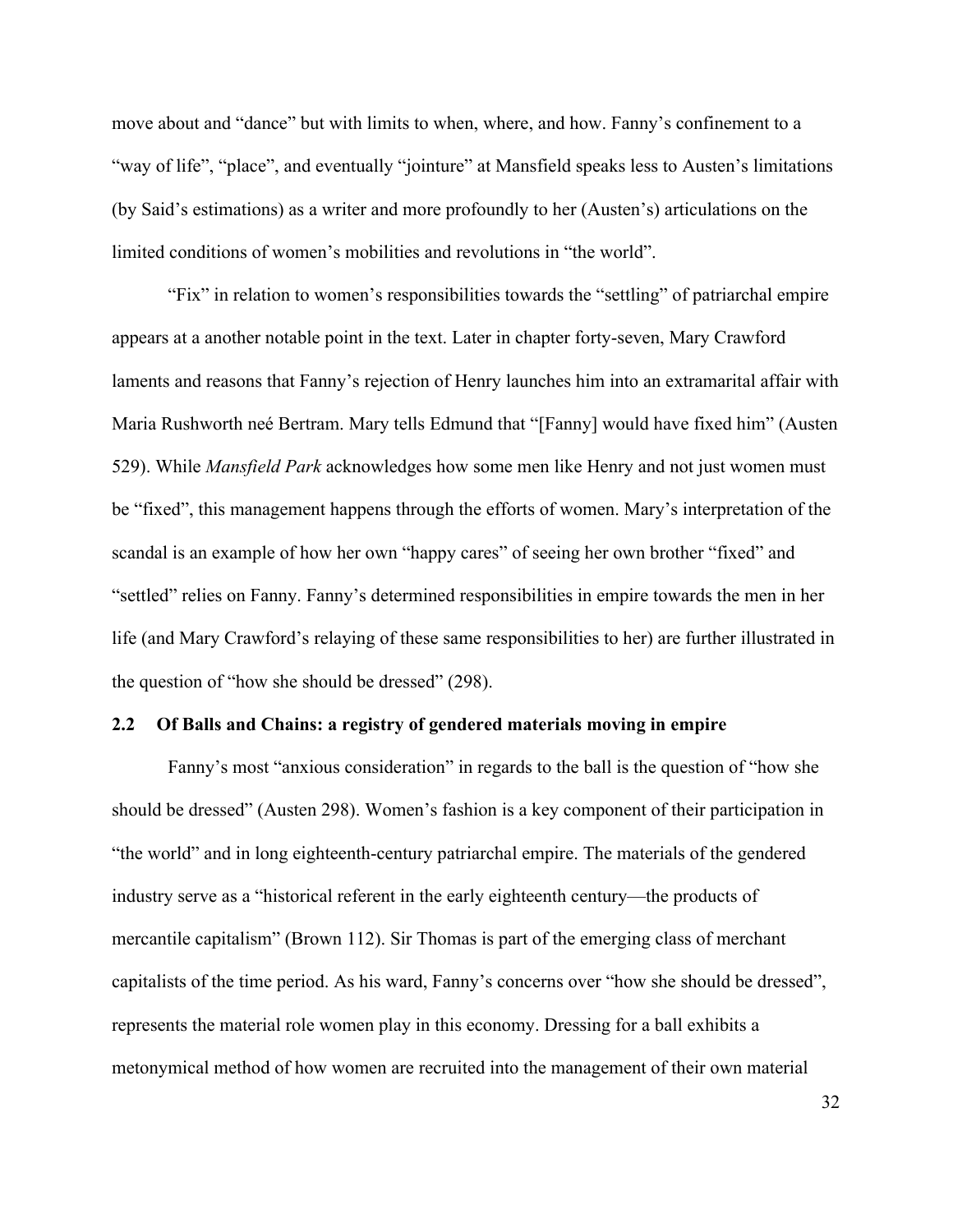move about and "dance" but with limits to when, where, and how. Fanny's confinement to a "way of life", "place", and eventually "jointure" at Mansfield speaks less to Austen's limitations (by Said's estimations) as a writer and more profoundly to her (Austen's) articulations on the limited conditions of women's mobilities and revolutions in "the world".

"Fix" in relation to women's responsibilities towards the "settling" of patriarchal empire appears at a another notable point in the text. Later in chapter forty-seven, Mary Crawford laments and reasons that Fanny's rejection of Henry launches him into an extramarital affair with Maria Rushworth neé Bertram. Mary tells Edmund that "[Fanny] would have fixed him" (Austen 529). While *Mansfield Park* acknowledges how some men like Henry and not just women must be "fixed", this management happens through the efforts of women. Mary's interpretation of the scandal is an example of how her own "happy cares" of seeing her own brother "fixed" and "settled" relies on Fanny. Fanny's determined responsibilities in empire towards the men in her life (and Mary Crawford's relaying of these same responsibilities to her) are further illustrated in the question of "how she should be dressed" (298).

### 2.2 Of Balls and Chains: a registry of gendered materials moving in empire

Fanny's most "anxious consideration" in regards to the ball is the question of "how she should be dressed" (Austen 298). Women's fashion is a key component of their participation in "the world" and in long eighteenth-century patriarchal empire. The materials of the gendered industry serve as a "historical referent in the early eighteenth century—the products of mercantile capitalism" (Brown 112). Sir Thomas is part of the emerging class of merchant capitalists of the time period. As his ward, Fanny's concerns over "how she should be dressed", represents the material role women play in this economy. Dressing for a ball exhibits a metonymical method of how women are recruited into the management of their own material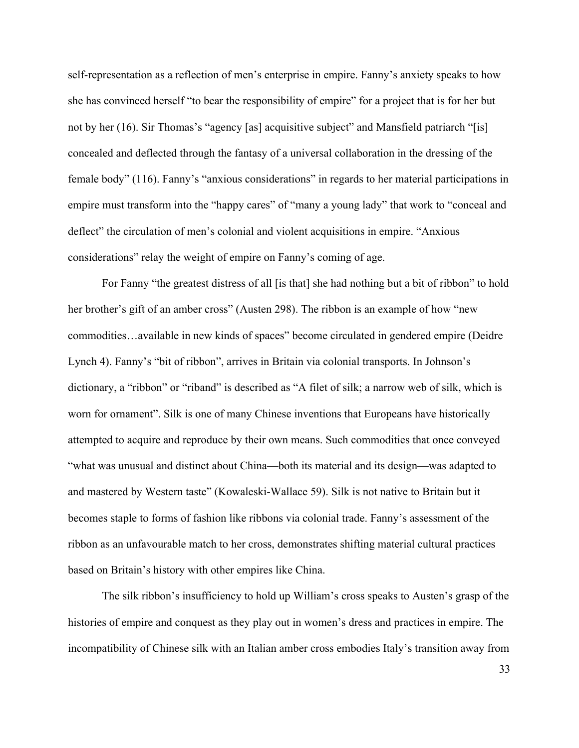self-representation as a reflection of men's enterprise in empire. Fanny's anxiety speaks to how she has convinced herself "to bear the responsibility of empire" for a project that is for her but not by her (16). Sir Thomas's "agency [as] acquisitive subject" and Mansfield patriarch "[is] concealed and deflected through the fantasy of a universal collaboration in the dressing of the female body" (116). Fanny's "anxious considerations" in regards to her material participations in empire must transform into the "happy cares" of "many a young lady" that work to "conceal and deflect" the circulation of men's colonial and violent acquisitions in empire. "Anxious considerations" relay the weight of empire on Fanny's coming of age.

For Fanny "the greatest distress of all [is that] she had nothing but a bit of ribbon" to hold her brother's gift of an amber cross" (Austen 298). The ribbon is an example of how "new commodities…available in new kinds of spaces" become circulated in gendered empire (Deidre Lynch 4). Fanny's "bit of ribbon", arrives in Britain via colonial transports. In Johnson's dictionary, a "ribbon" or "riband" is described as "A filet of silk; a narrow web of silk, which is worn for ornament". Silk is one of many Chinese inventions that Europeans have historically attempted to acquire and reproduce by their own means. Such commodities that once conveyed "what was unusual and distinct about China—both its material and its design—was adapted to and mastered by Western taste" (Kowaleski-Wallace 59). Silk is not native to Britain but it becomes staple to forms of fashion like ribbons via colonial trade. Fanny's assessment of the ribbon as an unfavourable match to her cross, demonstrates shifting material cultural practices based on Britain's history with other empires like China.

The silk ribbon's insufficiency to hold up William's cross speaks to Austen's grasp of the histories of empire and conquest as they play out in women's dress and practices in empire. The incompatibility of Chinese silk with an Italian amber cross embodies Italy's transition away from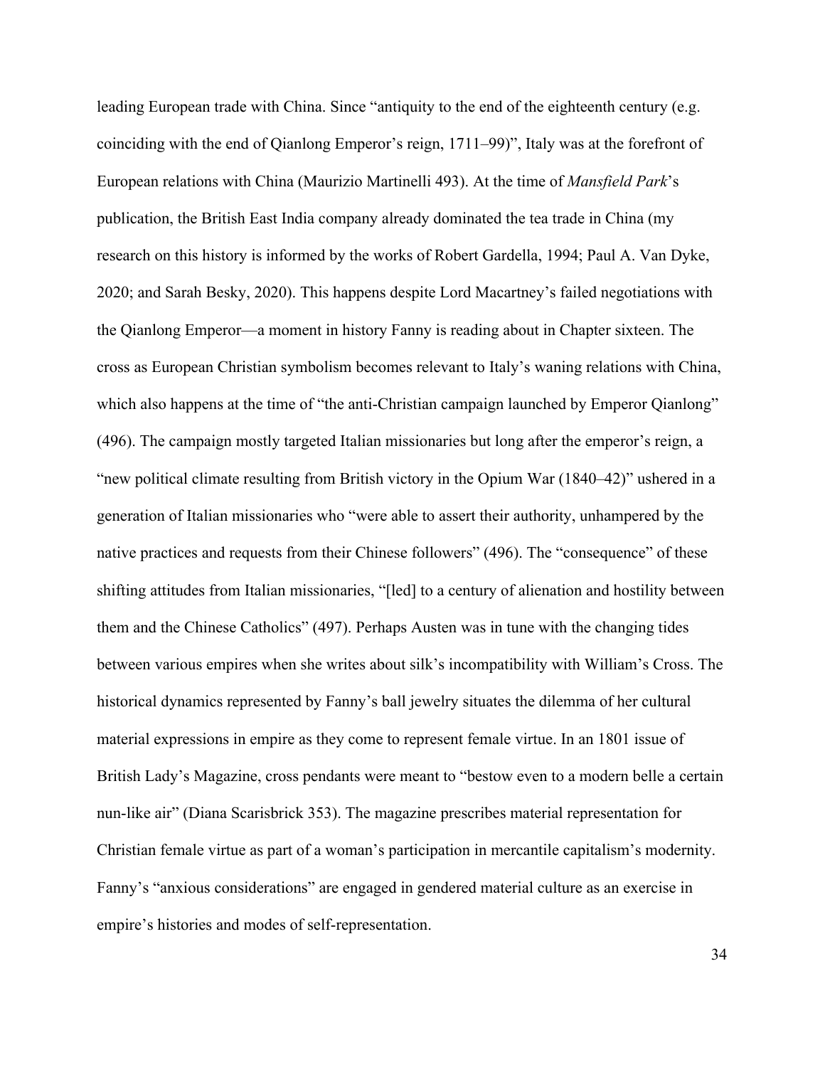leading European trade with China. Since "antiquity to the end of the eighteenth century (e.g. coinciding with the end of Qianlong Emperor's reign, 1711–99)", Italy was at the forefront of European relations with China (Maurizio Martinelli 493). At the time of *Mansfield Park*'s publication, the British East India company already dominated the tea trade in China (my research on this history is informed by the works of Robert Gardella, 1994; Paul A. Van Dyke, 2020; and Sarah Besky, 2020). This happens despite Lord Macartney's failed negotiations with the Qianlong Emperor—a moment in history Fanny is reading about in Chapter sixteen. The cross as European Christian symbolism becomes relevant to Italy's waning relations with China, which also happens at the time of "the anti-Christian campaign launched by Emperor Qianlong" (496). The campaign mostly targeted Italian missionaries but long after the emperor's reign, a "new political climate resulting from British victory in the Opium War (1840–42)" ushered in a generation of Italian missionaries who "were able to assert their authority, unhampered by the native practices and requests from their Chinese followers" (496). The "consequence" of these shifting attitudes from Italian missionaries, "[led] to a century of alienation and hostility between them and the Chinese Catholics" (497). Perhaps Austen was in tune with the changing tides between various empires when she writes about silk's incompatibility with William's Cross. The historical dynamics represented by Fanny's ball jewelry situates the dilemma of her cultural material expressions in empire as they come to represent female virtue. In an 1801 issue of British Lady's Magazine, cross pendants were meant to "bestow even to a modern belle a certain nun-like air" (Diana Scarisbrick 353). The magazine prescribes material representation for Christian female virtue as part of a woman's participation in mercantile capitalism's modernity. Fanny's "anxious considerations" are engaged in gendered material culture as an exercise in empire's histories and modes of self-representation.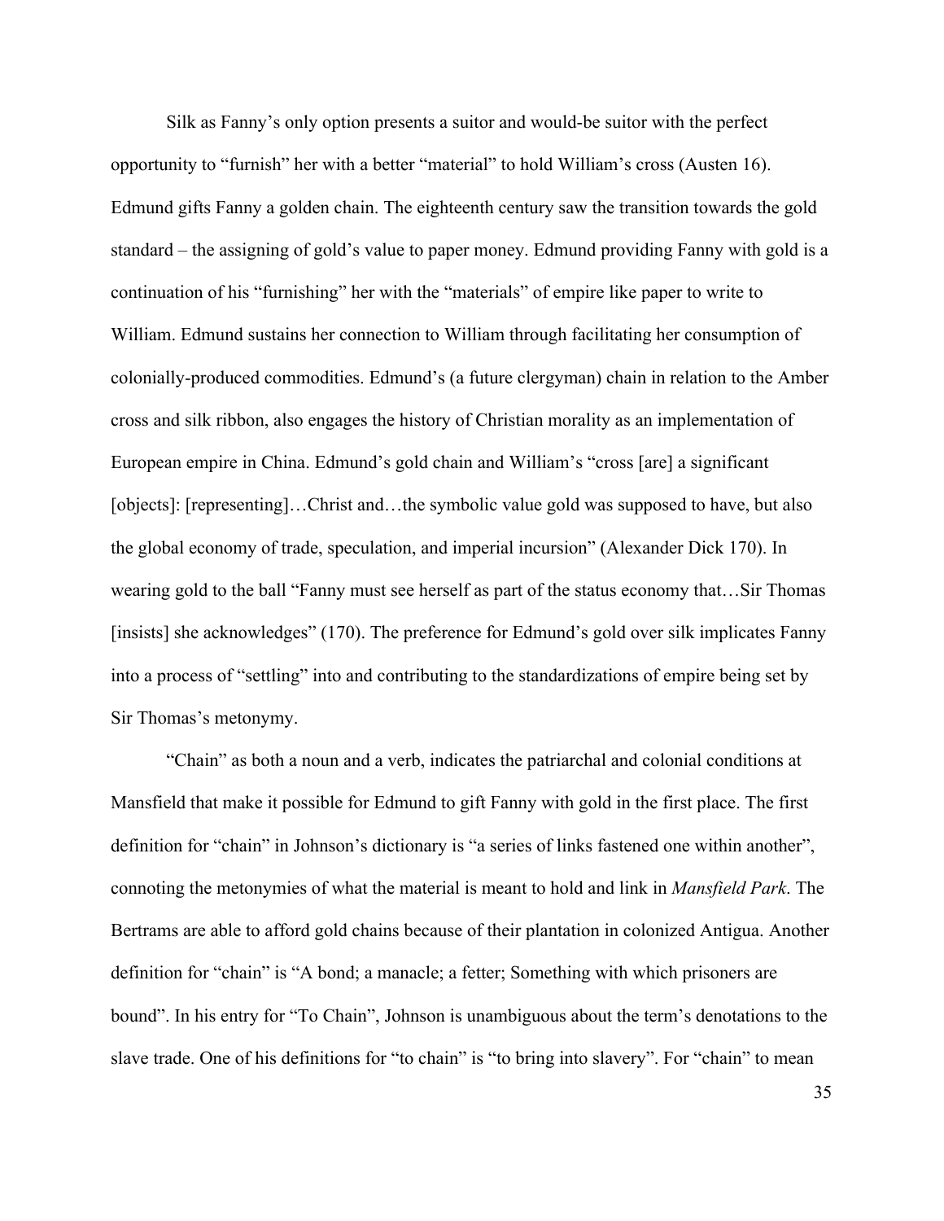Silk as Fanny's only option presents a suitor and would-be suitor with the perfect opportunity to "furnish" her with a better "material" to hold William's cross (Austen 16). Edmund gifts Fanny a golden chain. The eighteenth century saw the transition towards the gold standard – the assigning of gold's value to paper money. Edmund providing Fanny with gold is a continuation of his "furnishing" her with the "materials" of empire like paper to write to William. Edmund sustains her connection to William through facilitating her consumption of colonially-produced commodities. Edmund's (a future clergyman) chain in relation to the Amber cross and silk ribbon, also engages the history of Christian morality as an implementation of European empire in China. Edmund's gold chain and William's "cross [are] a significant [objects]: [representing]…Christ and…the symbolic value gold was supposed to have, but also the global economy of trade, speculation, and imperial incursion" (Alexander Dick 170). In wearing gold to the ball "Fanny must see herself as part of the status economy that…Sir Thomas [insists] she acknowledges" (170). The preference for Edmund's gold over silk implicates Fanny into a process of "settling" into and contributing to the standardizations of empire being set by Sir Thomas's metonymy.

"Chain" as both a noun and a verb, indicates the patriarchal and colonial conditions at Mansfield that make it possible for Edmund to gift Fanny with gold in the first place. The first definition for "chain" in Johnson's dictionary is "a series of links fastened one within another", connoting the metonymies of what the material is meant to hold and link in *Mansfield Park*. The Bertrams are able to afford gold chains because of their plantation in colonized Antigua. Another definition for "chain" is "A bond; a manacle; a fetter; Something with which prisoners are bound". In his entry for "To Chain", Johnson is unambiguous about the term's denotations to the slave trade. One of his definitions for "to chain" is "to bring into slavery". For "chain" to mean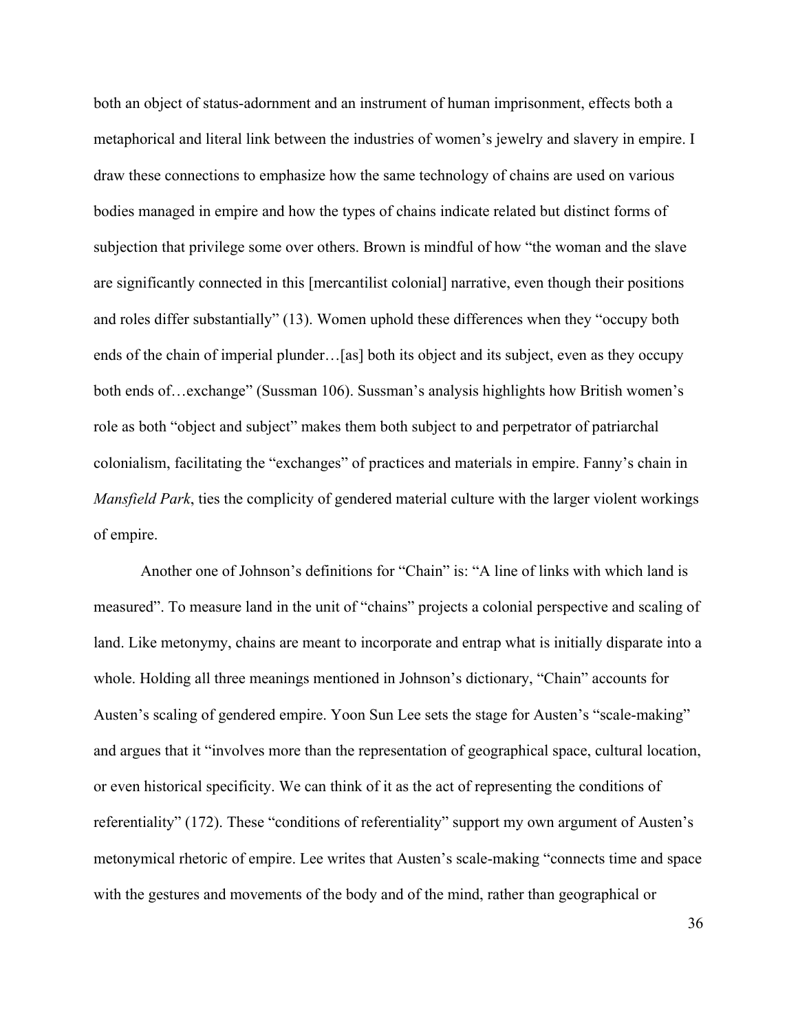both an object of status-adornment and an instrument of human imprisonment, effects both a metaphorical and literal link between the industries of women's jewelry and slavery in empire. I draw these connections to emphasize how the same technology of chains are used on various bodies managed in empire and how the types of chains indicate related but distinct forms of subjection that privilege some over others. Brown is mindful of how "the woman and the slave are significantly connected in this [mercantilist colonial] narrative, even though their positions and roles differ substantially" (13). Women uphold these differences when they "occupy both ends of the chain of imperial plunder…[as] both its object and its subject, even as they occupy both ends of…exchange" (Sussman 106). Sussman's analysis highlights how British women's role as both "object and subject" makes them both subject to and perpetrator of patriarchal colonialism, facilitating the "exchanges" of practices and materials in empire. Fanny's chain in *Mansfield Park*, ties the complicity of gendered material culture with the larger violent workings of empire.

Another one of Johnson's definitions for "Chain" is: "A line of links with which land is measured". To measure land in the unit of "chains" projects a colonial perspective and scaling of land. Like metonymy, chains are meant to incorporate and entrap what is initially disparate into a whole. Holding all three meanings mentioned in Johnson's dictionary, "Chain" accounts for Austen's scaling of gendered empire. Yoon Sun Lee sets the stage for Austen's "scale-making" and argues that it "involves more than the representation of geographical space, cultural location, or even historical specificity. We can think of it as the act of representing the conditions of referentiality" (172). These "conditions of referentiality" support my own argument of Austen's metonymical rhetoric of empire. Lee writes that Austen's scale-making "connects time and space with the gestures and movements of the body and of the mind, rather than geographical or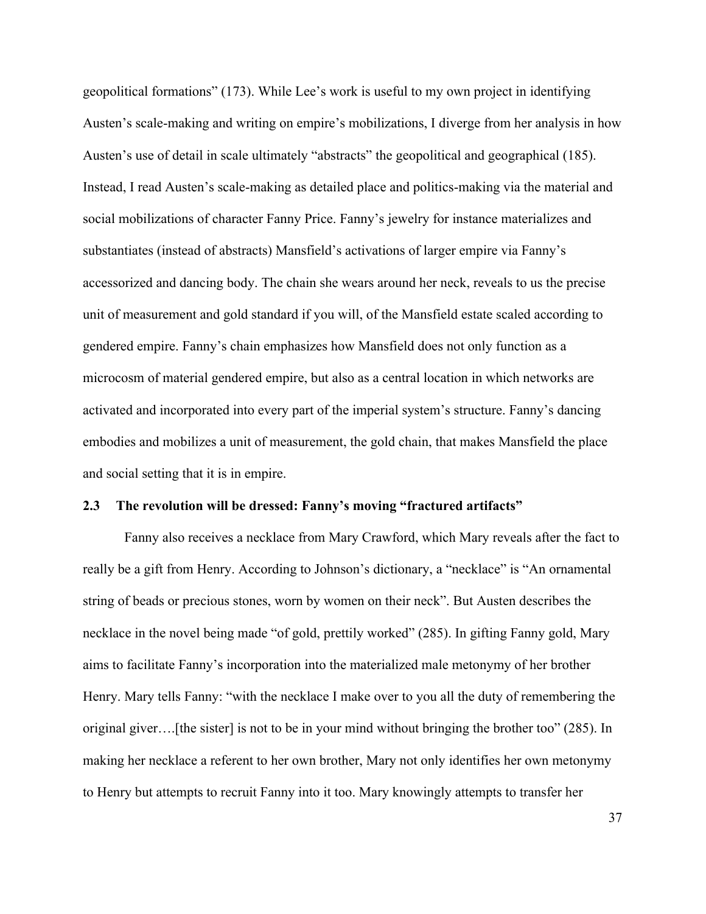geopolitical formations" (173). While Lee's work is useful to my own project in identifying Austen's scale-making and writing on empire's mobilizations, I diverge from her analysis in how Austen's use of detail in scale ultimately "abstracts" the geopolitical and geographical (185). Instead, I read Austen's scale-making as detailed place and politics-making via the material and social mobilizations of character Fanny Price. Fanny's jewelry for instance materializes and substantiates (instead of abstracts) Mansfield's activations of larger empire via Fanny's accessorized and dancing body. The chain she wears around her neck, reveals to us the precise unit of measurement and gold standard if you will, of the Mansfield estate scaled according to gendered empire. Fanny's chain emphasizes how Mansfield does not only function as a microcosm of material gendered empire, but also as a central location in which networks are activated and incorporated into every part of the imperial system's structure. Fanny's dancing embodies and mobilizes a unit of measurement, the gold chain, that makes Mansfield the place and social setting that it is in empire.

### 2.3 The revolution will be dressed: Fanny's moving "fractured artifacts"

Fanny also receives a necklace from Mary Crawford, which Mary reveals after the fact to really be a gift from Henry. According to Johnson's dictionary, a "necklace" is "An ornamental string of beads or precious stones, worn by women on their neck". But Austen describes the necklace in the novel being made "of gold, prettily worked" (285). In gifting Fanny gold, Mary aims to facilitate Fanny's incorporation into the materialized male metonymy of her brother Henry. Mary tells Fanny: "with the necklace I make over to you all the duty of remembering the original giver….[the sister] is not to be in your mind without bringing the brother too" (285). In making her necklace a referent to her own brother, Mary not only identifies her own metonymy to Henry but attempts to recruit Fanny into it too. Mary knowingly attempts to transfer her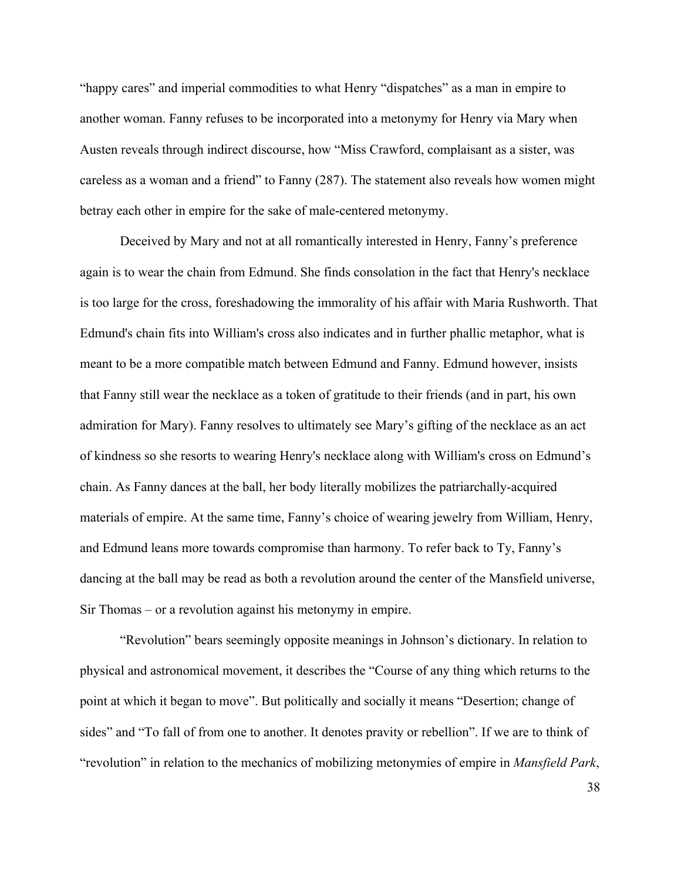"happy cares" and imperial commodities to what Henry "dispatches" as a man in empire to another woman. Fanny refuses to be incorporated into a metonymy for Henry via Mary when Austen reveals through indirect discourse, how "Miss Crawford, complaisant as a sister, was careless as a woman and a friend" to Fanny (287). The statement also reveals how women might betray each other in empire for the sake of male-centered metonymy.

Deceived by Mary and not at all romantically interested in Henry, Fanny's preference again is to wear the chain from Edmund. She finds consolation in the fact that Henry's necklace is too large for the cross, foreshadowing the immorality of his affair with Maria Rushworth. That Edmund's chain fits into William's cross also indicates and in further phallic metaphor, what is meant to be a more compatible match between Edmund and Fanny. Edmund however, insists that Fanny still wear the necklace as a token of gratitude to their friends (and in part, his own admiration for Mary). Fanny resolves to ultimately see Mary's gifting of the necklace as an act of kindness so she resorts to wearing Henry's necklace along with William's cross on Edmund's chain. As Fanny dances at the ball, her body literally mobilizes the patriarchally-acquired materials of empire. At the same time, Fanny's choice of wearing jewelry from William, Henry, and Edmund leans more towards compromise than harmony. To refer back to Ty, Fanny's dancing at the ball may be read as both a revolution around the center of the Mansfield universe, Sir Thomas – or a revolution against his metonymy in empire.

"Revolution" bears seemingly opposite meanings in Johnson's dictionary. In relation to physical and astronomical movement, it describes the "Course of any thing which returns to the point at which it began to move". But politically and socially it means "Desertion; change of sides" and "To fall of from one to another. It denotes pravity or rebellion". If we are to think of "revolution" in relation to the mechanics of mobilizing metonymies of empire in *Mansfield Park*,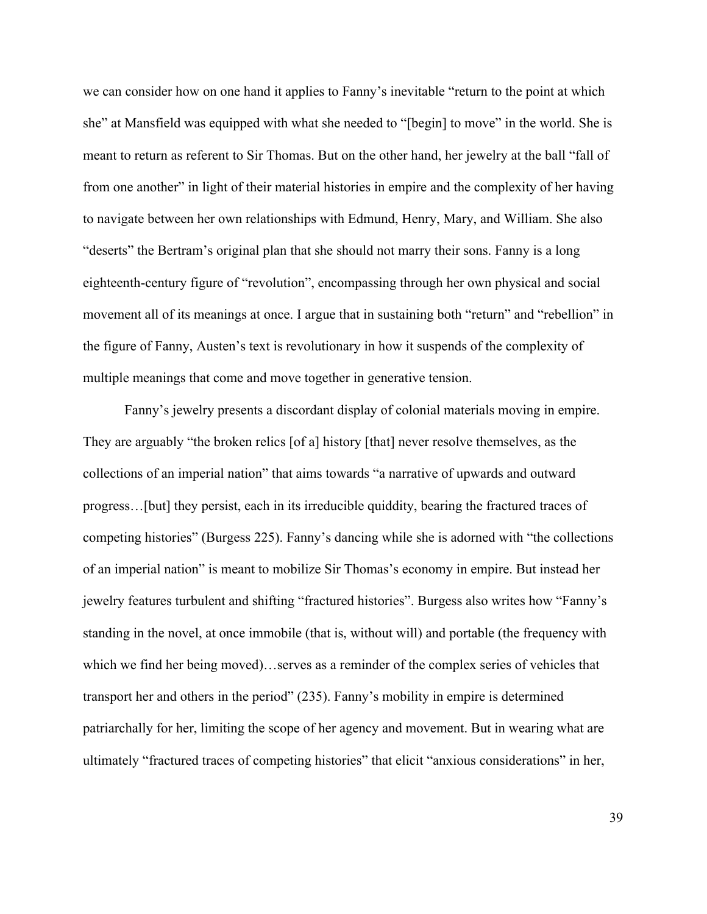we can consider how on one hand it applies to Fanny's inevitable "return to the point at which she" at Mansfield was equipped with what she needed to "[begin] to move" in the world. She is meant to return as referent to Sir Thomas. But on the other hand, her jewelry at the ball "fall of from one another" in light of their material histories in empire and the complexity of her having to navigate between her own relationships with Edmund, Henry, Mary, and William. She also "deserts" the Bertram's original plan that she should not marry their sons. Fanny is a long eighteenth-century figure of "revolution", encompassing through her own physical and social movement all of its meanings at once. I argue that in sustaining both "return" and "rebellion" in the figure of Fanny, Austen's text is revolutionary in how it suspends of the complexity of multiple meanings that come and move together in generative tension.

Fanny's jewelry presents a discordant display of colonial materials moving in empire. They are arguably "the broken relics [of a] history [that] never resolve themselves, as the collections of an imperial nation" that aims towards "a narrative of upwards and outward progress…[but] they persist, each in its irreducible quiddity, bearing the fractured traces of competing histories" (Burgess 225). Fanny's dancing while she is adorned with "the collections of an imperial nation" is meant to mobilize Sir Thomas's economy in empire. But instead her jewelry features turbulent and shifting "fractured histories". Burgess also writes how "Fanny's standing in the novel, at once immobile (that is, without will) and portable (the frequency with which we find her being moved)…serves as a reminder of the complex series of vehicles that transport her and others in the period" (235). Fanny's mobility in empire is determined patriarchally for her, limiting the scope of her agency and movement. But in wearing what are ultimately "fractured traces of competing histories" that elicit "anxious considerations" in her,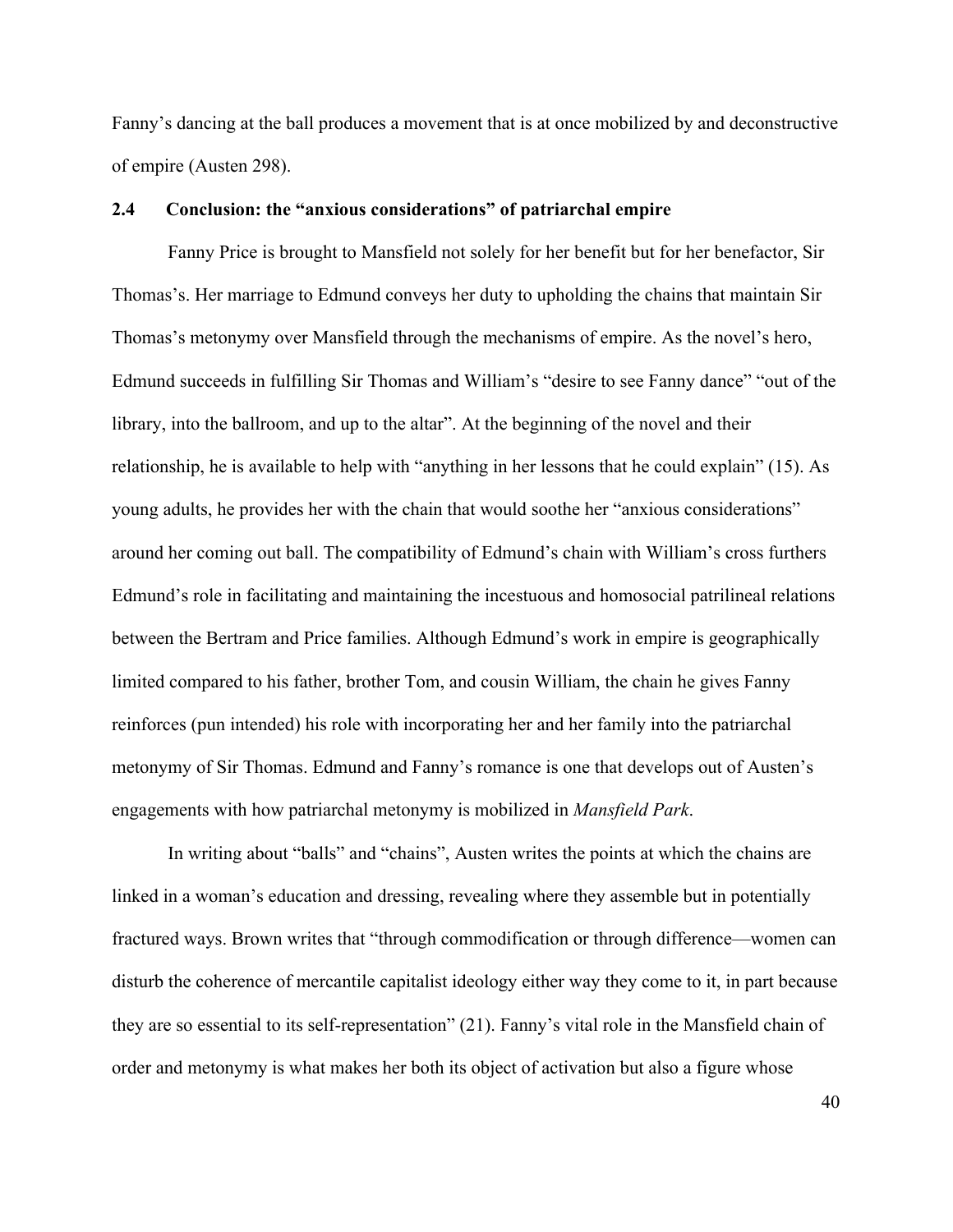Fanny's dancing at the ball produces a movement that is at once mobilized by and deconstructive of empire (Austen 298).

### 2.4 Conclusion: the "anxious considerations" of patriarchal empire

Fanny Price is brought to Mansfield not solely for her benefit but for her benefactor, Sir Thomas's. Her marriage to Edmund conveys her duty to upholding the chains that maintain Sir Thomas's metonymy over Mansfield through the mechanisms of empire. As the novel's hero, Edmund succeeds in fulfilling Sir Thomas and William's "desire to see Fanny dance" "out of the library, into the ballroom, and up to the altar". At the beginning of the novel and their relationship, he is available to help with "anything in her lessons that he could explain" (15). As young adults, he provides her with the chain that would soothe her "anxious considerations" around her coming out ball. The compatibility of Edmund's chain with William's cross furthers Edmund's role in facilitating and maintaining the incestuous and homosocial patrilineal relations between the Bertram and Price families. Although Edmund's work in empire is geographically limited compared to his father, brother Tom, and cousin William, the chain he gives Fanny reinforces (pun intended) his role with incorporating her and her family into the patriarchal metonymy of Sir Thomas. Edmund and Fanny's romance is one that develops out of Austen's engagements with how patriarchal metonymy is mobilized in *Mansfield Park*.

In writing about "balls" and "chains", Austen writes the points at which the chains are linked in a woman's education and dressing, revealing where they assemble but in potentially fractured ways. Brown writes that "through commodification or through difference—women can disturb the coherence of mercantile capitalist ideology either way they come to it, in part because they are so essential to its self-representation" (21). Fanny's vital role in the Mansfield chain of order and metonymy is what makes her both its object of activation but also a figure whose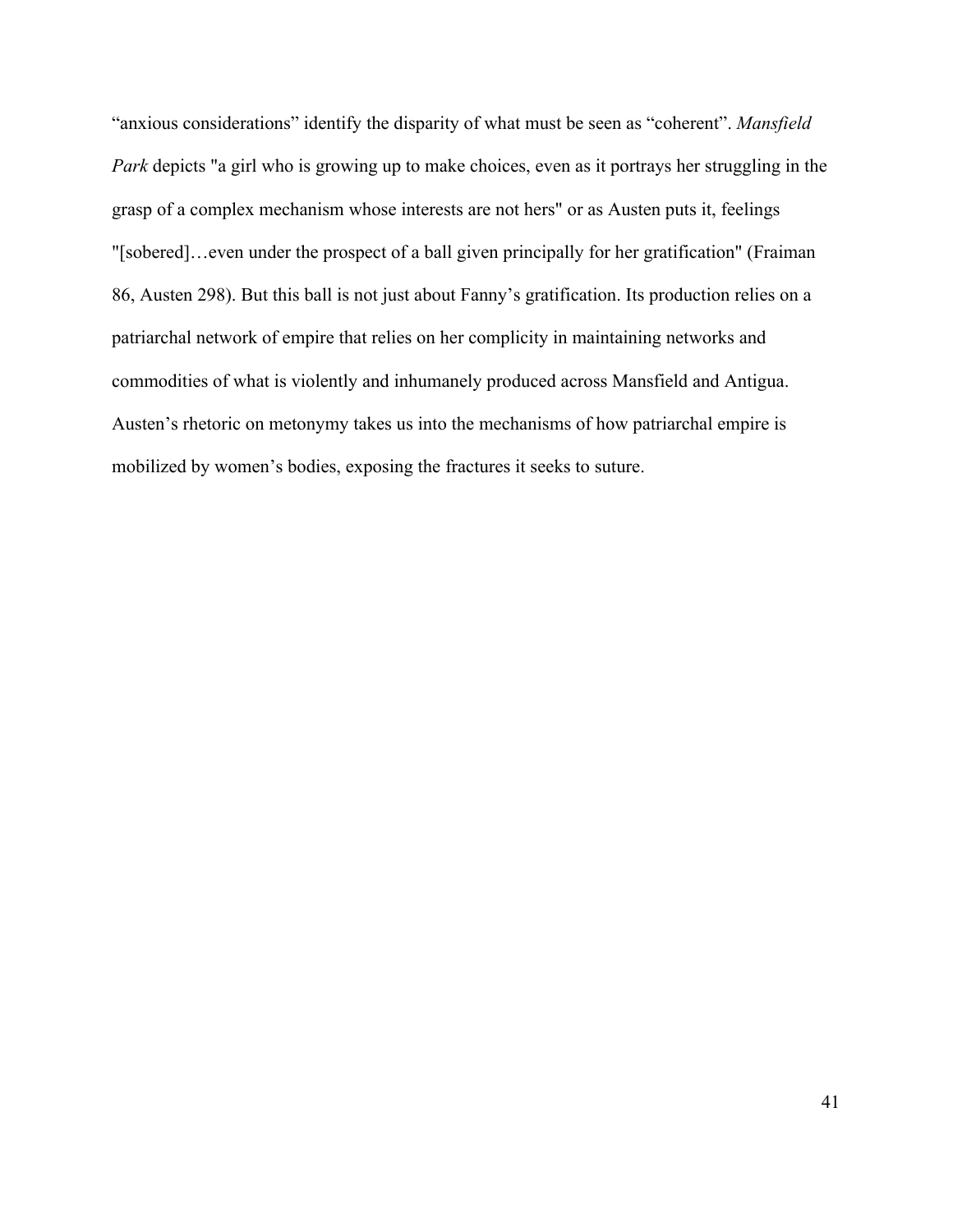“anxious considerations” identify the disparity of what must be seen as “coherent”. *Mansfield Park* depicts "a girl who is growing up to make choices, even as it portrays her struggling in the grasp of a complex mechanism whose interests are not hers" or as Austen puts it, feelings "[sobered]…even under the prospect of a ball given principally for her gratification" (Fraiman 86, Austen 298). But this ball is not just about Fanny’s gratification. Its production relies on a patriarchal network of empire that relies on her complicity in maintaining networks and commodities of what is violently and inhumanely produced across Mansfield and Antigua. Austen’s rhetoric on metonymy takes us into the mechanisms of how patriarchal empire is mobilized by women’s bodies, exposing the fractures it seeks to suture.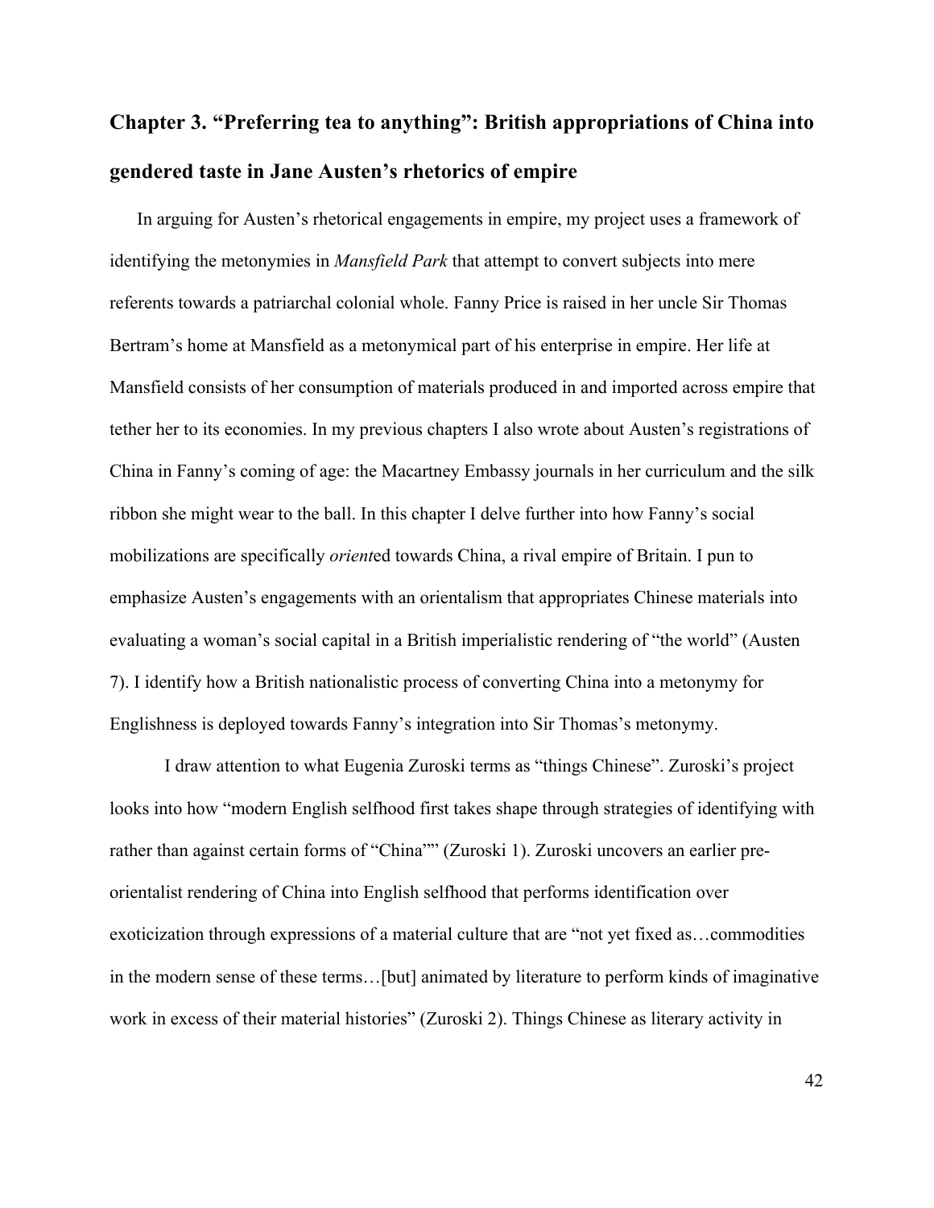# Chapter 3. "Preferring tea to anything": British appropriations of China into gendered taste in Jane Austen's rhetorics of empire

In arguing for Austen's rhetorical engagements in empire, my project uses a framework of identifying the metonymies in *Mansfield Park* that attempt to convert subjects into mere referents towards a patriarchal colonial whole. Fanny Price is raised in her uncle Sir Thomas Bertram's home at Mansfield as a metonymical part of his enterprise in empire. Her life at Mansfield consists of her consumption of materials produced in and imported across empire that tether her to its economies. In my previous chapters I also wrote about Austen's registrations of China in Fanny's coming of age: the Macartney Embassy journals in her curriculum and the silk ribbon she might wear to the ball. In this chapter I delve further into how Fanny's social mobilizations are specifically *orient*ed towards China, a rival empire of Britain. I pun to emphasize Austen's engagements with an orientalism that appropriates Chinese materials into evaluating a woman's social capital in a British imperialistic rendering of "the world" (Austen 7). I identify how a British nationalistic process of converting China into a metonymy for Englishness is deployed towards Fanny's integration into Sir Thomas's metonymy.

I draw attention to what Eugenia Zuroski terms as "things Chinese". Zuroski's project looks into how "modern English selfhood first takes shape through strategies of identifying with rather than against certain forms of "China"" (Zuroski 1). Zuroski uncovers an earlier pre-orientalist rendering of China into English selfhood that performs identification over exoticization through expressions of a material culture that are "not yet fixed as…commodities in the modern sense of these terms…[but] animated by literature to perform kinds of imaginative work in excess of their material histories" (Zuroski 2). Things Chinese as literary activity in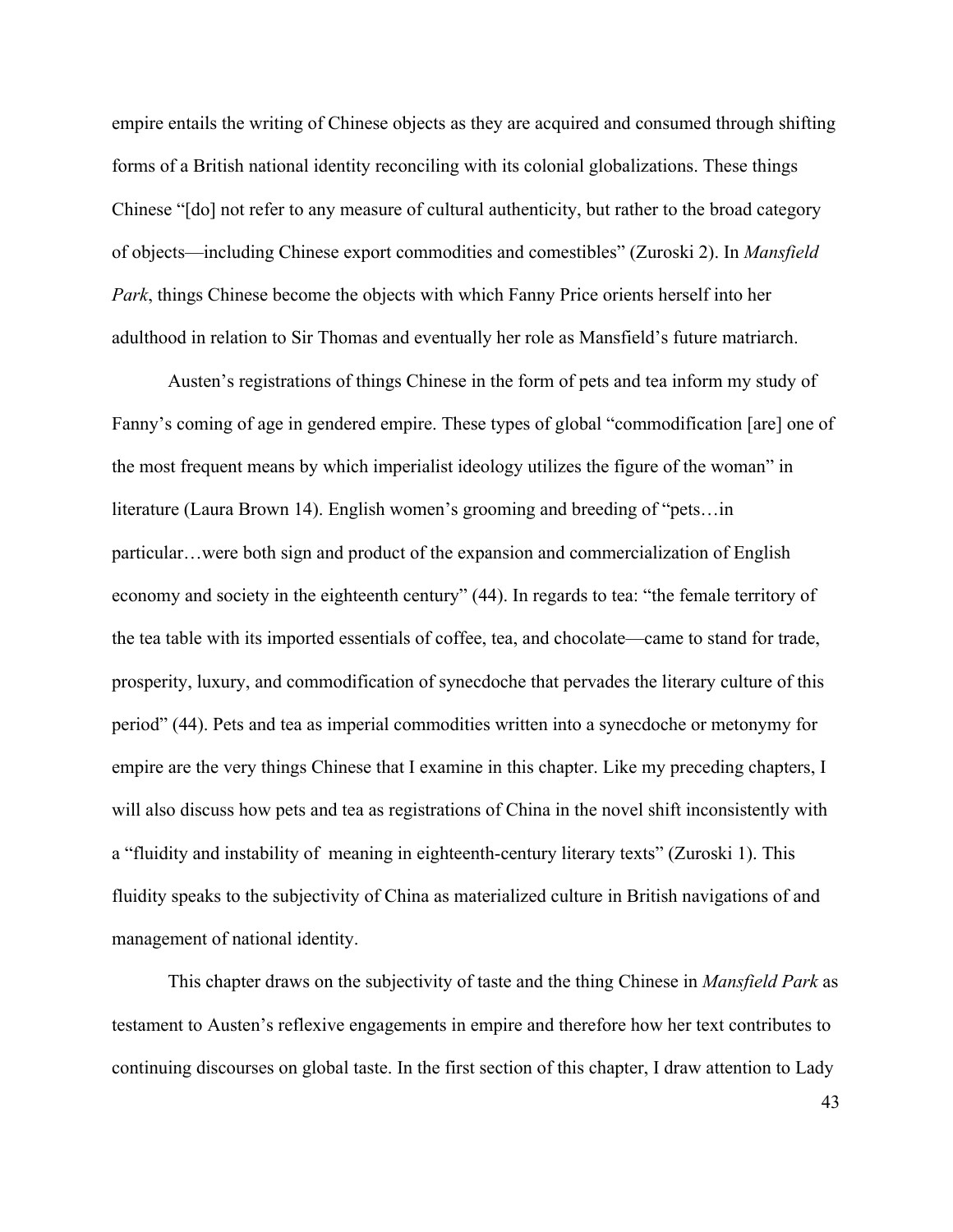empire entails the writing of Chinese objects as they are acquired and consumed through shifting forms of a British national identity reconciling with its colonial globalizations. These things Chinese "[do] not refer to any measure of cultural authenticity, but rather to the broad category of objects—including Chinese export commodities and comestibles" (Zuroski 2). In *Mansfield Park*, things Chinese become the objects with which Fanny Price orients herself into her adulthood in relation to Sir Thomas and eventually her role as Mansfield's future matriarch.

Austen's registrations of things Chinese in the form of pets and tea inform my study of Fanny's coming of age in gendered empire. These types of global "commodification [are] one of the most frequent means by which imperialist ideology utilizes the figure of the woman" in literature (Laura Brown 14). English women's grooming and breeding of "pets…in particular…were both sign and product of the expansion and commercialization of English economy and society in the eighteenth century" (44). In regards to tea: "the female territory of the tea table with its imported essentials of coffee, tea, and chocolate—came to stand for trade, prosperity, luxury, and commodification of synecdoche that pervades the literary culture of this period" (44). Pets and tea as imperial commodities written into a synecdoche or metonymy for empire are the very things Chinese that I examine in this chapter. Like my preceding chapters, I will also discuss how pets and tea as registrations of China in the novel shift inconsistently with a "fluidity and instability of meaning in eighteenth-century literary texts" (Zuroski 1). This fluidity speaks to the subjectivity of China as materialized culture in British navigations of and management of national identity.

This chapter draws on the subjectivity of taste and the thing Chinese in *Mansfield Park* as testament to Austen's reflexive engagements in empire and therefore how her text contributes to continuing discourses on global taste. In the first section of this chapter, I draw attention to Lady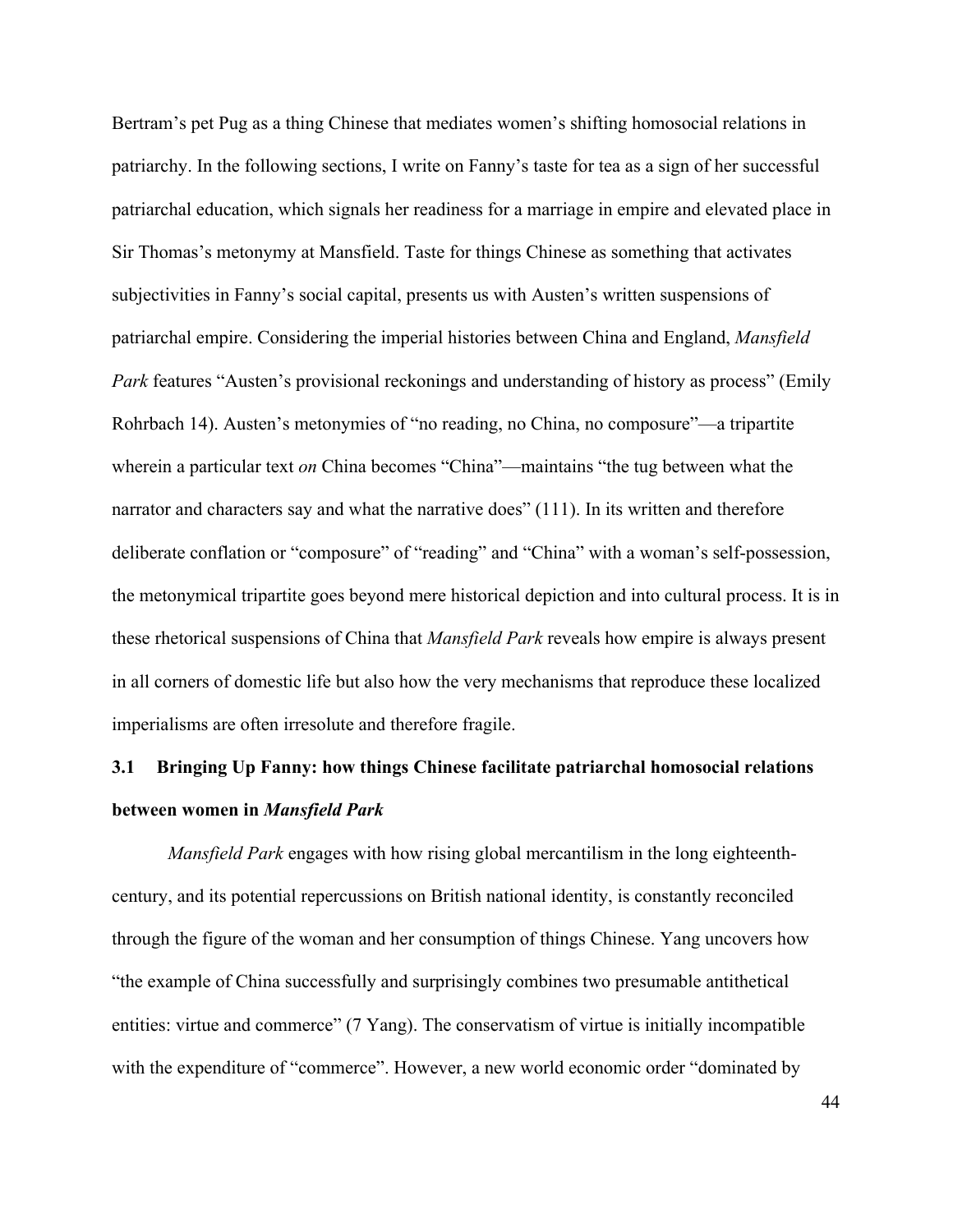Bertram's pet Pug as a thing Chinese that mediates women's shifting homosocial relations in patriarchy. In the following sections, I write on Fanny's taste for tea as a sign of her successful patriarchal education, which signals her readiness for a marriage in empire and elevated place in Sir Thomas's metonymy at Mansfield. Taste for things Chinese as something that activates subjectivities in Fanny's social capital, presents us with Austen's written suspensions of patriarchal empire. Considering the imperial histories between China and England, *Mansfield Park* features "Austen's provisional reckonings and understanding of history as process" (Emily Rohrbach 14). Austen's metonymies of "no reading, no China, no composure"—a tripartite wherein a particular text *on* China becomes "China"—maintains "the tug between what the narrator and characters say and what the narrative does" (111). In its written and therefore deliberate conflation or "composure" of "reading" and "China" with a woman's self-possession, the metonymical tripartite goes beyond mere historical depiction and into cultural process. It is in these rhetorical suspensions of China that *Mansfield Park* reveals how empire is always present in all corners of domestic life but also how the very mechanisms that reproduce these localized imperialisms are often irresolute and therefore fragile.

### 3.1 Bringing Up Fanny: how things Chinese facilitate patriarchal homosocial relations between women in *Mansfield Park*

*Mansfield Park* engages with how rising global mercantilism in the long eighteenth-century, and its potential repercussions on British national identity, is constantly reconciled through the figure of the woman and her consumption of things Chinese. Yang uncovers how "the example of China successfully and surprisingly combines two presumable antithetical entities: virtue and commerce" (7 Yang). The conservatism of virtue is initially incompatible with the expenditure of "commerce". However, a new world economic order "dominated by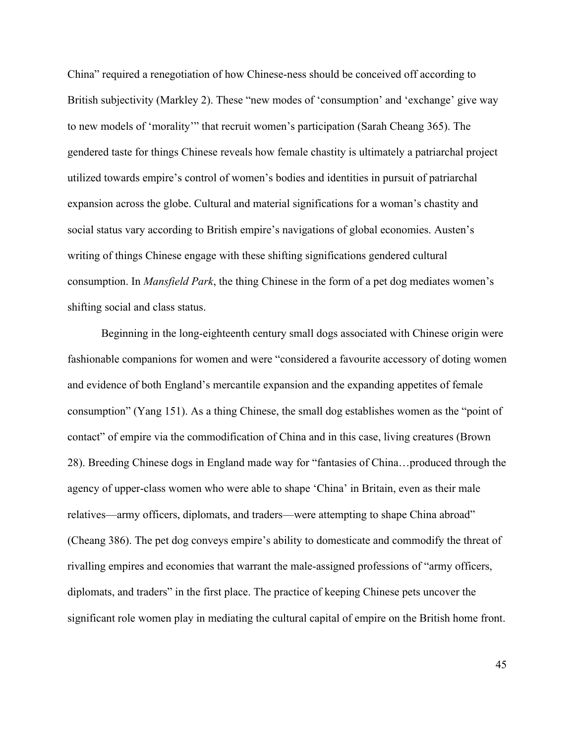China" required a renegotiation of how Chinese-ness should be conceived off according to British subjectivity (Markley 2). These "new modes of 'consumption' and 'exchange' give way to new models of 'morality'" that recruit women's participation (Sarah Cheang 365). The gendered taste for things Chinese reveals how female chastity is ultimately a patriarchal project utilized towards empire's control of women's bodies and identities in pursuit of patriarchal expansion across the globe. Cultural and material significations for a woman's chastity and social status vary according to British empire's navigations of global economies. Austen's writing of things Chinese engage with these shifting significations gendered cultural consumption. In *Mansfield Park*, the thing Chinese in the form of a pet dog mediates women's shifting social and class status.

Beginning in the long-eighteenth century small dogs associated with Chinese origin were fashionable companions for women and were "considered a favourite accessory of doting women and evidence of both England's mercantile expansion and the expanding appetites of female consumption" (Yang 151). As a thing Chinese, the small dog establishes women as the "point of contact" of empire via the commodification of China and in this case, living creatures (Brown 28). Breeding Chinese dogs in England made way for "fantasies of China…produced through the agency of upper-class women who were able to shape 'China' in Britain, even as their male relatives—army officers, diplomats, and traders—were attempting to shape China abroad" (Cheang 386). The pet dog conveys empire's ability to domesticate and commodify the threat of rivalling empires and economies that warrant the male-assigned professions of "army officers, diplomats, and traders" in the first place. The practice of keeping Chinese pets uncover the significant role women play in mediating the cultural capital of empire on the British home front.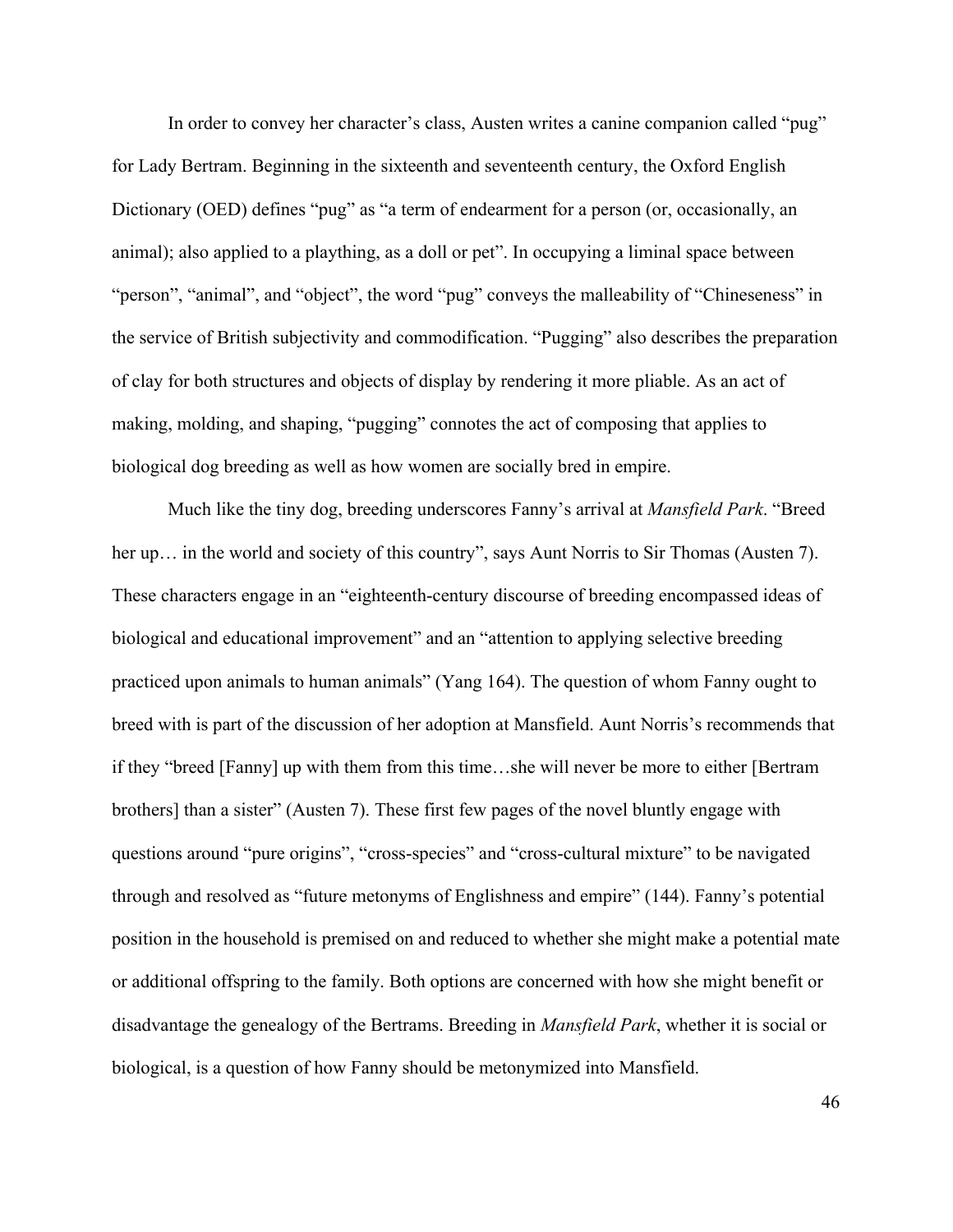In order to convey her character's class, Austen writes a canine companion called "pug" for Lady Bertram. Beginning in the sixteenth and seventeenth century, the Oxford English Dictionary (OED) defines "pug" as "a term of endearment for a person (or, occasionally, an animal); also applied to a plaything, as a doll or pet". In occupying a liminal space between "person", "animal", and "object", the word "pug" conveys the malleability of "Chineseness" in the service of British subjectivity and commodification. "Pugging" also describes the preparation of clay for both structures and objects of display by rendering it more pliable. As an act of making, molding, and shaping, "pugging" connotes the act of composing that applies to biological dog breeding as well as how women are socially bred in empire.

Much like the tiny dog, breeding underscores Fanny's arrival at *Mansfield Park*. "Breed her up… in the world and society of this country", says Aunt Norris to Sir Thomas (Austen 7). These characters engage in an "eighteenth-century discourse of breeding encompassed ideas of biological and educational improvement" and an "attention to applying selective breeding practiced upon animals to human animals" (Yang 164). The question of whom Fanny ought to breed with is part of the discussion of her adoption at Mansfield. Aunt Norris's recommends that if they "breed [Fanny] up with them from this time…she will never be more to either [Bertram brothers] than a sister" (Austen 7). These first few pages of the novel bluntly engage with questions around "pure origins", "cross-species" and "cross-cultural mixture" to be navigated through and resolved as "future metonyms of Englishness and empire" (144). Fanny's potential position in the household is premised on and reduced to whether she might make a potential mate or additional offspring to the family. Both options are concerned with how she might benefit or disadvantage the genealogy of the Bertrams. Breeding in *Mansfield Park*, whether it is social or biological, is a question of how Fanny should be metonymized into Mansfield.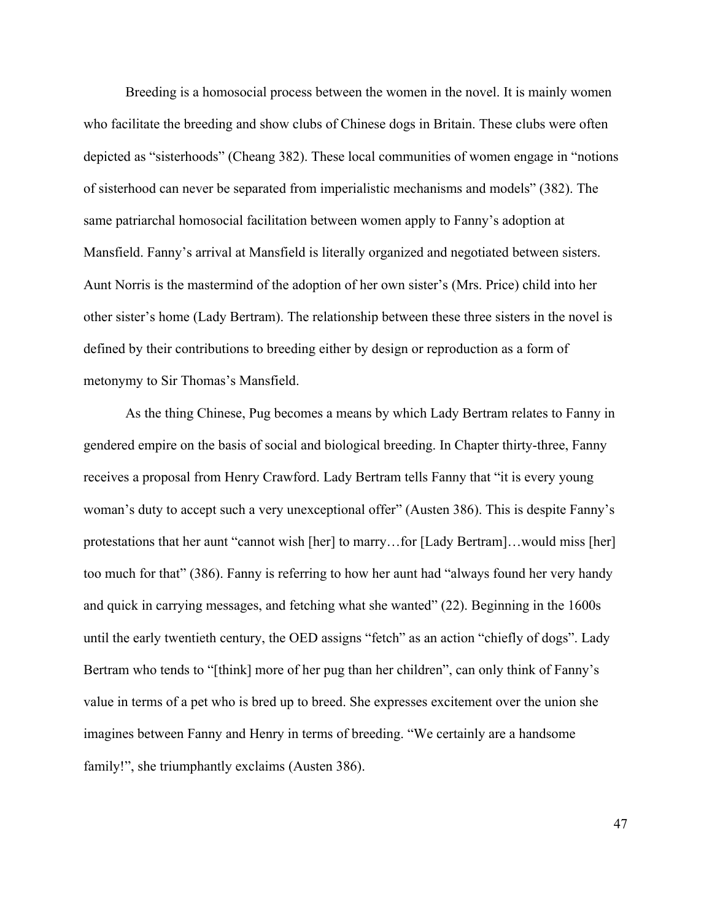Breeding is a homosocial process between the women in the novel. It is mainly women who facilitate the breeding and show clubs of Chinese dogs in Britain. These clubs were often depicted as "sisterhoods" (Cheang 382). These local communities of women engage in "notions of sisterhood can never be separated from imperialistic mechanisms and models" (382). The same patriarchal homosocial facilitation between women apply to Fanny's adoption at Mansfield. Fanny's arrival at Mansfield is literally organized and negotiated between sisters. Aunt Norris is the mastermind of the adoption of her own sister's (Mrs. Price) child into her other sister's home (Lady Bertram). The relationship between these three sisters in the novel is defined by their contributions to breeding either by design or reproduction as a form of metonymy to Sir Thomas's Mansfield.

As the thing Chinese, Pug becomes a means by which Lady Bertram relates to Fanny in gendered empire on the basis of social and biological breeding. In Chapter thirty-three, Fanny receives a proposal from Henry Crawford. Lady Bertram tells Fanny that "it is every young woman's duty to accept such a very unexceptional offer" (Austen 386). This is despite Fanny's protestations that her aunt "cannot wish [her] to marry…for [Lady Bertram]…would miss [her] too much for that" (386). Fanny is referring to how her aunt had "always found her very handy and quick in carrying messages, and fetching what she wanted" (22). Beginning in the 1600s until the early twentieth century, the OED assigns "fetch" as an action "chiefly of dogs". Lady Bertram who tends to "[think] more of her pug than her children", can only think of Fanny's value in terms of a pet who is bred up to breed. She expresses excitement over the union she imagines between Fanny and Henry in terms of breeding. "We certainly are a handsome family!", she triumphantly exclaims (Austen 386).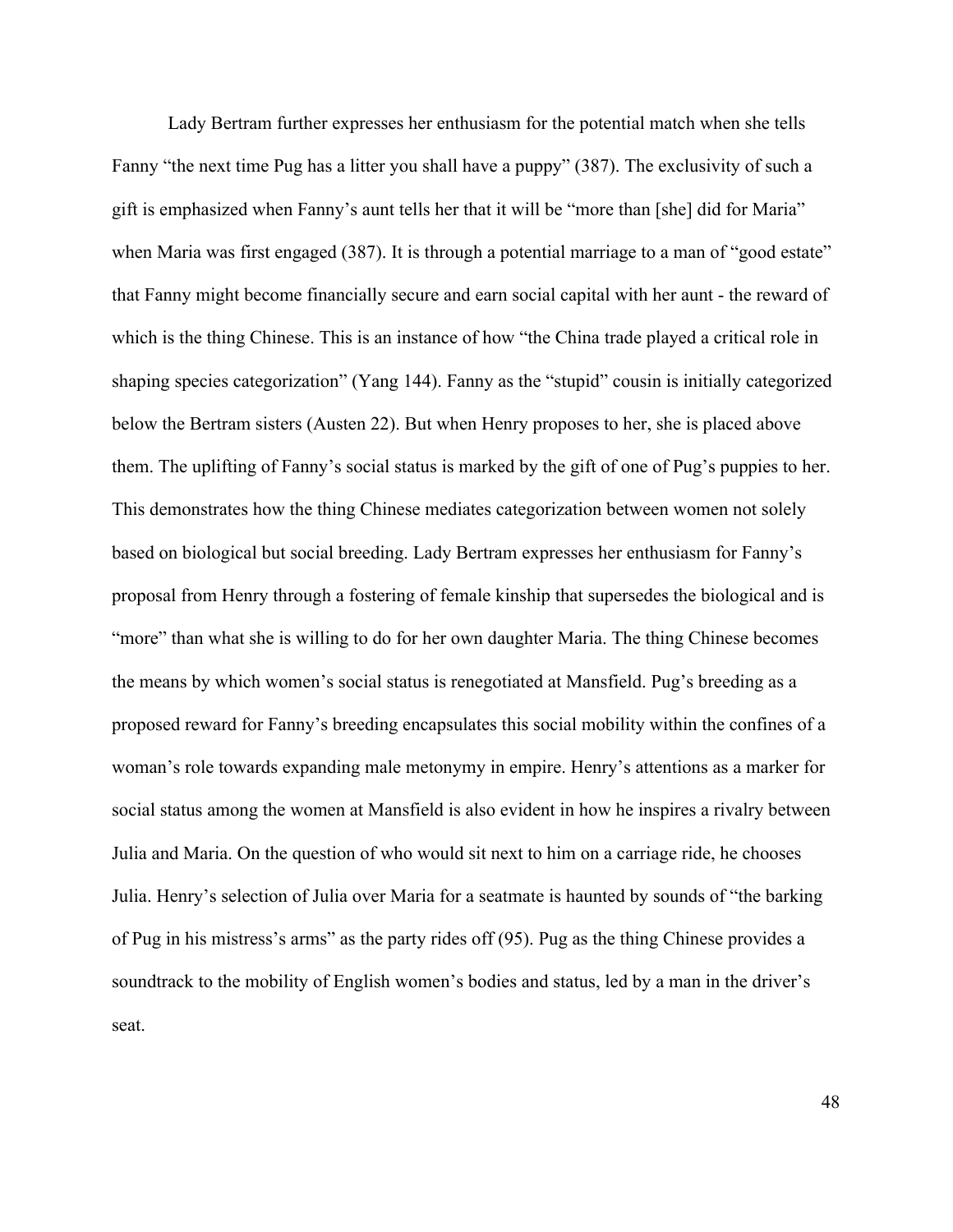Lady Bertram further expresses her enthusiasm for the potential match when she tells Fanny "the next time Pug has a litter you shall have a puppy" (387). The exclusivity of such a gift is emphasized when Fanny's aunt tells her that it will be "more than [she] did for Maria" when Maria was first engaged (387). It is through a potential marriage to a man of "good estate" that Fanny might become financially secure and earn social capital with her aunt - the reward of which is the thing Chinese. This is an instance of how "the China trade played a critical role in shaping species categorization" (Yang 144). Fanny as the "stupid" cousin is initially categorized below the Bertram sisters (Austen 22). But when Henry proposes to her, she is placed above them. The uplifting of Fanny's social status is marked by the gift of one of Pug's puppies to her. This demonstrates how the thing Chinese mediates categorization between women not solely based on biological but social breeding. Lady Bertram expresses her enthusiasm for Fanny's proposal from Henry through a fostering of female kinship that supersedes the biological and is "more" than what she is willing to do for her own daughter Maria. The thing Chinese becomes the means by which women's social status is renegotiated at Mansfield. Pug's breeding as a proposed reward for Fanny's breeding encapsulates this social mobility within the confines of a woman's role towards expanding male metonymy in empire. Henry's attentions as a marker for social status among the women at Mansfield is also evident in how he inspires a rivalry between Julia and Maria. On the question of who would sit next to him on a carriage ride, he chooses Julia. Henry's selection of Julia over Maria for a seatmate is haunted by sounds of "the barking of Pug in his mistress's arms" as the party rides off (95). Pug as the thing Chinese provides a soundtrack to the mobility of English women's bodies and status, led by a man in the driver's seat.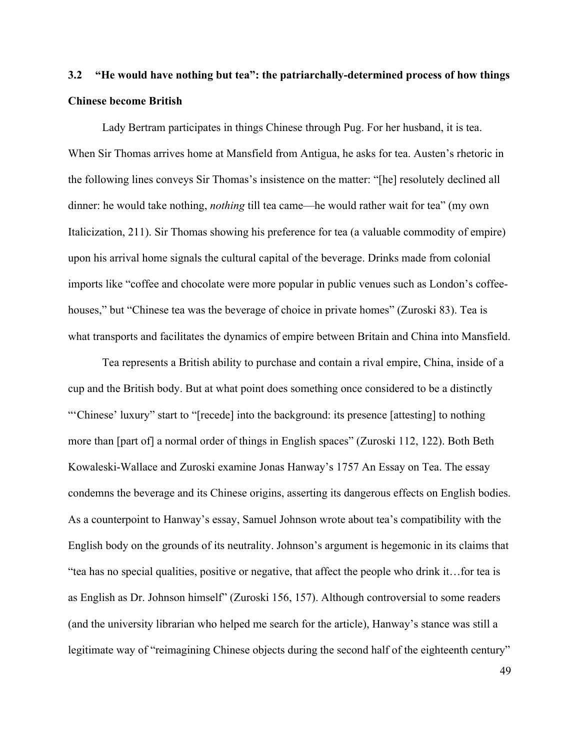## 3.2 "He would have nothing but tea": the patriarchally-determined process of how things Chinese become British

Lady Bertram participates in things Chinese through Pug. For her husband, it is tea. When Sir Thomas arrives home at Mansfield from Antigua, he asks for tea. Austen's rhetoric in the following lines conveys Sir Thomas's insistence on the matter: "[he] resolutely declined all dinner: he would take nothing, *nothing* till tea came—he would rather wait for tea" (my own Italicization, 211). Sir Thomas showing his preference for tea (a valuable commodity of empire) upon his arrival home signals the cultural capital of the beverage. Drinks made from colonial imports like "coffee and chocolate were more popular in public venues such as London's coffee-houses," but "Chinese tea was the beverage of choice in private homes" (Zuroski 83). Tea is what transports and facilitates the dynamics of empire between Britain and China into Mansfield.

Tea represents a British ability to purchase and contain a rival empire, China, inside of a cup and the British body. But at what point does something once considered to be a distinctly "'Chinese' luxury" start to "[recede] into the background: its presence [attesting] to nothing more than [part of] a normal order of things in English spaces" (Zuroski 112, 122). Both Beth Kowaleski-Wallace and Zuroski examine Jonas Hanway's 1757 An Essay on Tea. The essay condemns the beverage and its Chinese origins, asserting its dangerous effects on English bodies. As a counterpoint to Hanway's essay, Samuel Johnson wrote about tea's compatibility with the English body on the grounds of its neutrality. Johnson's argument is hegemonic in its claims that "tea has no special qualities, positive or negative, that affect the people who drink it…for tea is as English as Dr. Johnson himself" (Zuroski 156, 157). Although controversial to some readers (and the university librarian who helped me search for the article), Hanway's stance was still a legitimate way of "reimagining Chinese objects during the second half of the eighteenth century"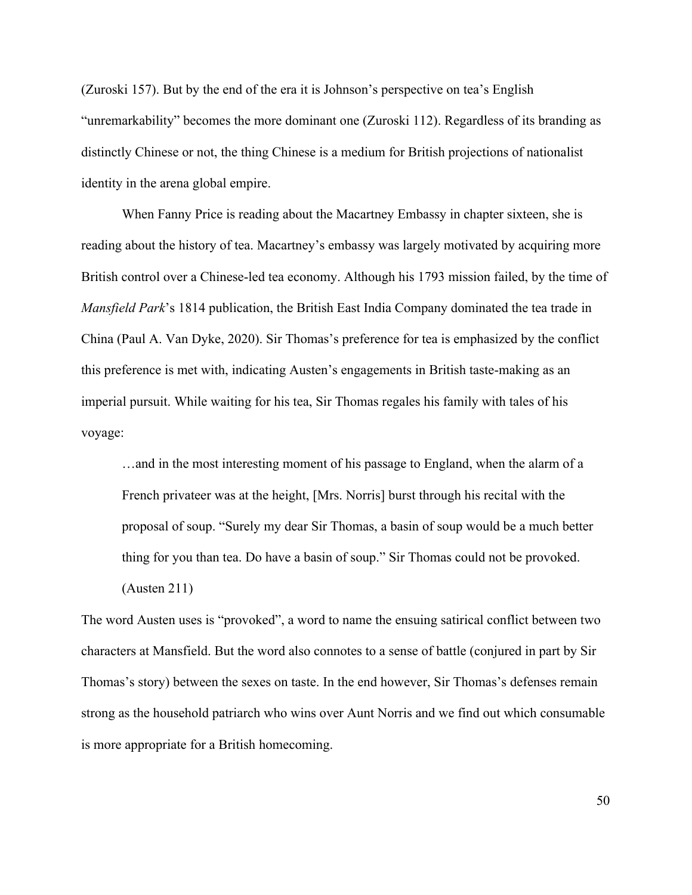(Zuroski 157). But by the end of the era it is Johnson's perspective on tea's English "unremarkability" becomes the more dominant one (Zuroski 112). Regardless of its branding as distinctly Chinese or not, the thing Chinese is a medium for British projections of nationalist identity in the arena global empire.

When Fanny Price is reading about the Macartney Embassy in chapter sixteen, she is reading about the history of tea. Macartney's embassy was largely motivated by acquiring more British control over a Chinese-led tea economy. Although his 1793 mission failed, by the time of *Mansfield Park*'s 1814 publication, the British East India Company dominated the tea trade in China (Paul A. Van Dyke, 2020). Sir Thomas's preference for tea is emphasized by the conflict this preference is met with, indicating Austen's engagements in British taste-making as an imperial pursuit. While waiting for his tea, Sir Thomas regales his family with tales of his voyage:

> …and in the most interesting moment of his passage to England, when the alarm of a French privateer was at the height, [Mrs. Norris] burst through his recital with the proposal of soup. "Surely my dear Sir Thomas, a basin of soup would be a much better thing for you than tea. Do have a basin of soup." Sir Thomas could not be provoked. (Austen 211)

The word Austen uses is "provoked", a word to name the ensuing satirical conflict between two characters at Mansfield. But the word also connotes to a sense of battle (conjured in part by Sir Thomas's story) between the sexes on taste. In the end however, Sir Thomas's defenses remain strong as the household patriarch who wins over Aunt Norris and we find out which consumable is more appropriate for a British homecoming.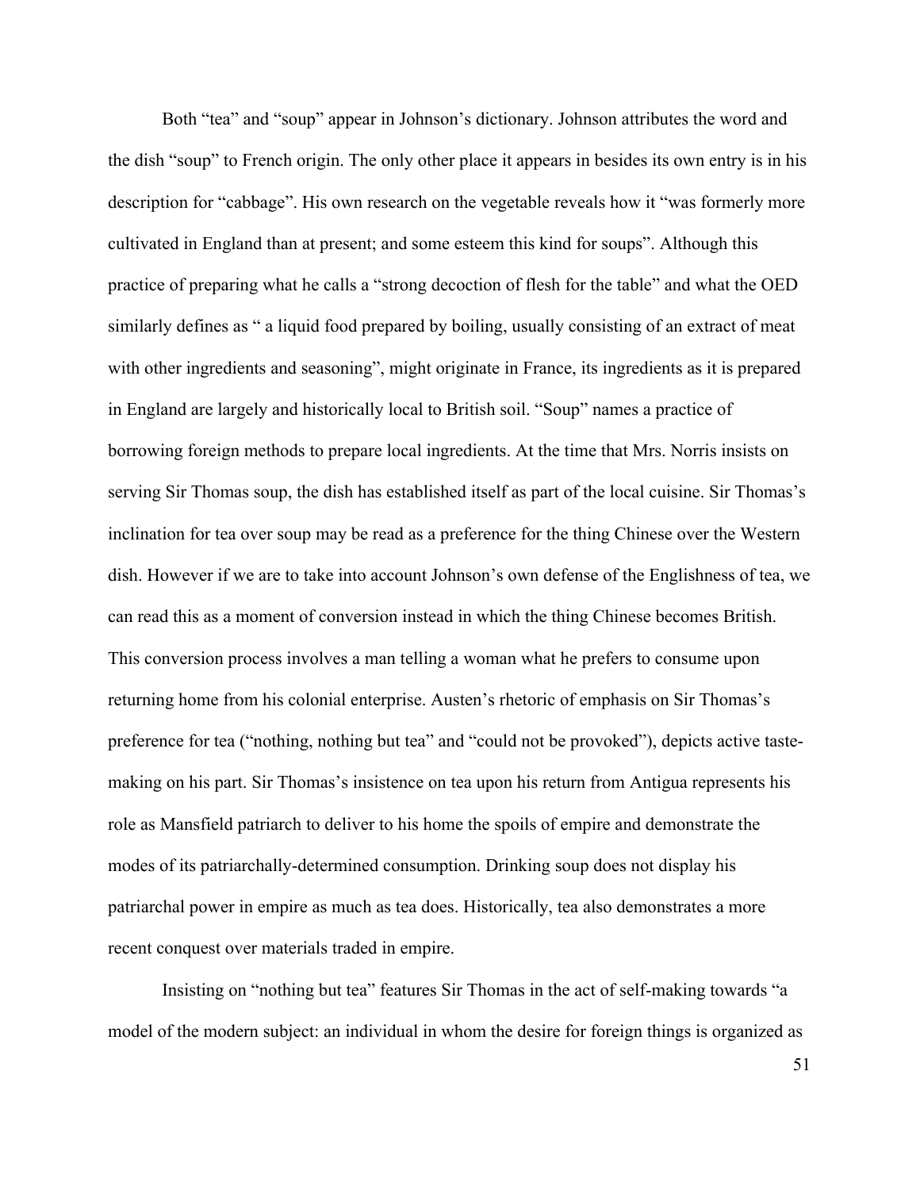Both “tea” and “soup” appear in Johnson’s dictionary. Johnson attributes the word and the dish “soup” to French origin. The only other place it appears in besides its own entry is in his description for “cabbage”. His own research on the vegetable reveals how it “was formerly more cultivated in England than at present; and some esteem this kind for soups”. Although this practice of preparing what he calls a “strong decoction of flesh for the table” and what the OED similarly defines as “ a liquid food prepared by boiling, usually consisting of an extract of meat with other ingredients and seasoning”, might originate in France, its ingredients as it is prepared in England are largely and historically local to British soil. “Soup” names a practice of borrowing foreign methods to prepare local ingredients. At the time that Mrs. Norris insists on serving Sir Thomas soup, the dish has established itself as part of the local cuisine. Sir Thomas’s inclination for tea over soup may be read as a preference for the thing Chinese over the Western dish. However if we are to take into account Johnson’s own defense of the Englishness of tea, we can read this as a moment of conversion instead in which the thing Chinese becomes British. This conversion process involves a man telling a woman what he prefers to consume upon returning home from his colonial enterprise. Austen’s rhetoric of emphasis on Sir Thomas’s preference for tea (“nothing, nothing but tea” and “could not be provoked”), depicts active taste-making on his part. Sir Thomas’s insistence on tea upon his return from Antigua represents his role as Mansfield patriarch to deliver to his home the spoils of empire and demonstrate the modes of its patriarchally-determined consumption. Drinking soup does not display his patriarchal power in empire as much as tea does. Historically, tea also demonstrates a more recent conquest over materials traded in empire.

Insisting on “nothing but tea” features Sir Thomas in the act of self-making towards “a model of the modern subject: an individual in whom the desire for foreign things is organized as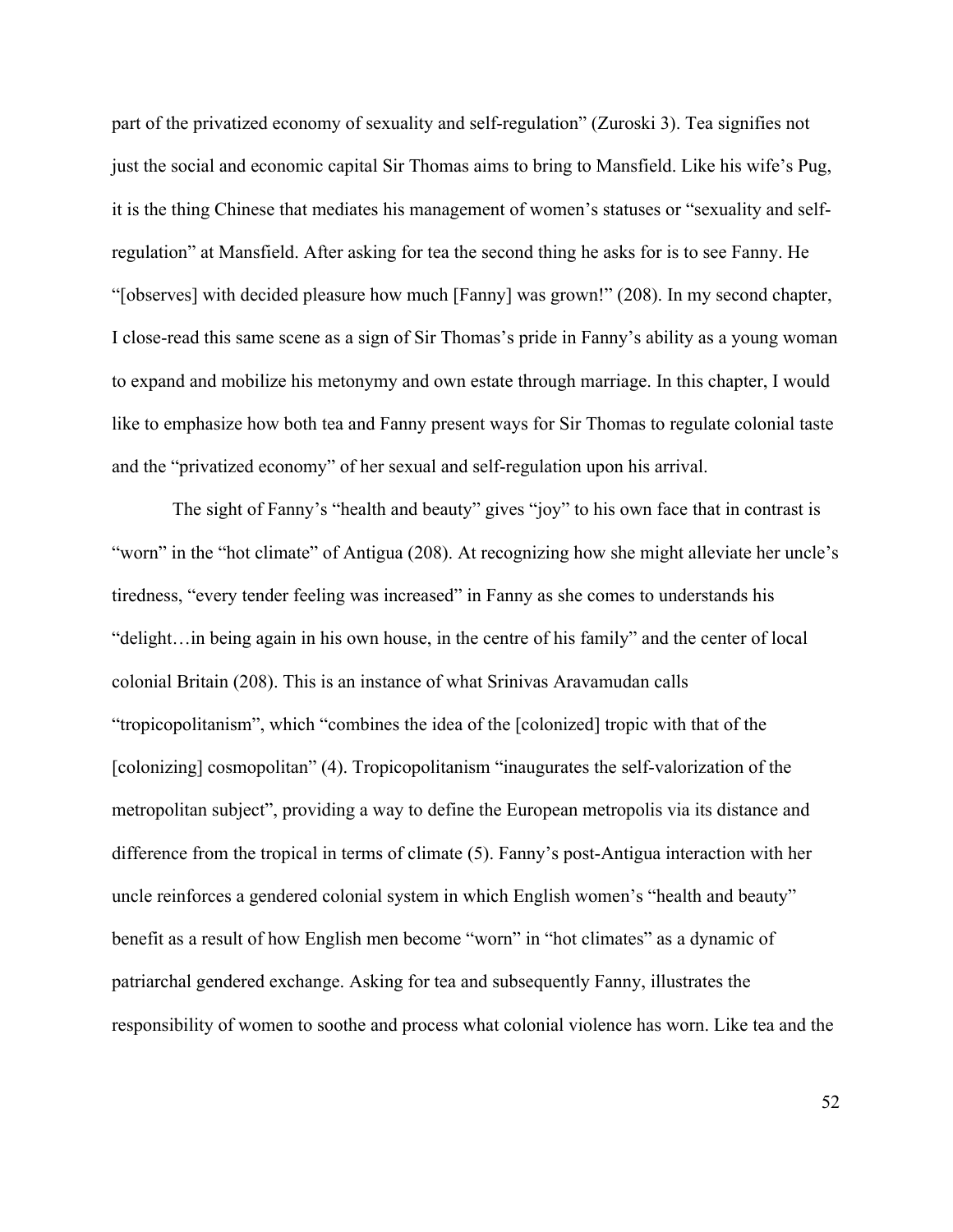part of the privatized economy of sexuality and self-regulation" (Zuroski 3). Tea signifies not just the social and economic capital Sir Thomas aims to bring to Mansfield. Like his wife's Pug, it is the thing Chinese that mediates his management of women's statuses or "sexuality and self-regulation" at Mansfield. After asking for tea the second thing he asks for is to see Fanny. He "[observes] with decided pleasure how much [Fanny] was grown!" (208). In my second chapter, I close-read this same scene as a sign of Sir Thomas's pride in Fanny's ability as a young woman to expand and mobilize his metonymy and own estate through marriage. In this chapter, I would like to emphasize how both tea and Fanny present ways for Sir Thomas to regulate colonial taste and the "privatized economy" of her sexual and self-regulation upon his arrival.

The sight of Fanny's "health and beauty" gives "joy" to his own face that in contrast is "worn" in the "hot climate" of Antigua (208). At recognizing how she might alleviate her uncle's tiredness, "every tender feeling was increased" in Fanny as she comes to understands his "delight…in being again in his own house, in the centre of his family" and the center of local colonial Britain (208). This is an instance of what Srinivas Aravamudan calls "tropicopolitanism", which "combines the idea of the [colonized] tropic with that of the [colonizing] cosmopolitan" (4). Tropicopolitanism "inaugurates the self-valorization of the metropolitan subject", providing a way to define the European metropolis via its distance and difference from the tropical in terms of climate (5). Fanny's post-Antigua interaction with her uncle reinforces a gendered colonial system in which English women's "health and beauty" benefit as a result of how English men become "worn" in "hot climates" as a dynamic of patriarchal gendered exchange. Asking for tea and subsequently Fanny, illustrates the responsibility of women to soothe and process what colonial violence has worn. Like tea and the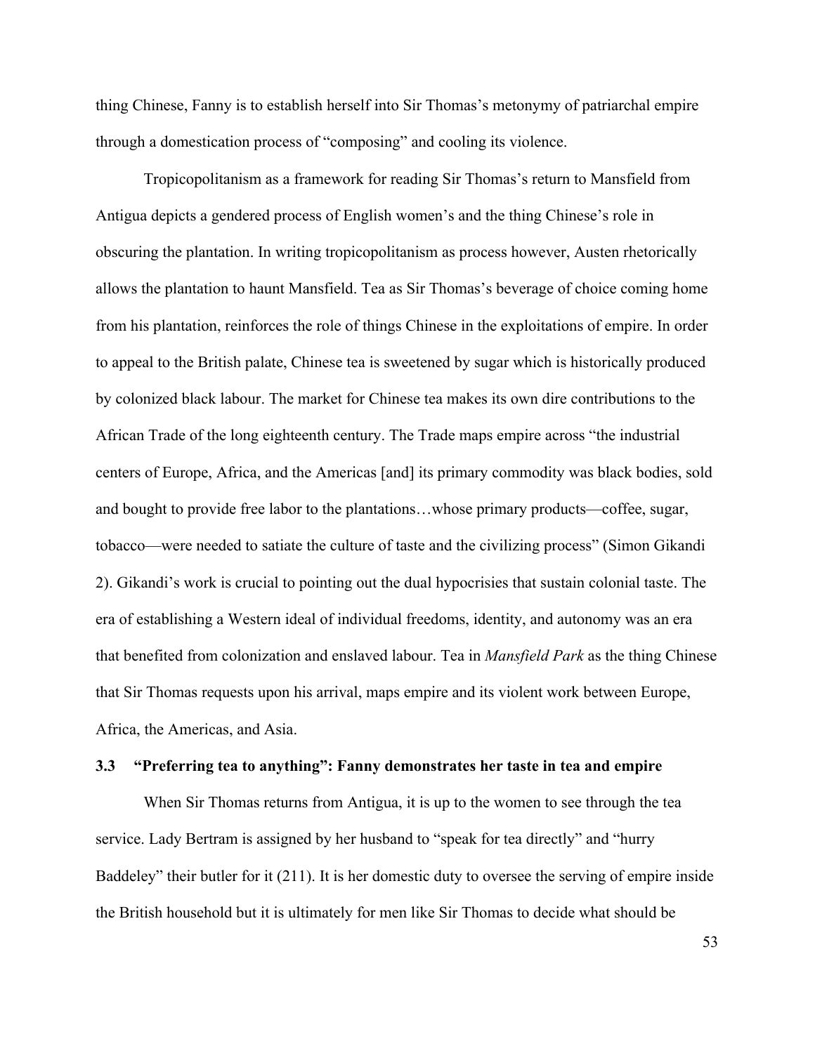thing Chinese, Fanny is to establish herself into Sir Thomas's metonymy of patriarchal empire through a domestication process of "composing" and cooling its violence.

Tropicopolitanism as a framework for reading Sir Thomas's return to Mansfield from Antigua depicts a gendered process of English women's and the thing Chinese's role in obscuring the plantation. In writing tropicopolitanism as process however, Austen rhetorically allows the plantation to haunt Mansfield. Tea as Sir Thomas's beverage of choice coming home from his plantation, reinforces the role of things Chinese in the exploitations of empire. In order to appeal to the British palate, Chinese tea is sweetened by sugar which is historically produced by colonized black labour. The market for Chinese tea makes its own dire contributions to the African Trade of the long eighteenth century. The Trade maps empire across "the industrial centers of Europe, Africa, and the Americas [and] its primary commodity was black bodies, sold and bought to provide free labor to the plantations…whose primary products—coffee, sugar, tobacco—were needed to satiate the culture of taste and the civilizing process" (Simon Gikandi 2). Gikandi's work is crucial to pointing out the dual hypocrisies that sustain colonial taste. The era of establishing a Western ideal of individual freedoms, identity, and autonomy was an era that benefited from colonization and enslaved labour. Tea in *Mansfield Park* as the thing Chinese that Sir Thomas requests upon his arrival, maps empire and its violent work between Europe, Africa, the Americas, and Asia.

### 3.3 "Preferring tea to anything": Fanny demonstrates her taste in tea and empire

When Sir Thomas returns from Antigua, it is up to the women to see through the tea service. Lady Bertram is assigned by her husband to "speak for tea directly" and "hurry Baddeley" their butler for it (211). It is her domestic duty to oversee the serving of empire inside the British household but it is ultimately for men like Sir Thomas to decide what should be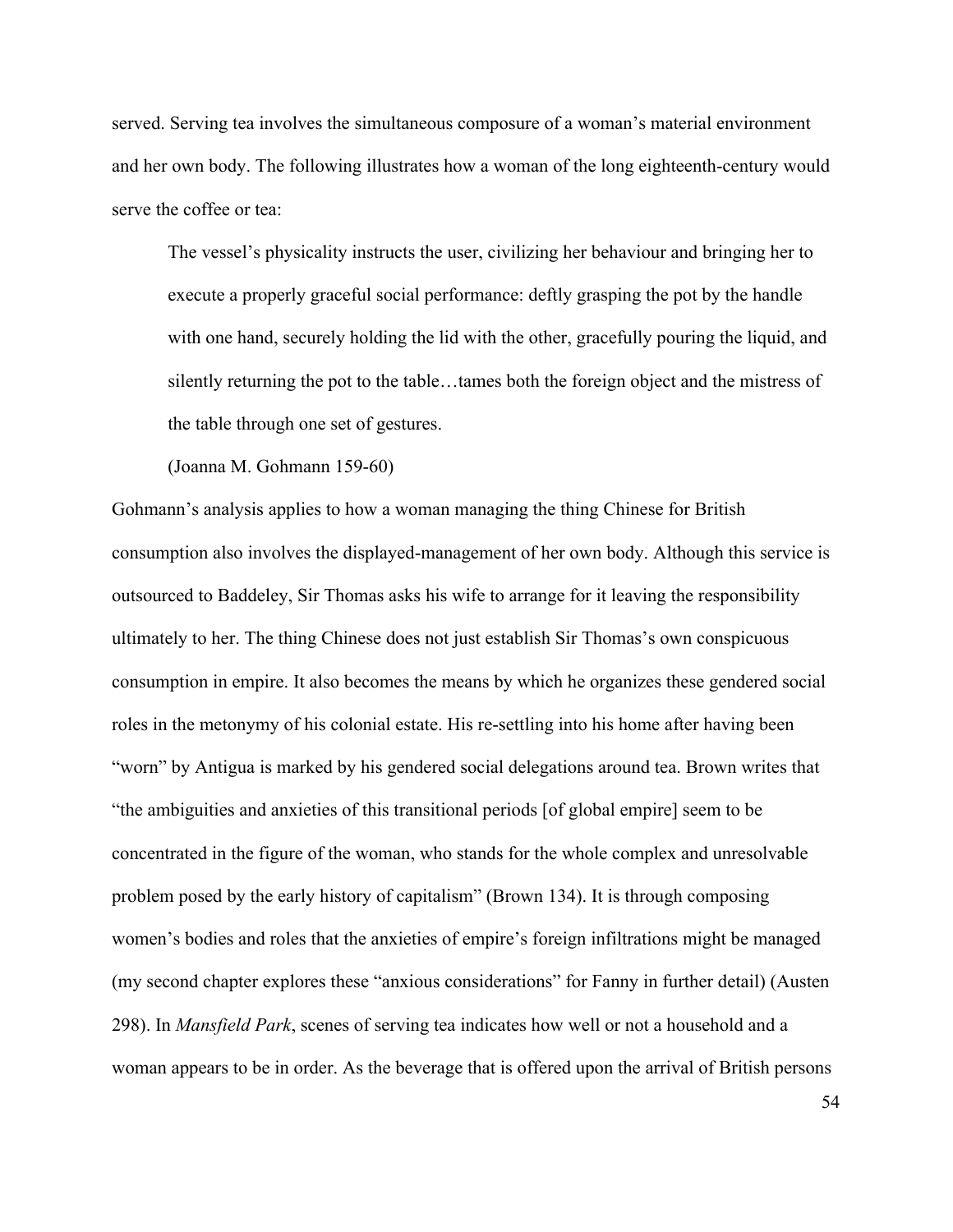served. Serving tea involves the simultaneous composure of a woman's material environment and her own body. The following illustrates how a woman of the long eighteenth-century would serve the coffee or tea:

> The vessel's physicality instructs the user, civilizing her behaviour and bringing her to execute a properly graceful social performance: deftly grasping the pot by the handle with one hand, securely holding the lid with the other, gracefully pouring the liquid, and silently returning the pot to the table…tames both the foreign object and the mistress of the table through one set of gestures.
>
> (Joanna M. Gohmann 159-60)

Gohmann's analysis applies to how a woman managing the thing Chinese for British consumption also involves the displayed-management of her own body. Although this service is outsourced to Baddeley, Sir Thomas asks his wife to arrange for it leaving the responsibility ultimately to her. The thing Chinese does not just establish Sir Thomas's own conspicuous consumption in empire. It also becomes the means by which he organizes these gendered social roles in the metonymy of his colonial estate. His re-settling into his home after having been "worn" by Antigua is marked by his gendered social delegations around tea. Brown writes that "the ambiguities and anxieties of this transitional periods [of global empire] seem to be concentrated in the figure of the woman, who stands for the whole complex and unresolvable problem posed by the early history of capitalism" (Brown 134). It is through composing women's bodies and roles that the anxieties of empire's foreign infiltrations might be managed (my second chapter explores these "anxious considerations" for Fanny in further detail) (Austen 298). In *Mansfield Park*, scenes of serving tea indicates how well or not a household and a woman appears to be in order. As the beverage that is offered upon the arrival of British persons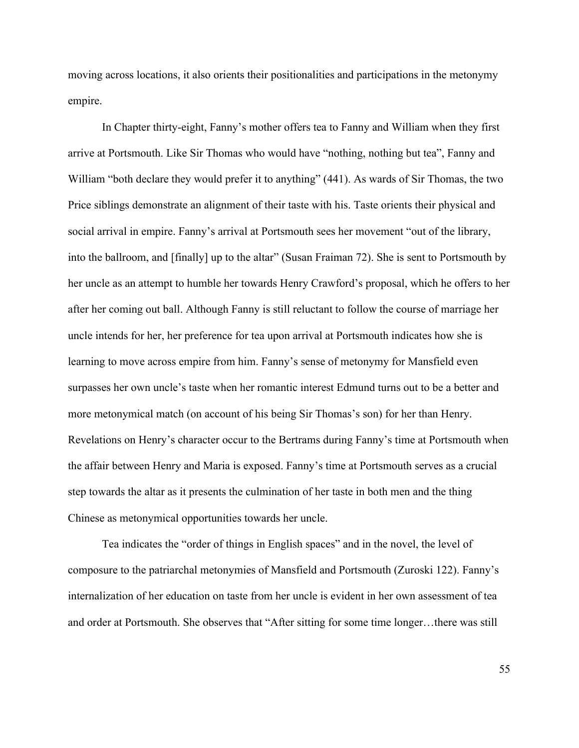moving across locations, it also orients their positionalities and participations in the metonymy empire.

In Chapter thirty-eight, Fanny's mother offers tea to Fanny and William when they first arrive at Portsmouth. Like Sir Thomas who would have "nothing, nothing but tea", Fanny and William "both declare they would prefer it to anything" (441). As wards of Sir Thomas, the two Price siblings demonstrate an alignment of their taste with his. Taste orients their physical and social arrival in empire. Fanny's arrival at Portsmouth sees her movement "out of the library, into the ballroom, and [finally] up to the altar" (Susan Fraiman 72). She is sent to Portsmouth by her uncle as an attempt to humble her towards Henry Crawford's proposal, which he offers to her after her coming out ball. Although Fanny is still reluctant to follow the course of marriage her uncle intends for her, her preference for tea upon arrival at Portsmouth indicates how she is learning to move across empire from him. Fanny's sense of metonymy for Mansfield even surpasses her own uncle's taste when her romantic interest Edmund turns out to be a better and more metonymical match (on account of his being Sir Thomas's son) for her than Henry. Revelations on Henry's character occur to the Bertrams during Fanny's time at Portsmouth when the affair between Henry and Maria is exposed. Fanny's time at Portsmouth serves as a crucial step towards the altar as it presents the culmination of her taste in both men and the thing Chinese as metonymical opportunities towards her uncle.

Tea indicates the "order of things in English spaces" and in the novel, the level of composure to the patriarchal metonymies of Mansfield and Portsmouth (Zuroski 122). Fanny's internalization of her education on taste from her uncle is evident in her own assessment of tea and order at Portsmouth. She observes that "After sitting for some time longer…there was still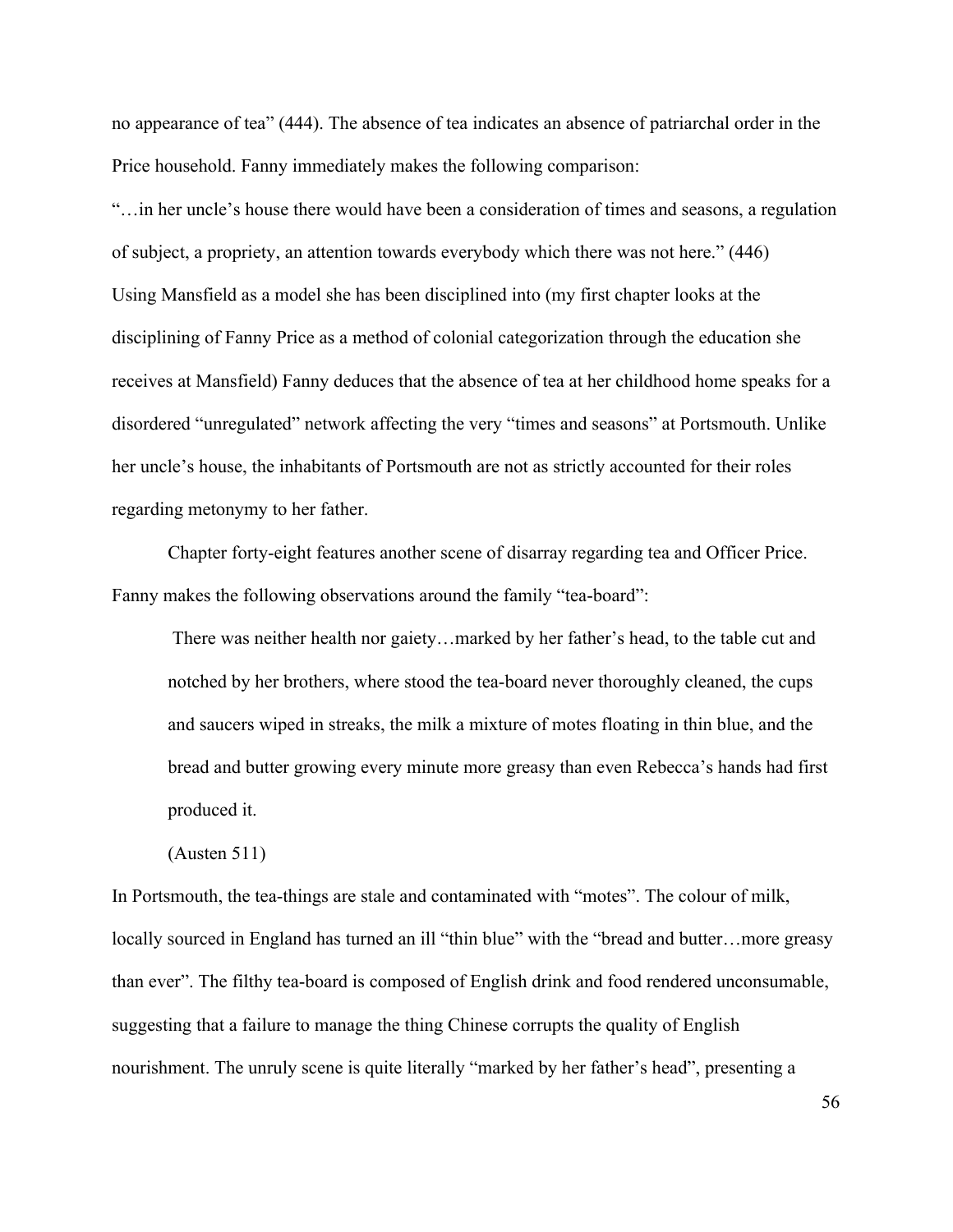no appearance of tea" (444). The absence of tea indicates an absence of patriarchal order in the Price household. Fanny immediately makes the following comparison:

"…in her uncle's house there would have been a consideration of times and seasons, a regulation of subject, a propriety, an attention towards everybody which there was not here." (446)

Using Mansfield as a model she has been disciplined into (my first chapter looks at the disciplining of Fanny Price as a method of colonial categorization through the education she receives at Mansfield) Fanny deduces that the absence of tea at her childhood home speaks for a disordered "unregulated" network affecting the very "times and seasons" at Portsmouth. Unlike her uncle's house, the inhabitants of Portsmouth are not as strictly accounted for their roles regarding metonymy to her father.

Chapter forty-eight features another scene of disarray regarding tea and Officer Price. Fanny makes the following observations around the family "tea-board":

> There was neither health nor gaiety…marked by her father's head, to the table cut and notched by her brothers, where stood the tea-board never thoroughly cleaned, the cups and saucers wiped in streaks, the milk a mixture of motes floating in thin blue, and the bread and butter growing every minute more greasy than even Rebecca's hands had first produced it.
>
> (Austen 511)

In Portsmouth, the tea-things are stale and contaminated with "motes". The colour of milk, locally sourced in England has turned an ill "thin blue" with the "bread and butter…more greasy than ever". The filthy tea-board is composed of English drink and food rendered unconsumable, suggesting that a failure to manage the thing Chinese corrupts the quality of English nourishment. The unruly scene is quite literally "marked by her father's head", presenting a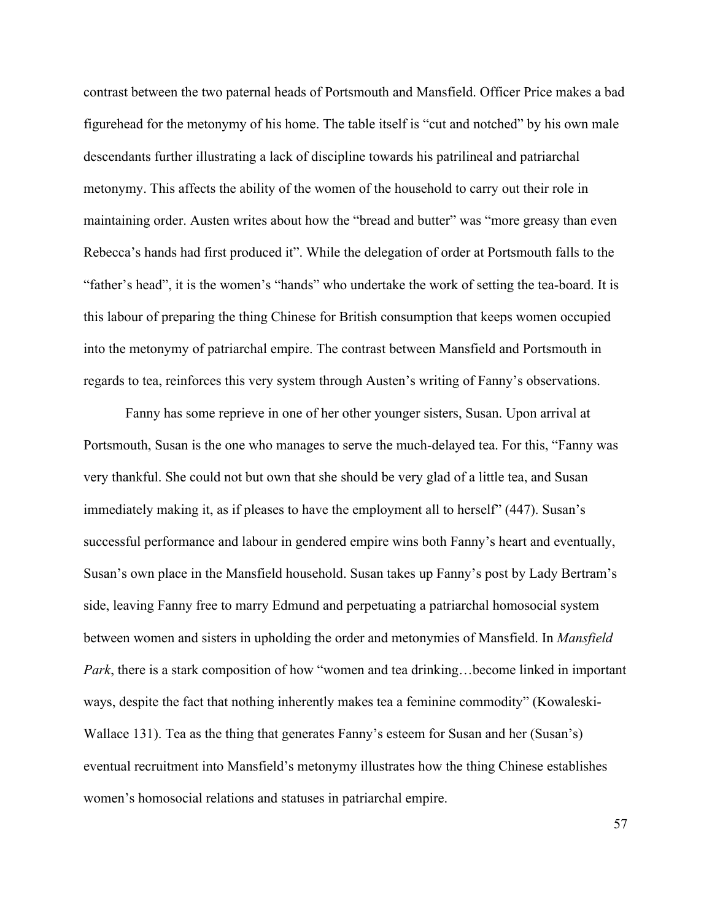contrast between the two paternal heads of Portsmouth and Mansfield. Officer Price makes a bad figurehead for the metonymy of his home. The table itself is "cut and notched" by his own male descendants further illustrating a lack of discipline towards his patrilineal and patriarchal metonymy. This affects the ability of the women of the household to carry out their role in maintaining order. Austen writes about how the "bread and butter" was "more greasy than even Rebecca's hands had first produced it". While the delegation of order at Portsmouth falls to the "father's head", it is the women's "hands" who undertake the work of setting the tea-board. It is this labour of preparing the thing Chinese for British consumption that keeps women occupied into the metonymy of patriarchal empire. The contrast between Mansfield and Portsmouth in regards to tea, reinforces this very system through Austen's writing of Fanny's observations.

Fanny has some reprieve in one of her other younger sisters, Susan. Upon arrival at Portsmouth, Susan is the one who manages to serve the much-delayed tea. For this, "Fanny was very thankful. She could not but own that she should be very glad of a little tea, and Susan immediately making it, as if pleases to have the employment all to herself" (447). Susan's successful performance and labour in gendered empire wins both Fanny's heart and eventually, Susan's own place in the Mansfield household. Susan takes up Fanny's post by Lady Bertram's side, leaving Fanny free to marry Edmund and perpetuating a patriarchal homosocial system between women and sisters in upholding the order and metonymies of Mansfield. In *Mansfield Park*, there is a stark composition of how "women and tea drinking…become linked in important ways, despite the fact that nothing inherently makes tea a feminine commodity" (Kowaleski-Wallace 131). Tea as the thing that generates Fanny's esteem for Susan and her (Susan's) eventual recruitment into Mansfield's metonymy illustrates how the thing Chinese establishes women's homosocial relations and statuses in patriarchal empire.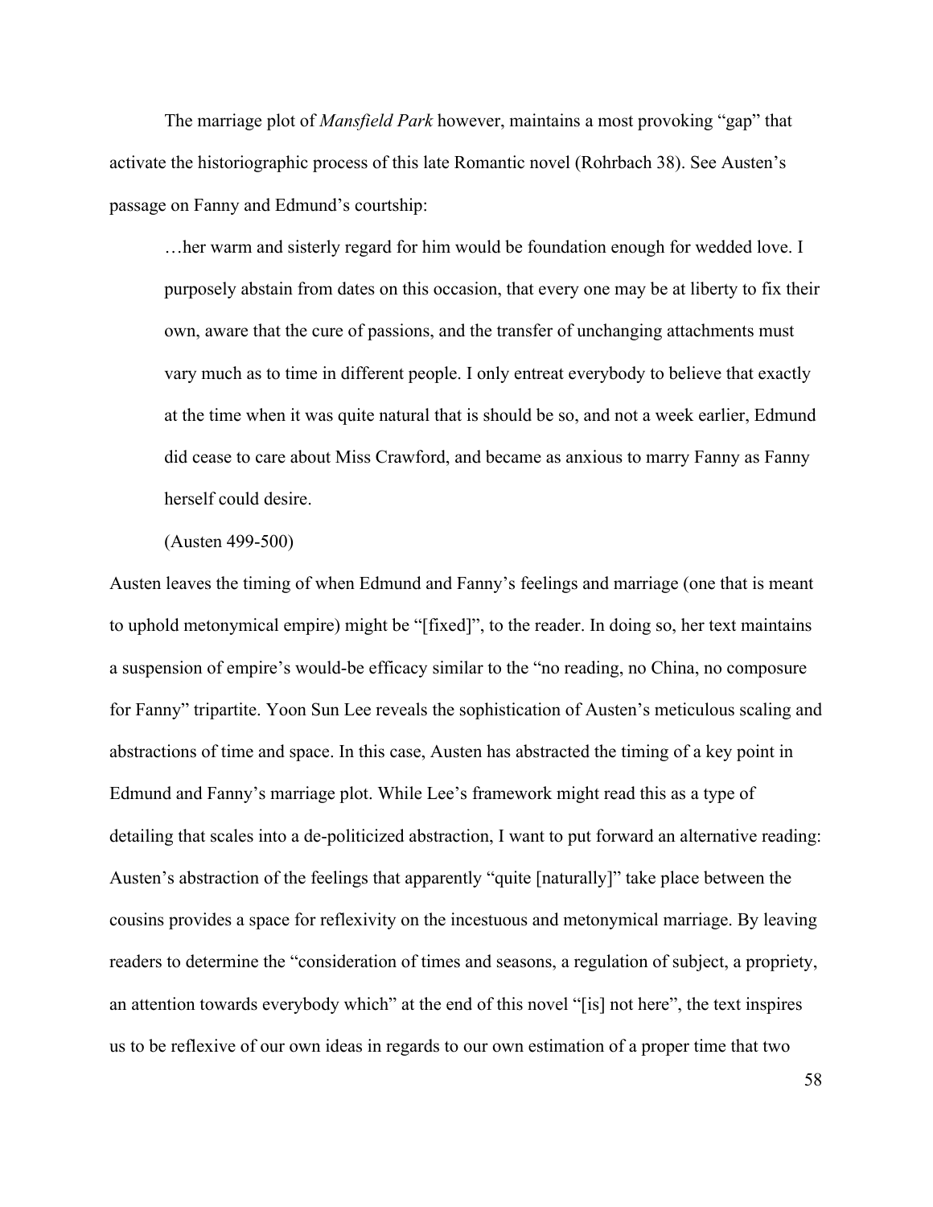The marriage plot of *Mansfield Park* however, maintains a most provoking "gap" that activate the historiographic process of this late Romantic novel (Rohrbach 38). See Austen's passage on Fanny and Edmund's courtship:

> …her warm and sisterly regard for him would be foundation enough for wedded love. I purposely abstain from dates on this occasion, that every one may be at liberty to fix their own, aware that the cure of passions, and the transfer of unchanging attachments must vary much as to time in different people. I only entreat everybody to believe that exactly at the time when it was quite natural that is should be so, and not a week earlier, Edmund did cease to care about Miss Crawford, and became as anxious to marry Fanny as Fanny herself could desire.
>
> (Austen 499-500)

Austen leaves the timing of when Edmund and Fanny's feelings and marriage (one that is meant to uphold metonymical empire) might be "[fixed]", to the reader. In doing so, her text maintains a suspension of empire's would-be efficacy similar to the "no reading, no China, no composure for Fanny" tripartite. Yoon Sun Lee reveals the sophistication of Austen's meticulous scaling and abstractions of time and space. In this case, Austen has abstracted the timing of a key point in Edmund and Fanny's marriage plot. While Lee's framework might read this as a type of detailing that scales into a de-politicized abstraction, I want to put forward an alternative reading: Austen's abstraction of the feelings that apparently "quite [naturally]" take place between the cousins provides a space for reflexivity on the incestuous and metonymical marriage. By leaving readers to determine the "consideration of times and seasons, a regulation of subject, a propriety, an attention towards everybody which" at the end of this novel "[is] not here", the text inspires us to be reflexive of our own ideas in regards to our own estimation of a proper time that two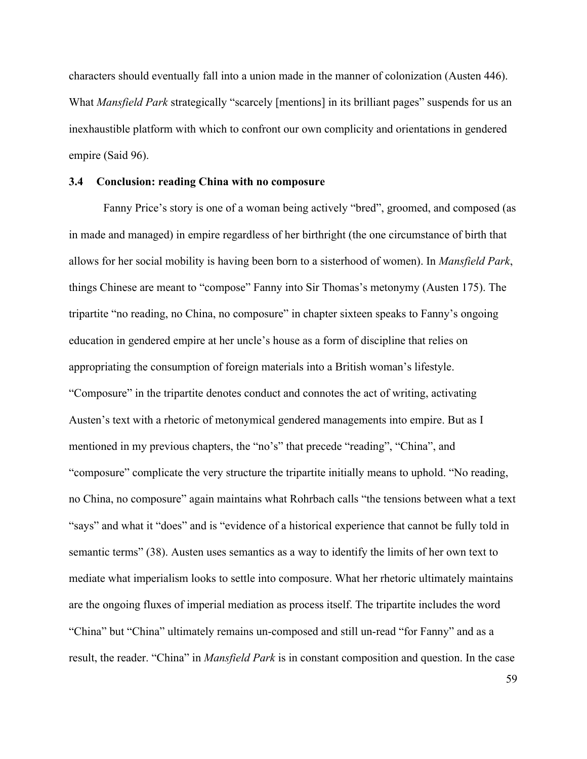characters should eventually fall into a union made in the manner of colonization (Austen 446). What *Mansfield Park* strategically "scarcely [mentions] in its brilliant pages" suspends for us an inexhaustible platform with which to confront our own complicity and orientations in gendered empire (Said 96).

### 3.4 Conclusion: reading China with no composure

Fanny Price's story is one of a woman being actively "bred", groomed, and composed (as in made and managed) in empire regardless of her birthright (the one circumstance of birth that allows for her social mobility is having been born to a sisterhood of women). In *Mansfield Park*, things Chinese are meant to "compose" Fanny into Sir Thomas's metonymy (Austen 175). The tripartite "no reading, no China, no composure" in chapter sixteen speaks to Fanny's ongoing education in gendered empire at her uncle's house as a form of discipline that relies on appropriating the consumption of foreign materials into a British woman's lifestyle. "Composure" in the tripartite denotes conduct and connotes the act of writing, activating Austen's text with a rhetoric of metonymical gendered managements into empire. But as I mentioned in my previous chapters, the "no's" that precede "reading", "China", and "composure" complicate the very structure the tripartite initially means to uphold. "No reading, no China, no composure" again maintains what Rohrbach calls "the tensions between what a text "says" and what it "does" and is "evidence of a historical experience that cannot be fully told in semantic terms" (38). Austen uses semantics as a way to identify the limits of her own text to mediate what imperialism looks to settle into composure. What her rhetoric ultimately maintains are the ongoing fluxes of imperial mediation as process itself. The tripartite includes the word "China" but "China" ultimately remains un-composed and still un-read "for Fanny" and as a result, the reader. "China" in *Mansfield Park* is in constant composition and question. In the case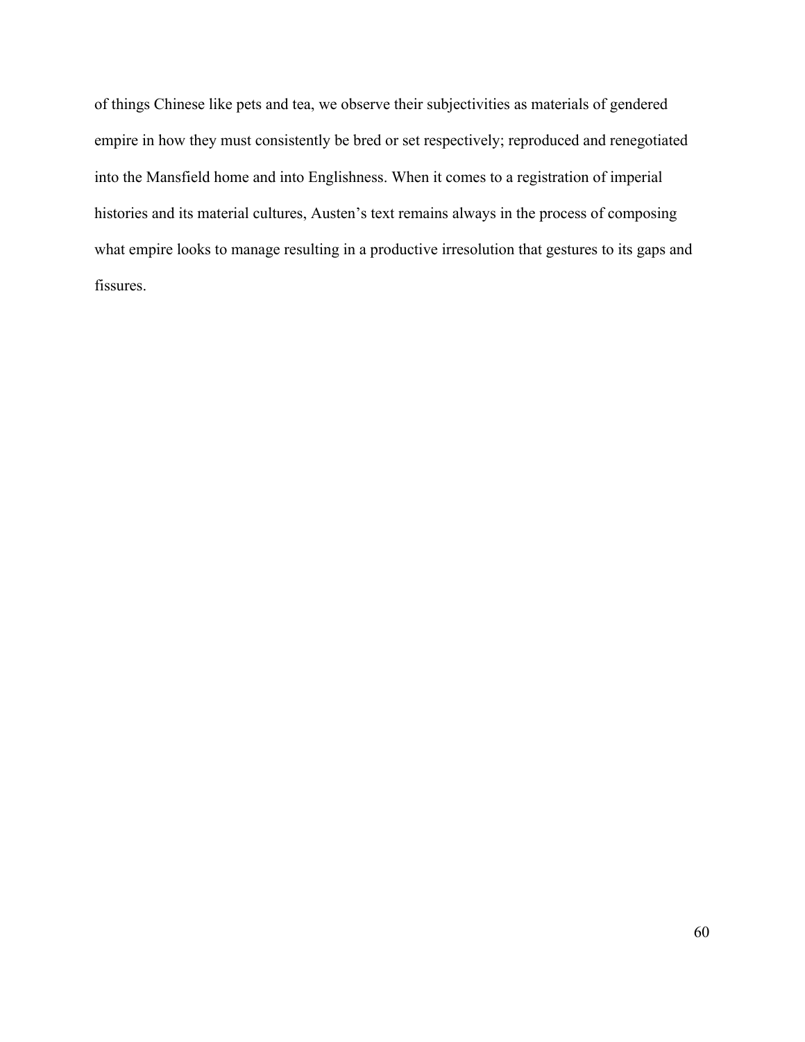of things Chinese like pets and tea, we observe their subjectivities as materials of gendered empire in how they must consistently be bred or set respectively; reproduced and renegotiated into the Mansfield home and into Englishness. When it comes to a registration of imperial histories and its material cultures, Austen's text remains always in the process of composing what empire looks to manage resulting in a productive irresolution that gestures to its gaps and fissures.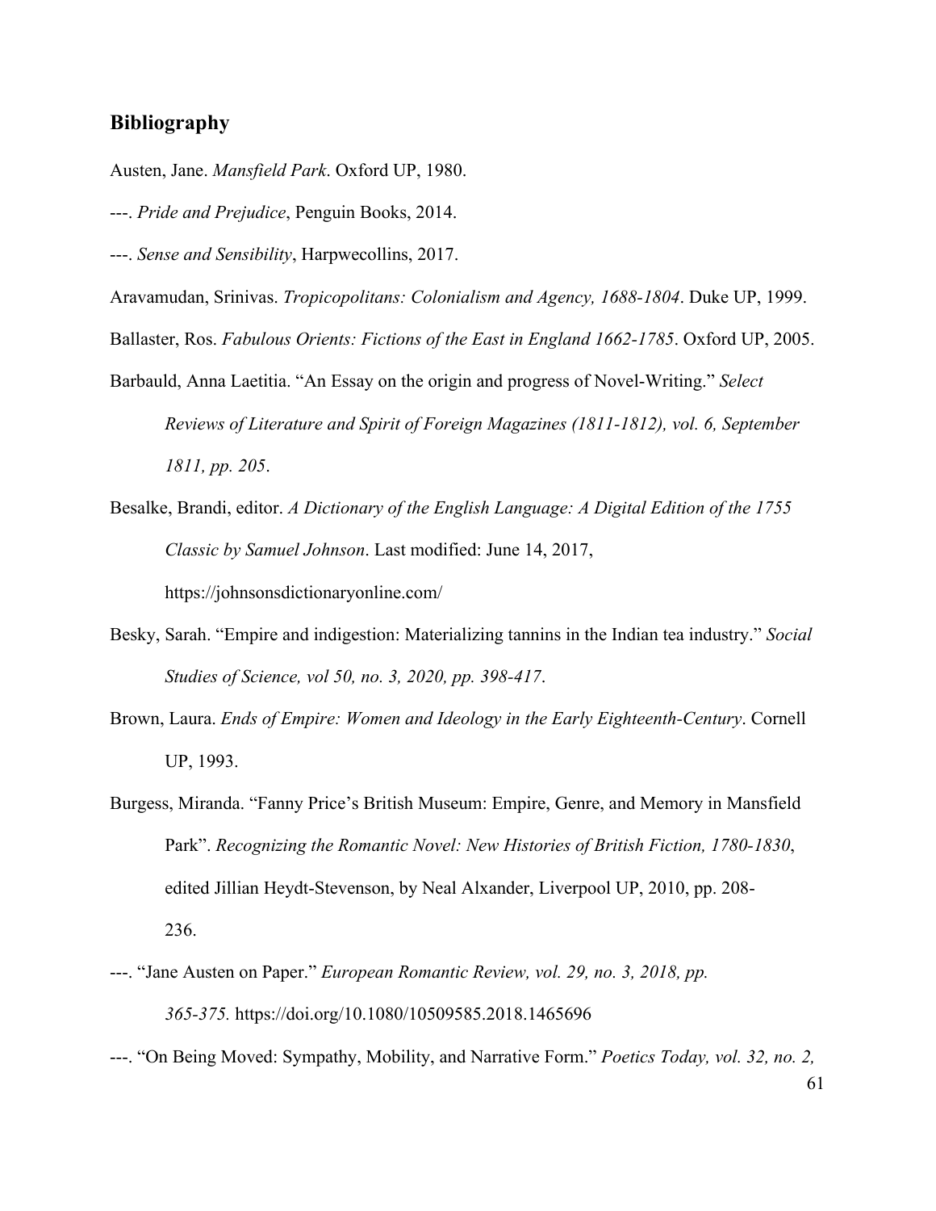## Bibliography

Austen, Jane. *Mansfield Park*. Oxford UP, 1980.

---. *Pride and Prejudice*, Penguin Books, 2014.

---. *Sense and Sensibility*, Harpwecollins, 2017.

Aravamudan, Srinivas. *Tropicopolitans: Colonialism and Agency, 1688-1804*. Duke UP, 1999.

Ballaster, Ros. *Fabulous Orients: Fictions of the East in England 1662-1785*. Oxford UP, 2005.

Barbauld, Anna Laetitia. "An Essay on the origin and progress of Novel-Writing." *Select Reviews of Literature and Spirit of Foreign Magazines (1811-1812), vol. 6, September 1811, pp. 205*.

Besalke, Brandi, editor. *A Dictionary of the English Language: A Digital Edition of the 1755 Classic by Samuel Johnson*. Last modified: June 14, 2017, https://johnsonsdictionaryonline.com/

Besky, Sarah. "Empire and indigestion: Materializing tannins in the Indian tea industry." *Social Studies of Science, vol 50, no. 3, 2020, pp. 398-417*.

Brown, Laura. *Ends of Empire: Women and Ideology in the Early Eighteenth-Century*. Cornell UP, 1993.

Burgess, Miranda. "Fanny Price's British Museum: Empire, Genre, and Memory in Mansfield Park". *Recognizing the Romantic Novel: New Histories of British Fiction, 1780-1830*, edited Jillian Heydt-Stevenson, by Neal Alxander, Liverpool UP, 2010, pp. 208-236.

---. "Jane Austen on Paper." *European Romantic Review, vol. 29, no. 3, 2018, pp. 365-375.* https://doi.org/10.1080/10509585.2018.1465696

---. "On Being Moved: Sympathy, Mobility, and Narrative Form." *Poetics Today, vol. 32, no. 2,*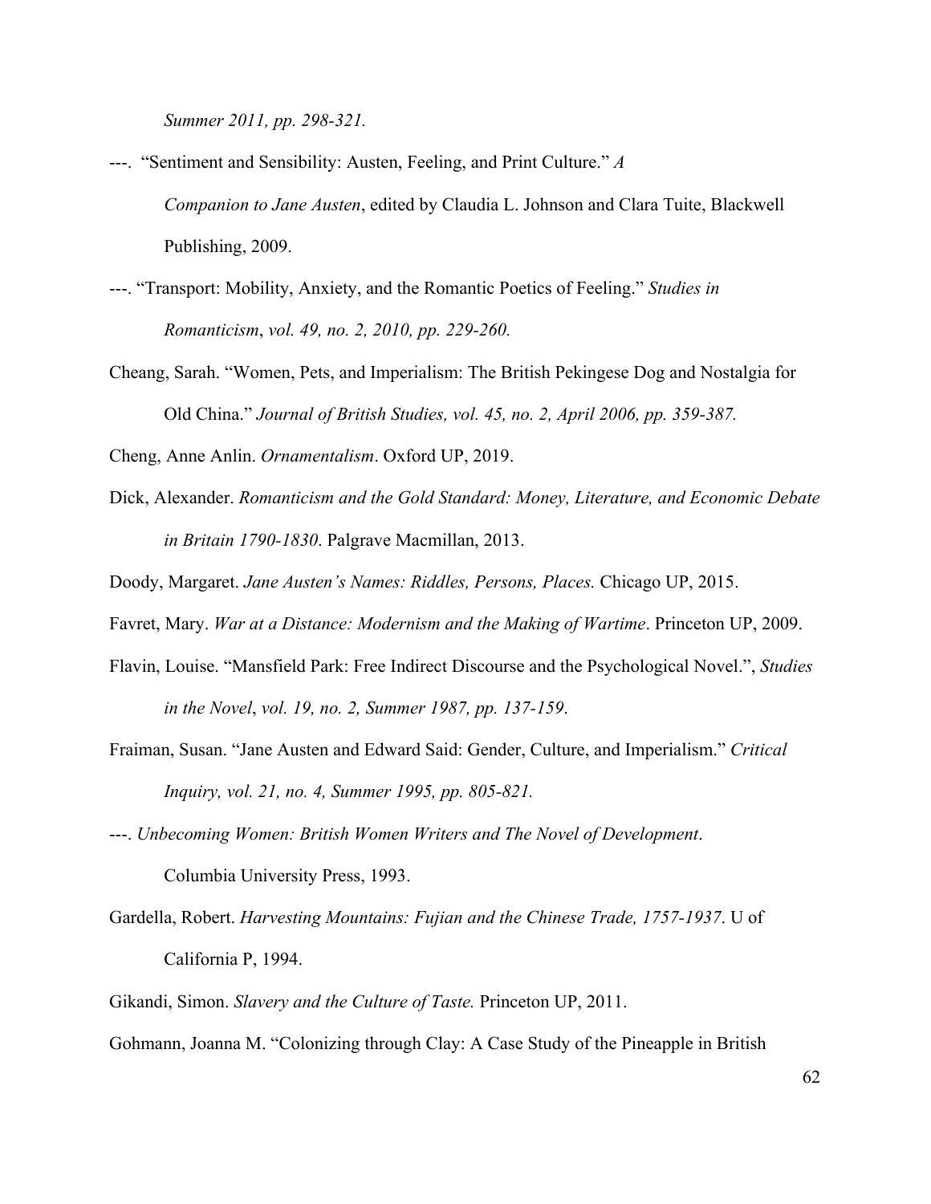*Summer 2011, pp. 298-321.*

---.  "Sentiment and Sensibility: Austen, Feeling, and Print Culture." *A Companion to Jane Austen*, edited by Claudia L. Johnson and Clara Tuite, Blackwell Publishing, 2009.

---. "Transport: Mobility, Anxiety, and the Romantic Poetics of Feeling." *Studies in Romanticism*, *vol. 49, no. 2, 2010, pp. 229-260.*

Cheang, Sarah. "Women, Pets, and Imperialism: The British Pekingese Dog and Nostalgia for Old China." *Journal of British Studies, vol. 45, no. 2, April 2006, pp. 359-387.*

Cheng, Anne Anlin. *Ornamentalism*. Oxford UP, 2019.

Dick, Alexander. *Romanticism and the Gold Standard: Money, Literature, and Economic Debate in Britain 1790-1830*. Palgrave Macmillan, 2013.

Doody, Margaret. *Jane Austen's Names: Riddles, Persons, Places.* Chicago UP, 2015.

Favret, Mary. *War at a Distance: Modernism and the Making of Wartime*. Princeton UP, 2009.

Flavin, Louise. "Mansfield Park: Free Indirect Discourse and the Psychological Novel.", *Studies in the Novel*, *vol. 19, no. 2, Summer 1987, pp. 137-159*.

Fraiman, Susan. "Jane Austen and Edward Said: Gender, Culture, and Imperialism." *Critical Inquiry, vol. 21, no. 4, Summer 1995, pp. 805-821.*

---. *Unbecoming Women: British Women Writers and The Novel of Development*. Columbia University Press, 1993.

Gardella, Robert. *Harvesting Mountains: Fujian and the Chinese Trade, 1757-1937*. U of California P, 1994.

Gikandi, Simon. *Slavery and the Culture of Taste.* Princeton UP, 2011.

Gohmann, Joanna M. "Colonizing through Clay: A Case Study of the Pineapple in British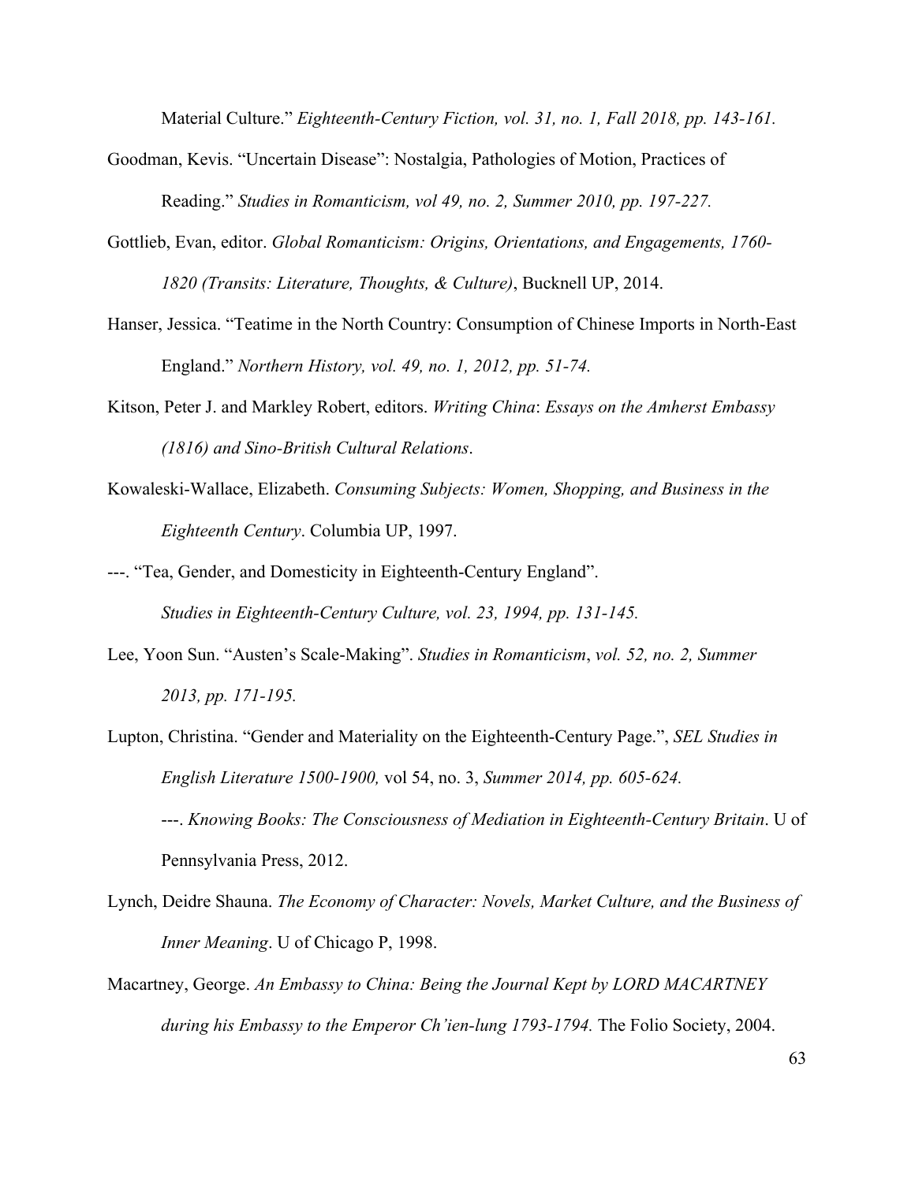Material Culture." *Eighteenth-Century Fiction, vol. 31, no. 1, Fall 2018, pp. 143-161.*

Goodman, Kevis. "Uncertain Disease": Nostalgia, Pathologies of Motion, Practices of Reading." *Studies in Romanticism, vol 49, no. 2, Summer 2010, pp. 197-227.*

Gottlieb, Evan, editor. *Global Romanticism: Origins, Orientations, and Engagements, 1760-1820 (Transits: Literature, Thoughts, & Culture)*, Bucknell UP, 2014.

Hanser, Jessica. "Teatime in the North Country: Consumption of Chinese Imports in North-East England." *Northern History, vol. 49, no. 1, 2012, pp. 51-74.*

Kitson, Peter J. and Markley Robert, editors. *Writing China*: *Essays on the Amherst Embassy (1816) and Sino-British Cultural Relations*.

Kowaleski-Wallace, Elizabeth. *Consuming Subjects: Women, Shopping, and Business in the Eighteenth Century*. Columbia UP, 1997.

---. "Tea, Gender, and Domesticity in Eighteenth-Century England". *Studies in Eighteenth-Century Culture, vol. 23, 1994, pp. 131-145.*

Lee, Yoon Sun. "Austen's Scale-Making". *Studies in Romanticism*, *vol. 52, no. 2, Summer 2013, pp. 171-195.*

Lupton, Christina. "Gender and Materiality on the Eighteenth-Century Page.", *SEL Studies in English Literature 1500-1900,* vol 54, no. 3, *Summer 2014, pp. 605-624.*

---. *Knowing Books: The Consciousness of Mediation in Eighteenth-Century Britain*. U of Pennsylvania Press, 2012.

Lynch, Deidre Shauna. *The Economy of Character: Novels, Market Culture, and the Business of Inner Meaning*. U of Chicago P, 1998.

Macartney, George. *An Embassy to China: Being the Journal Kept by LORD MACARTNEY during his Embassy to the Emperor Ch'ien-lung 1793-1794.* The Folio Society, 2004.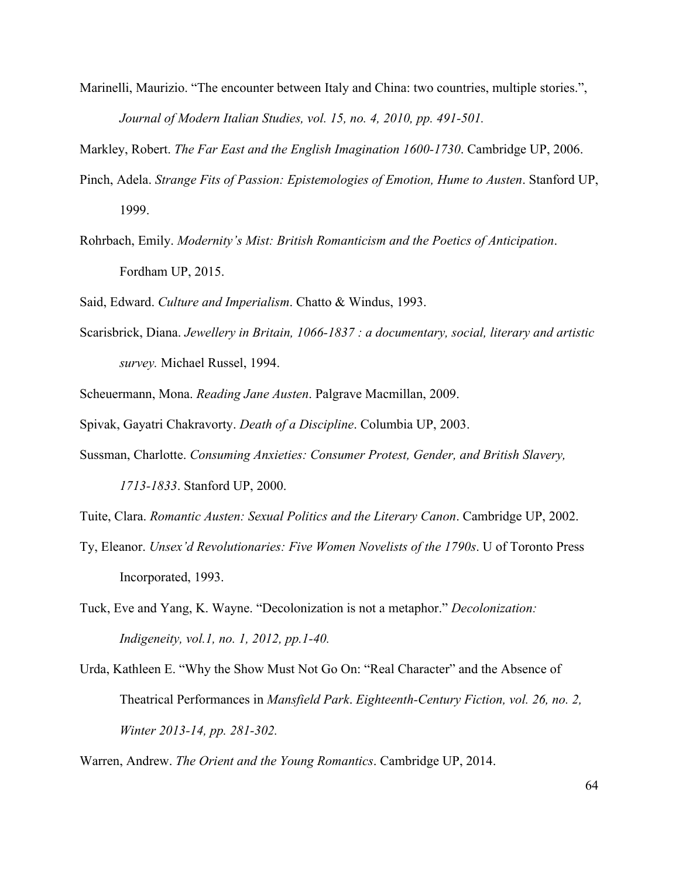Marinelli, Maurizio. “The encounter between Italy and China: two countries, multiple stories.”, *Journal of Modern Italian Studies, vol. 15, no. 4, 2010, pp. 491-501.*

Markley, Robert. *The Far East and the English Imagination 1600-1730*. Cambridge UP, 2006.

Pinch, Adela. *Strange Fits of Passion: Epistemologies of Emotion, Hume to Austen*. Stanford UP, 1999.

Rohrbach, Emily. *Modernity's Mist: British Romanticism and the Poetics of Anticipation*. Fordham UP, 2015.

Said, Edward. *Culture and Imperialism*. Chatto & Windus, 1993.

Scarisbrick, Diana. *Jewellery in Britain, 1066-1837 : a documentary, social, literary and artistic survey.* Michael Russel, 1994.

Scheuermann, Mona. *Reading Jane Austen*. Palgrave Macmillan, 2009.

Spivak, Gayatri Chakravorty. *Death of a Discipline*. Columbia UP, 2003.

Sussman, Charlotte. *Consuming Anxieties: Consumer Protest, Gender, and British Slavery, 1713-1833*. Stanford UP, 2000.

Tuite, Clara. *Romantic Austen: Sexual Politics and the Literary Canon*. Cambridge UP, 2002.

Ty, Eleanor. *Unsex'd Revolutionaries: Five Women Novelists of the 1790s*. U of Toronto Press Incorporated, 1993.

Tuck, Eve and Yang, K. Wayne. “Decolonization is not a metaphor.” *Decolonization: Indigeneity, vol.1, no. 1, 2012, pp.1-40.*

Urda, Kathleen E. “Why the Show Must Not Go On: “Real Character” and the Absence of Theatrical Performances in *Mansfield Park*. *Eighteenth-Century Fiction, vol. 26, no. 2, Winter 2013-14, pp. 281-302.*

Warren, Andrew. *The Orient and the Young Romantics*. Cambridge UP, 2014.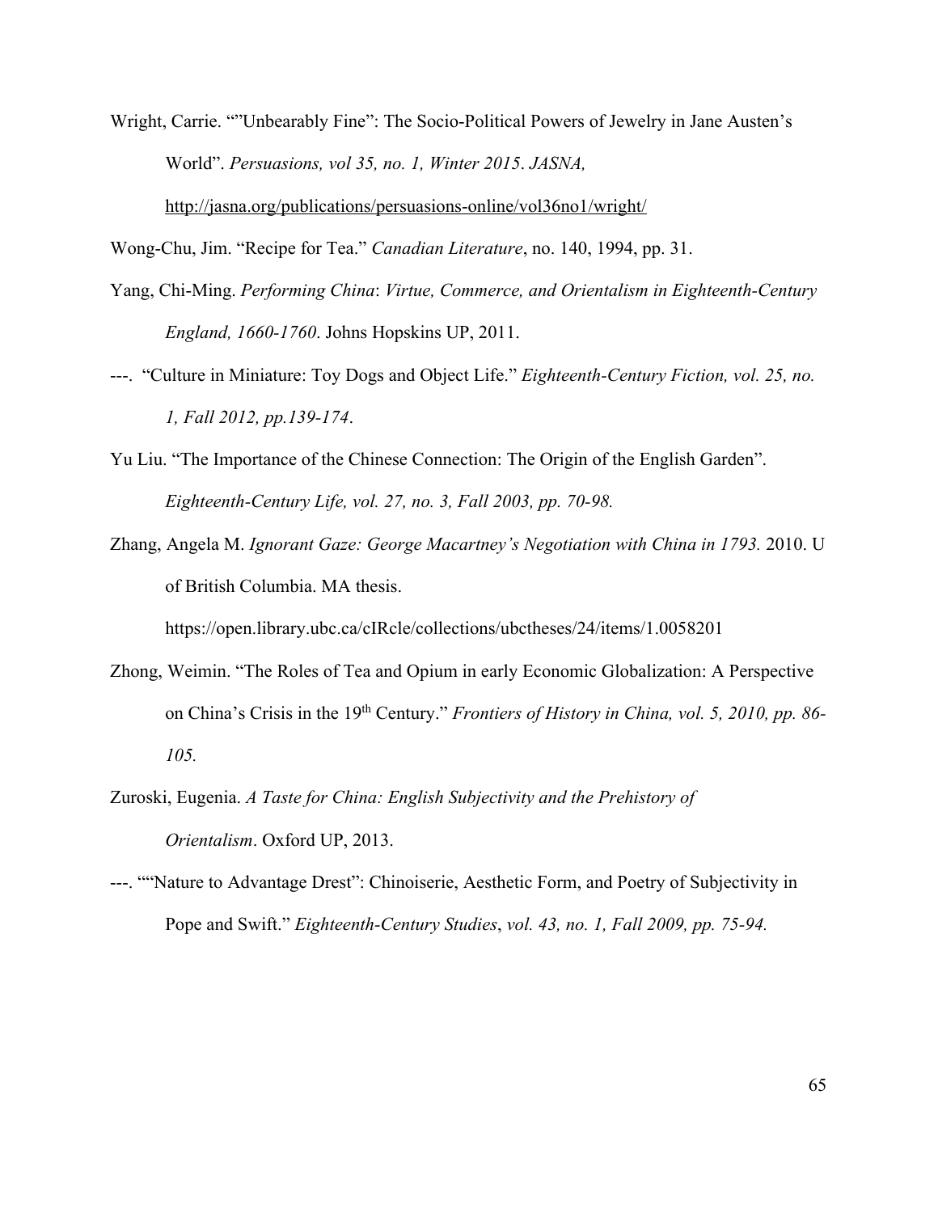Wright, Carrie. ""Unbearably Fine": The Socio-Political Powers of Jewelry in Jane Austen's World". *Persuasions, vol 35, no. 1, Winter 2015*. *JASNA,* http://jasna.org/publications/persuasions-online/vol36no1/wright/

Wong-Chu, Jim. "Recipe for Tea." *Canadian Literature*, no. 140, 1994, pp. 31.

Yang, Chi-Ming. *Performing China*: *Virtue, Commerce, and Orientalism in Eighteenth-Century England, 1660-1760*. Johns Hopskins UP, 2011.

---. "Culture in Miniature: Toy Dogs and Object Life." *Eighteenth-Century Fiction, vol. 25, no. 1, Fall 2012, pp.139-174*.

Yu Liu. "The Importance of the Chinese Connection: The Origin of the English Garden". *Eighteenth-Century Life, vol. 27, no. 3, Fall 2003, pp. 70-98.*

Zhang, Angela M. *Ignorant Gaze: George Macartney's Negotiation with China in 1793.* 2010. U of British Columbia. MA thesis. https://open.library.ubc.ca/cIRcle/collections/ubctheses/24/items/1.0058201

Zhong, Weimin. "The Roles of Tea and Opium in early Economic Globalization: A Perspective on China's Crisis in the 19th Century." *Frontiers of History in China, vol. 5, 2010, pp. 86-105.*

Zuroski, Eugenia. *A Taste for China: English Subjectivity and the Prehistory of Orientalism*. Oxford UP, 2013.

---. ""Nature to Advantage Drest": Chinoiserie, Aesthetic Form, and Poetry of Subjectivity in Pope and Swift." *Eighteenth-Century Studies*, *vol. 43, no. 1, Fall 2009, pp. 75-94.*